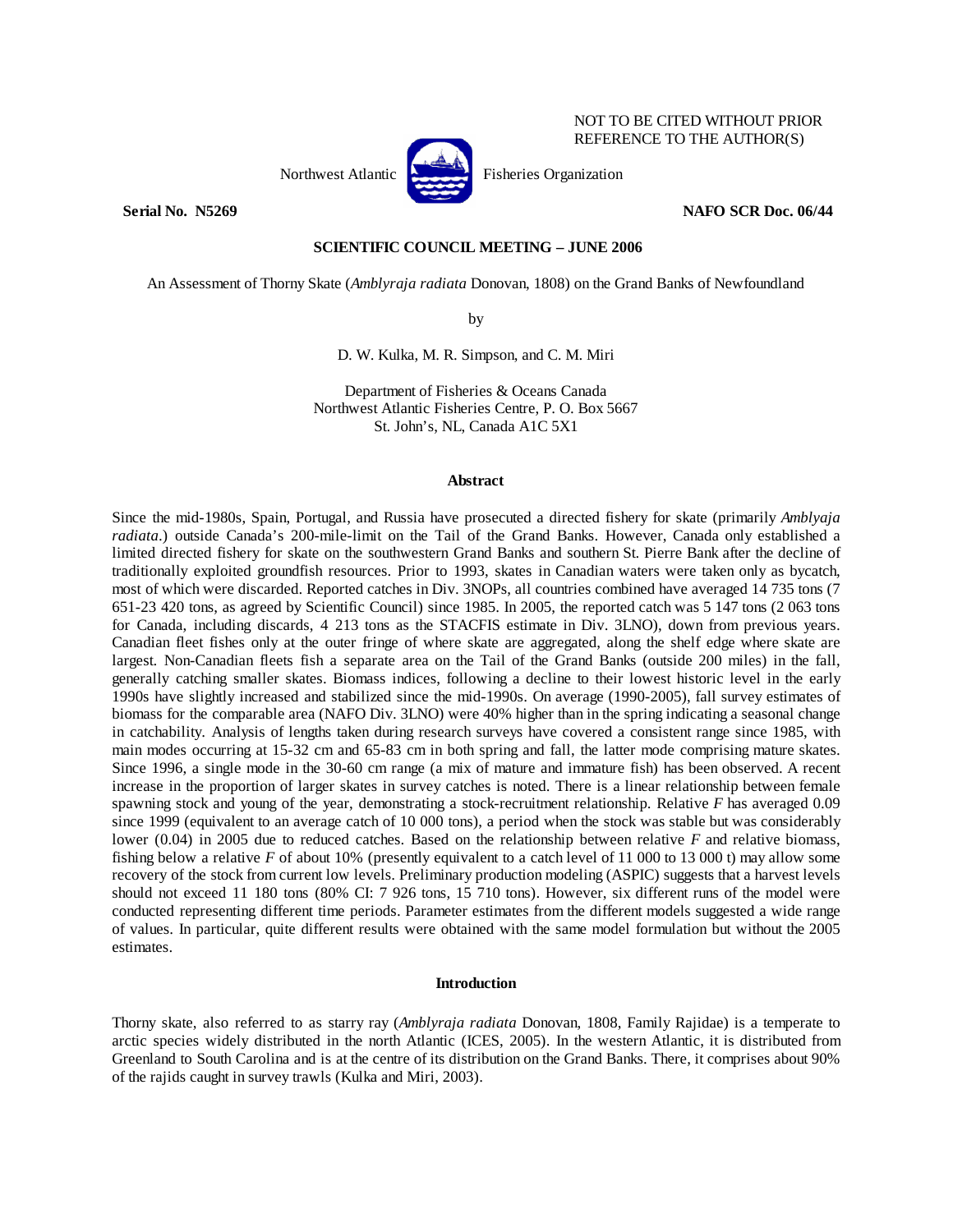NOT TO BE CITED WITHOUT PRIOR REFERENCE TO THE AUTHOR(S)

Northwest Atlantic Fisheries Organization

**Serial No. N5269** **NAFO SCR Doc. 06/44**

**SCIENTIFIC COUNCIL MEETING – JUNE 2006**

An Assessment of Thorny Skate (*Amblyraja radiata* Donovan, 1808) on the Grand Banks of Newfoundland

by

D. W. Kulka, M. R. Simpson, and C. M. Miri

Department of Fisheries & Oceans Canada
Northwest Atlantic Fisheries Centre, P. O. Box 5667
St. John's, NL, Canada A1C 5X1

## Abstract

Since the mid-1980s, Spain, Portugal, and Russia have prosecuted a directed fishery for skate (primarily *Amblyaja radiata*.) outside Canada's 200-mile-limit on the Tail of the Grand Banks. However, Canada only established a limited directed fishery for skate on the southwestern Grand Banks and southern St. Pierre Bank after the decline of traditionally exploited groundfish resources. Prior to 1993, skates in Canadian waters were taken only as bycatch, most of which were discarded. Reported catches in Div. 3NOPs, all countries combined have averaged 14 735 tons (7 651-23 420 tons, as agreed by Scientific Council) since 1985. In 2005, the reported catch was 5 147 tons (2 063 tons for Canada, including discards, 4 213 tons as the STACFIS estimate in Div. 3LNO), down from previous years. Canadian fleet fishes only at the outer fringe of where skate are aggregated, along the shelf edge where skate are largest. Non-Canadian fleets fish a separate area on the Tail of the Grand Banks (outside 200 miles) in the fall, generally catching smaller skates. Biomass indices, following a decline to their lowest historic level in the early 1990s have slightly increased and stabilized since the mid-1990s. On average (1990-2005), fall survey estimates of biomass for the comparable area (NAFO Div. 3LNO) were 40% higher than in the spring indicating a seasonal change in catchability. Analysis of lengths taken during research surveys have covered a consistent range since 1985, with main modes occurring at 15-32 cm and 65-83 cm in both spring and fall, the latter mode comprising mature skates. Since 1996, a single mode in the 30-60 cm range (a mix of mature and immature fish) has been observed. A recent increase in the proportion of larger skates in survey catches is noted. There is a linear relationship between female spawning stock and young of the year, demonstrating a stock-recruitment relationship. Relative *F* has averaged 0.09 since 1999 (equivalent to an average catch of 10 000 tons), a period when the stock was stable but was considerably lower (0.04) in 2005 due to reduced catches. Based on the relationship between relative *F* and relative biomass, fishing below a relative *F* of about 10% (presently equivalent to a catch level of 11 000 to 13 000 t) may allow some recovery of the stock from current low levels. Preliminary production modeling (ASPIC) suggests that a harvest levels should not exceed 11 180 tons (80% CI: 7 926 tons, 15 710 tons). However, six different runs of the model were conducted representing different time periods. Parameter estimates from the different models suggested a wide range of values. In particular, quite different results were obtained with the same model formulation but without the 2005 estimates.

## Introduction

Thorny skate, also referred to as starry ray (*Amblyraja radiata* Donovan, 1808, Family Rajidae) is a temperate to arctic species widely distributed in the north Atlantic (ICES, 2005). In the western Atlantic, it is distributed from Greenland to South Carolina and is at the centre of its distribution on the Grand Banks. There, it comprises about 90% of the rajids caught in survey trawls (Kulka and Miri, 2003).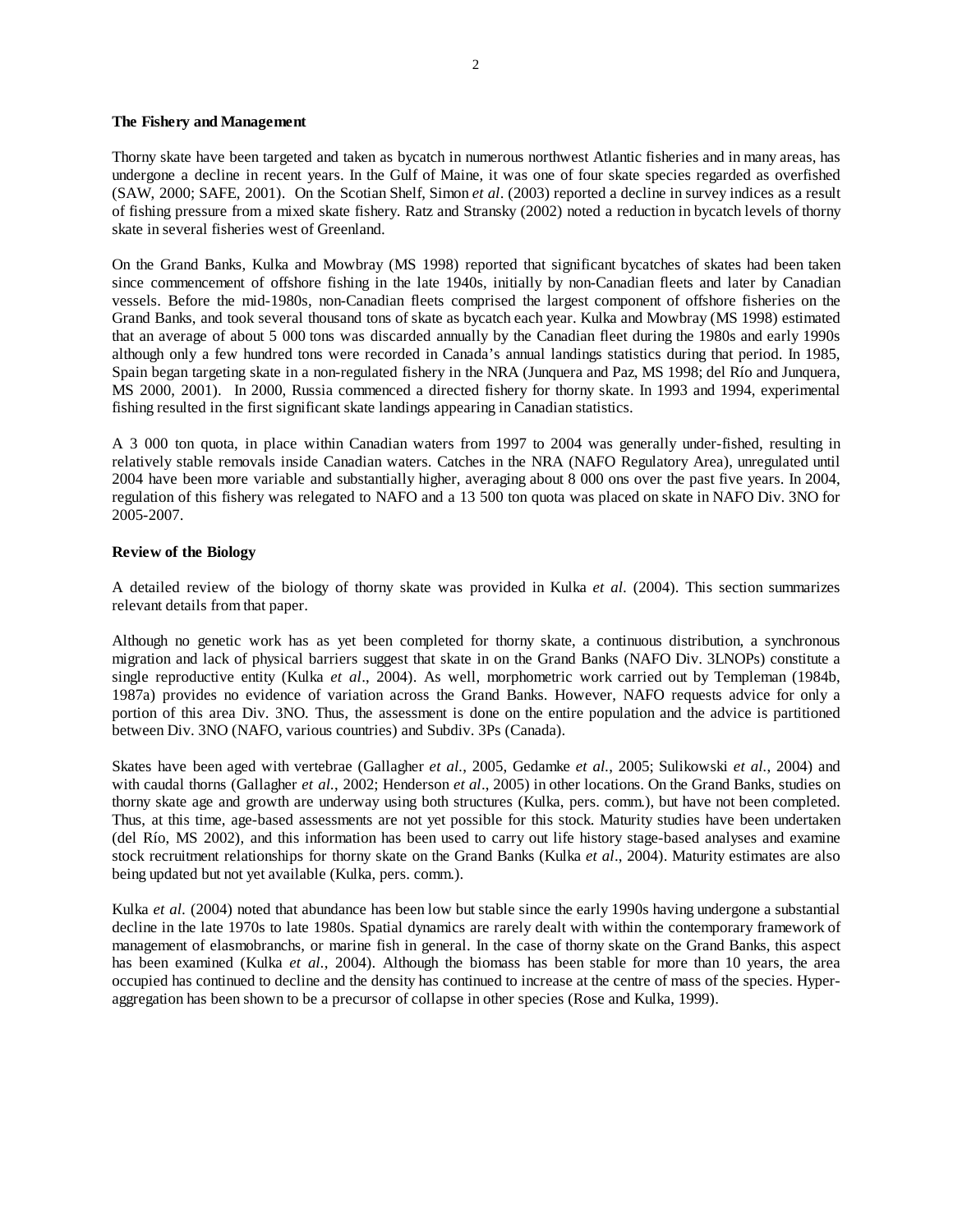**The Fishery and Management**

Thorny skate have been targeted and taken as bycatch in numerous northwest Atlantic fisheries and in many areas, has undergone a decline in recent years. In the Gulf of Maine, it was one of four skate species regarded as overfished (SAW, 2000; SAFE, 2001). On the Scotian Shelf, Simon *et al*. (2003) reported a decline in survey indices as a result of fishing pressure from a mixed skate fishery. Ratz and Stransky (2002) noted a reduction in bycatch levels of thorny skate in several fisheries west of Greenland.

On the Grand Banks, Kulka and Mowbray (MS 1998) reported that significant bycatches of skates had been taken since commencement of offshore fishing in the late 1940s, initially by non-Canadian fleets and later by Canadian vessels. Before the mid-1980s, non-Canadian fleets comprised the largest component of offshore fisheries on the Grand Banks, and took several thousand tons of skate as bycatch each year. Kulka and Mowbray (MS 1998) estimated that an average of about 5 000 tons was discarded annually by the Canadian fleet during the 1980s and early 1990s although only a few hundred tons were recorded in Canada's annual landings statistics during that period. In 1985, Spain began targeting skate in a non-regulated fishery in the NRA (Junquera and Paz, MS 1998; del Río and Junquera, MS 2000, 2001). In 2000, Russia commenced a directed fishery for thorny skate. In 1993 and 1994, experimental fishing resulted in the first significant skate landings appearing in Canadian statistics.

A 3 000 ton quota, in place within Canadian waters from 1997 to 2004 was generally under-fished, resulting in relatively stable removals inside Canadian waters. Catches in the NRA (NAFO Regulatory Area), unregulated until 2004 have been more variable and substantially higher, averaging about 8 000 ons over the past five years. In 2004, regulation of this fishery was relegated to NAFO and a 13 500 ton quota was placed on skate in NAFO Div. 3NO for 2005-2007.

**Review of the Biology**

A detailed review of the biology of thorny skate was provided in Kulka *et al*. (2004). This section summarizes relevant details from that paper.

Although no genetic work has as yet been completed for thorny skate, a continuous distribution, a synchronous migration and lack of physical barriers suggest that skate in on the Grand Banks (NAFO Div. 3LNOPs) constitute a single reproductive entity (Kulka *et al*., 2004). As well, morphometric work carried out by Templeman (1984b, 1987a) provides no evidence of variation across the Grand Banks. However, NAFO requests advice for only a portion of this area Div. 3NO. Thus, the assessment is done on the entire population and the advice is partitioned between Div. 3NO (NAFO, various countries) and Subdiv. 3Ps (Canada).

Skates have been aged with vertebrae (Gallagher *et al*., 2005, Gedamke *et al*., 2005; Sulikowski *et al*., 2004) and with caudal thorns (Gallagher *et al*., 2002; Henderson *et al*., 2005) in other locations. On the Grand Banks, studies on thorny skate age and growth are underway using both structures (Kulka, pers. comm.), but have not been completed. Thus, at this time, age-based assessments are not yet possible for this stock. Maturity studies have been undertaken (del Río, MS 2002), and this information has been used to carry out life history stage-based analyses and examine stock recruitment relationships for thorny skate on the Grand Banks (Kulka *et al*., 2004). Maturity estimates are also being updated but not yet available (Kulka, pers. comm.).

Kulka *et al*. (2004) noted that abundance has been low but stable since the early 1990s having undergone a substantial decline in the late 1970s to late 1980s. Spatial dynamics are rarely dealt with within the contemporary framework of management of elasmobranchs, or marine fish in general. In the case of thorny skate on the Grand Banks, this aspect has been examined (Kulka *et al*., 2004). Although the biomass has been stable for more than 10 years, the area occupied has continued to decline and the density has continued to increase at the centre of mass of the species. Hyper-aggregation has been shown to be a precursor of collapse in other species (Rose and Kulka, 1999).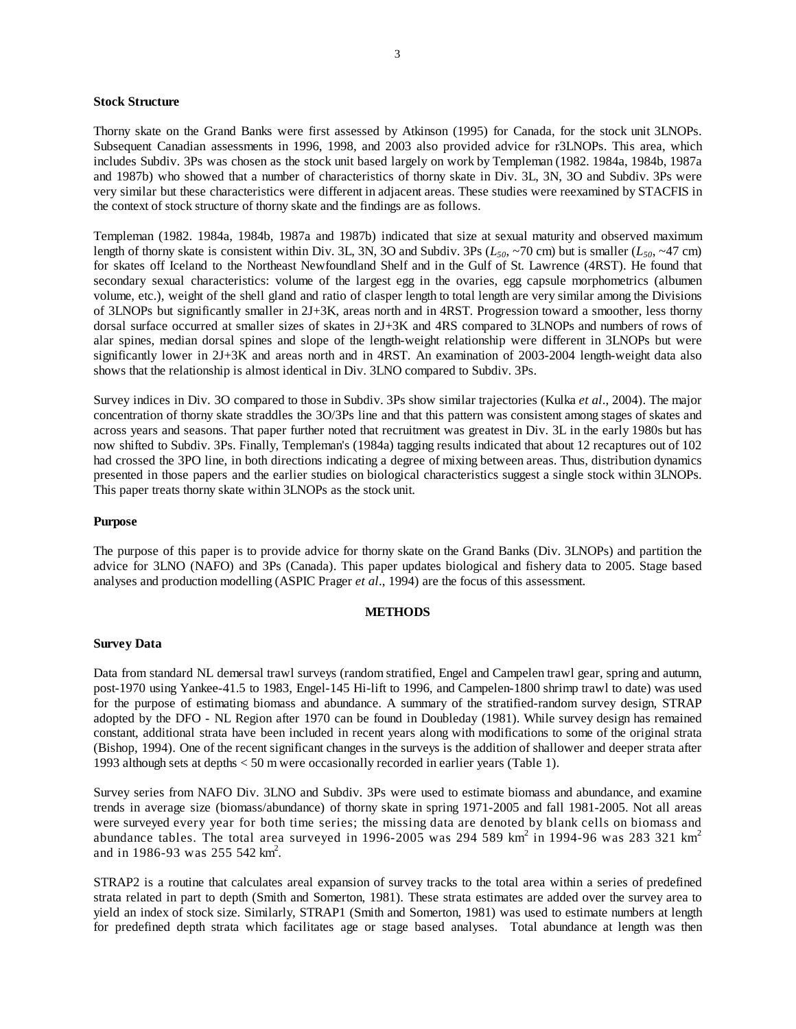**Stock Structure**

Thorny skate on the Grand Banks were first assessed by Atkinson (1995) for Canada, for the stock unit 3LNOPs. Subsequent Canadian assessments in 1996, 1998, and 2003 also provided advice for r3LNOPs. This area, which includes Subdiv. 3Ps was chosen as the stock unit based largely on work by Templeman (1982. 1984a, 1984b, 1987a and 1987b) who showed that a number of characteristics of thorny skate in Div. 3L, 3N, 3O and Subdiv. 3Ps were very similar but these characteristics were different in adjacent areas. These studies were reexamined by STACFIS in the context of stock structure of thorny skate and the findings are as follows.

Templeman (1982. 1984a, 1984b, 1987a and 1987b) indicated that size at sexual maturity and observed maximum length of thorny skate is consistent within Div. 3L, 3N, 3O and Subdiv. 3Ps ($L_{50}$, ~70 cm) but is smaller ($L_{50}$, ~47 cm) for skates off Iceland to the Northeast Newfoundland Shelf and in the Gulf of St. Lawrence (4RST). He found that secondary sexual characteristics: volume of the largest egg in the ovaries, egg capsule morphometrics (albumen volume, etc.), weight of the shell gland and ratio of clasper length to total length are very similar among the Divisions of 3LNOPs but significantly smaller in 2J+3K, areas north and in 4RST. Progression toward a smoother, less thorny dorsal surface occurred at smaller sizes of skates in 2J+3K and 4RS compared to 3LNOPs and numbers of rows of alar spines, median dorsal spines and slope of the length-weight relationship were different in 3LNOPs but were significantly lower in 2J+3K and areas north and in 4RST. An examination of 2003-2004 length-weight data also shows that the relationship is almost identical in Div. 3LNO compared to Subdiv. 3Ps.

Survey indices in Div. 3O compared to those in Subdiv. 3Ps show similar trajectories (Kulka *et al*., 2004). The major concentration of thorny skate straddles the 3O/3Ps line and that this pattern was consistent among stages of skates and across years and seasons. That paper further noted that recruitment was greatest in Div. 3L in the early 1980s but has now shifted to Subdiv. 3Ps. Finally, Templeman's (1984a) tagging results indicated that about 12 recaptures out of 102 had crossed the 3PO line, in both directions indicating a degree of mixing between areas. Thus, distribution dynamics presented in those papers and the earlier studies on biological characteristics suggest a single stock within 3LNOPs. This paper treats thorny skate within 3LNOPs as the stock unit.

**Purpose**

The purpose of this paper is to provide advice for thorny skate on the Grand Banks (Div. 3LNOPs) and partition the advice for 3LNO (NAFO) and 3Ps (Canada). This paper updates biological and fishery data to 2005. Stage based analyses and production modelling (ASPIC Prager *et al*., 1994) are the focus of this assessment.

## METHODS

**Survey Data**

Data from standard NL demersal trawl surveys (random stratified, Engel and Campelen trawl gear, spring and autumn, post-1970 using Yankee-41.5 to 1983, Engel-145 Hi-lift to 1996, and Campelen-1800 shrimp trawl to date) was used for the purpose of estimating biomass and abundance. A summary of the stratified-random survey design, STRAP adopted by the DFO - NL Region after 1970 can be found in Doubleday (1981). While survey design has remained constant, additional strata have been included in recent years along with modifications to some of the original strata (Bishop, 1994). One of the recent significant changes in the surveys is the addition of shallower and deeper strata after 1993 although sets at depths < 50 m were occasionally recorded in earlier years (Table 1).

Survey series from NAFO Div. 3LNO and Subdiv. 3Ps were used to estimate biomass and abundance, and examine trends in average size (biomass/abundance) of thorny skate in spring 1971-2005 and fall 1981-2005. Not all areas were surveyed every year for both time series; the missing data are denoted by blank cells on biomass and abundance tables. The total area surveyed in 1996-2005 was 294 589 km$^2$ in 1994-96 was 283 321 km$^2$ and in 1986-93 was 255 542 km$^2$.

STRAP2 is a routine that calculates areal expansion of survey tracks to the total area within a series of predefined strata related in part to depth (Smith and Somerton, 1981). These strata estimates are added over the survey area to yield an index of stock size. Similarly, STRAP1 (Smith and Somerton, 1981) was used to estimate numbers at length for predefined depth strata which facilitates age or stage based analyses. Total abundance at length was then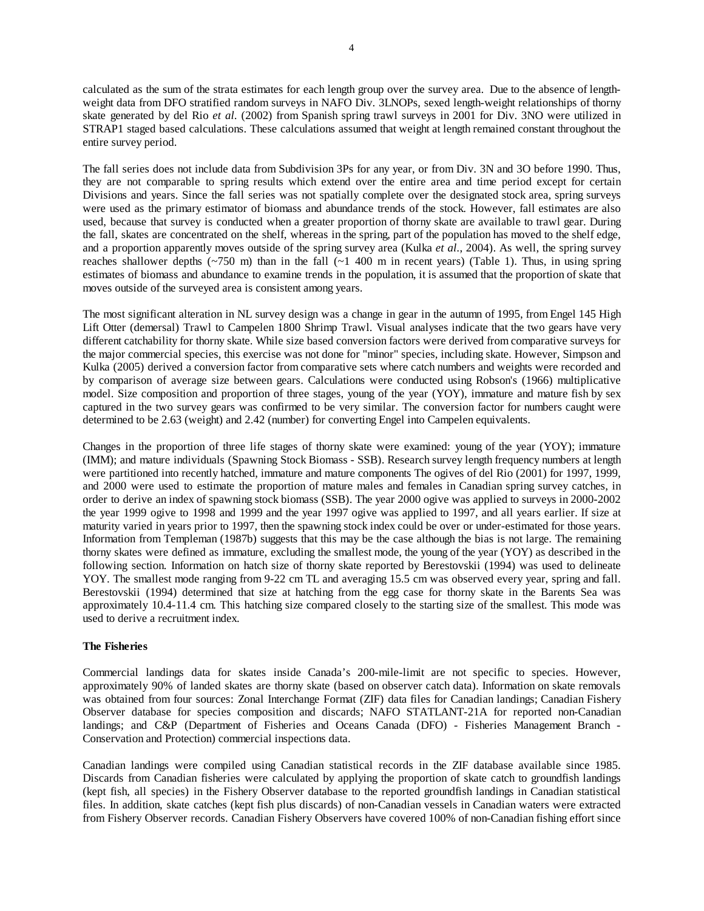calculated as the sum of the strata estimates for each length group over the survey area. Due to the absence of length-weight data from DFO stratified random surveys in NAFO Div. 3LNOPs, sexed length-weight relationships of thorny skate generated by del Rio *et al.* (2002) from Spanish spring trawl surveys in 2001 for Div. 3NO were utilized in STRAP1 staged based calculations. These calculations assumed that weight at length remained constant throughout the entire survey period.

The fall series does not include data from Subdivision 3Ps for any year, or from Div. 3N and 3O before 1990. Thus, they are not comparable to spring results which extend over the entire area and time period except for certain Divisions and years. Since the fall series was not spatially complete over the designated stock area, spring surveys were used as the primary estimator of biomass and abundance trends of the stock. However, fall estimates are also used, because that survey is conducted when a greater proportion of thorny skate are available to trawl gear. During the fall, skates are concentrated on the shelf, whereas in the spring, part of the population has moved to the shelf edge, and a proportion apparently moves outside of the spring survey area (Kulka *et al.*, 2004). As well, the spring survey reaches shallower depths (~750 m) than in the fall (~1 400 m in recent years) (Table 1). Thus, in using spring estimates of biomass and abundance to examine trends in the population, it is assumed that the proportion of skate that moves outside of the surveyed area is consistent among years.

The most significant alteration in NL survey design was a change in gear in the autumn of 1995, from Engel 145 High Lift Otter (demersal) Trawl to Campelen 1800 Shrimp Trawl. Visual analyses indicate that the two gears have very different catchability for thorny skate. While size based conversion factors were derived from comparative surveys for the major commercial species, this exercise was not done for "minor" species, including skate. However, Simpson and Kulka (2005) derived a conversion factor from comparative sets where catch numbers and weights were recorded and by comparison of average size between gears. Calculations were conducted using Robson's (1966) multiplicative model. Size composition and proportion of three stages, young of the year (YOY), immature and mature fish by sex captured in the two survey gears was confirmed to be very similar. The conversion factor for numbers caught were determined to be 2.63 (weight) and 2.42 (number) for converting Engel into Campelen equivalents.

Changes in the proportion of three life stages of thorny skate were examined: young of the year (YOY); immature (IMM); and mature individuals (Spawning Stock Biomass - SSB). Research survey length frequency numbers at length were partitioned into recently hatched, immature and mature components The ogives of del Rio (2001) for 1997, 1999, and 2000 were used to estimate the proportion of mature males and females in Canadian spring survey catches, in order to derive an index of spawning stock biomass (SSB). The year 2000 ogive was applied to surveys in 2000-2002 the year 1999 ogive to 1998 and 1999 and the year 1997 ogive was applied to 1997, and all years earlier. If size at maturity varied in years prior to 1997, then the spawning stock index could be over or under-estimated for those years. Information from Templeman (1987b) suggests that this may be the case although the bias is not large. The remaining thorny skates were defined as immature, excluding the smallest mode, the young of the year (YOY) as described in the following section. Information on hatch size of thorny skate reported by Berestovskii (1994) was used to delineate YOY. The smallest mode ranging from 9-22 cm TL and averaging 15.5 cm was observed every year, spring and fall. Berestovskii (1994) determined that size at hatching from the egg case for thorny skate in the Barents Sea was approximately 10.4-11.4 cm. This hatching size compared closely to the starting size of the smallest. This mode was used to derive a recruitment index.

**The Fisheries**

Commercial landings data for skates inside Canada's 200-mile-limit are not specific to species. However, approximately 90% of landed skates are thorny skate (based on observer catch data). Information on skate removals was obtained from four sources: Zonal Interchange Format (ZIF) data files for Canadian landings; Canadian Fishery Observer database for species composition and discards; NAFO STATLANT-21A for reported non-Canadian landings; and C&P (Department of Fisheries and Oceans Canada (DFO) - Fisheries Management Branch - Conservation and Protection) commercial inspections data.

Canadian landings were compiled using Canadian statistical records in the ZIF database available since 1985. Discards from Canadian fisheries were calculated by applying the proportion of skate catch to groundfish landings (kept fish, all species) in the Fishery Observer database to the reported groundfish landings in Canadian statistical files. In addition, skate catches (kept fish plus discards) of non-Canadian vessels in Canadian waters were extracted from Fishery Observer records. Canadian Fishery Observers have covered 100% of non-Canadian fishing effort since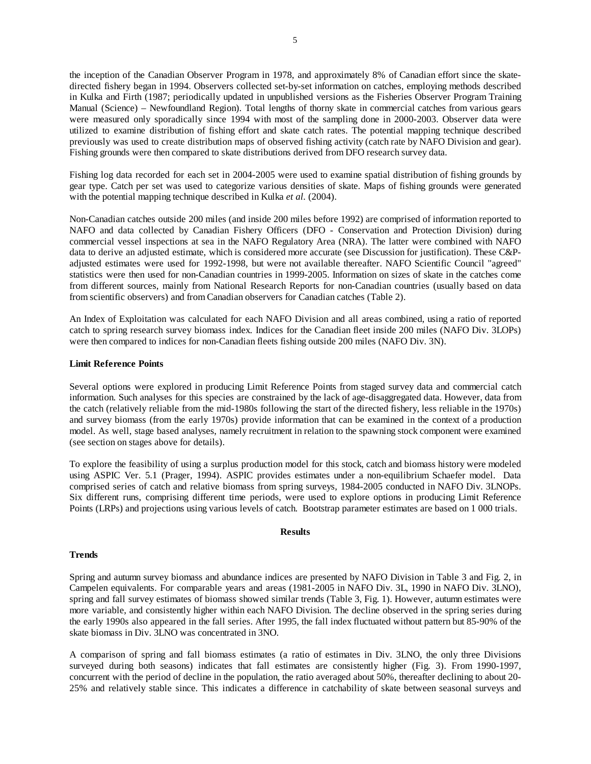the inception of the Canadian Observer Program in 1978, and approximately 8% of Canadian effort since the skate-directed fishery began in 1994. Observers collected set-by-set information on catches, employing methods described in Kulka and Firth (1987; periodically updated in unpublished versions as the Fisheries Observer Program Training Manual (Science) – Newfoundland Region). Total lengths of thorny skate in commercial catches from various gears were measured only sporadically since 1994 with most of the sampling done in 2000-2003. Observer data were utilized to examine distribution of fishing effort and skate catch rates. The potential mapping technique described previously was used to create distribution maps of observed fishing activity (catch rate by NAFO Division and gear). Fishing grounds were then compared to skate distributions derived from DFO research survey data.

Fishing log data recorded for each set in 2004-2005 were used to examine spatial distribution of fishing grounds by gear type. Catch per set was used to categorize various densities of skate. Maps of fishing grounds were generated with the potential mapping technique described in Kulka *et al.* (2004).

Non-Canadian catches outside 200 miles (and inside 200 miles before 1992) are comprised of information reported to NAFO and data collected by Canadian Fishery Officers (DFO - Conservation and Protection Division) during commercial vessel inspections at sea in the NAFO Regulatory Area (NRA). The latter were combined with NAFO data to derive an adjusted estimate, which is considered more accurate (see Discussion for justification). These C&P-adjusted estimates were used for 1992-1998, but were not available thereafter. NAFO Scientific Council "agreed" statistics were then used for non-Canadian countries in 1999-2005. Information on sizes of skate in the catches come from different sources, mainly from National Research Reports for non-Canadian countries (usually based on data from scientific observers) and from Canadian observers for Canadian catches (Table 2).

An Index of Exploitation was calculated for each NAFO Division and all areas combined, using a ratio of reported catch to spring research survey biomass index. Indices for the Canadian fleet inside 200 miles (NAFO Div. 3LOPs) were then compared to indices for non-Canadian fleets fishing outside 200 miles (NAFO Div. 3N).

**Limit Reference Points**

Several options were explored in producing Limit Reference Points from staged survey data and commercial catch information. Such analyses for this species are constrained by the lack of age-disaggregated data. However, data from the catch (relatively reliable from the mid-1980s following the start of the directed fishery, less reliable in the 1970s) and survey biomass (from the early 1970s) provide information that can be examined in the context of a production model. As well, stage based analyses, namely recruitment in relation to the spawning stock component were examined (see section on stages above for details).

To explore the feasibility of using a surplus production model for this stock, catch and biomass history were modeled using ASPIC Ver. 5.1 (Prager, 1994). ASPIC provides estimates under a non-equilibrium Schaefer model. Data comprised series of catch and relative biomass from spring surveys, 1984-2005 conducted in NAFO Div. 3LNOPs. Six different runs, comprising different time periods, were used to explore options in producing Limit Reference Points (LRPs) and projections using various levels of catch. Bootstrap parameter estimates are based on 1 000 trials.

## Results

**Trends**

Spring and autumn survey biomass and abundance indices are presented by NAFO Division in Table 3 and Fig. 2, in Campelen equivalents. For comparable years and areas (1981-2005 in NAFO Div. 3L, 1990 in NAFO Div. 3LNO), spring and fall survey estimates of biomass showed similar trends (Table 3, Fig. 1). However, autumn estimates were more variable, and consistently higher within each NAFO Division. The decline observed in the spring series during the early 1990s also appeared in the fall series. After 1995, the fall index fluctuated without pattern but 85-90% of the skate biomass in Div. 3LNO was concentrated in 3NO.

A comparison of spring and fall biomass estimates (a ratio of estimates in Div. 3LNO, the only three Divisions surveyed during both seasons) indicates that fall estimates are consistently higher (Fig. 3). From 1990-1997, concurrent with the period of decline in the population, the ratio averaged about 50%, thereafter declining to about 20-25% and relatively stable since. This indicates a difference in catchability of skate between seasonal surveys and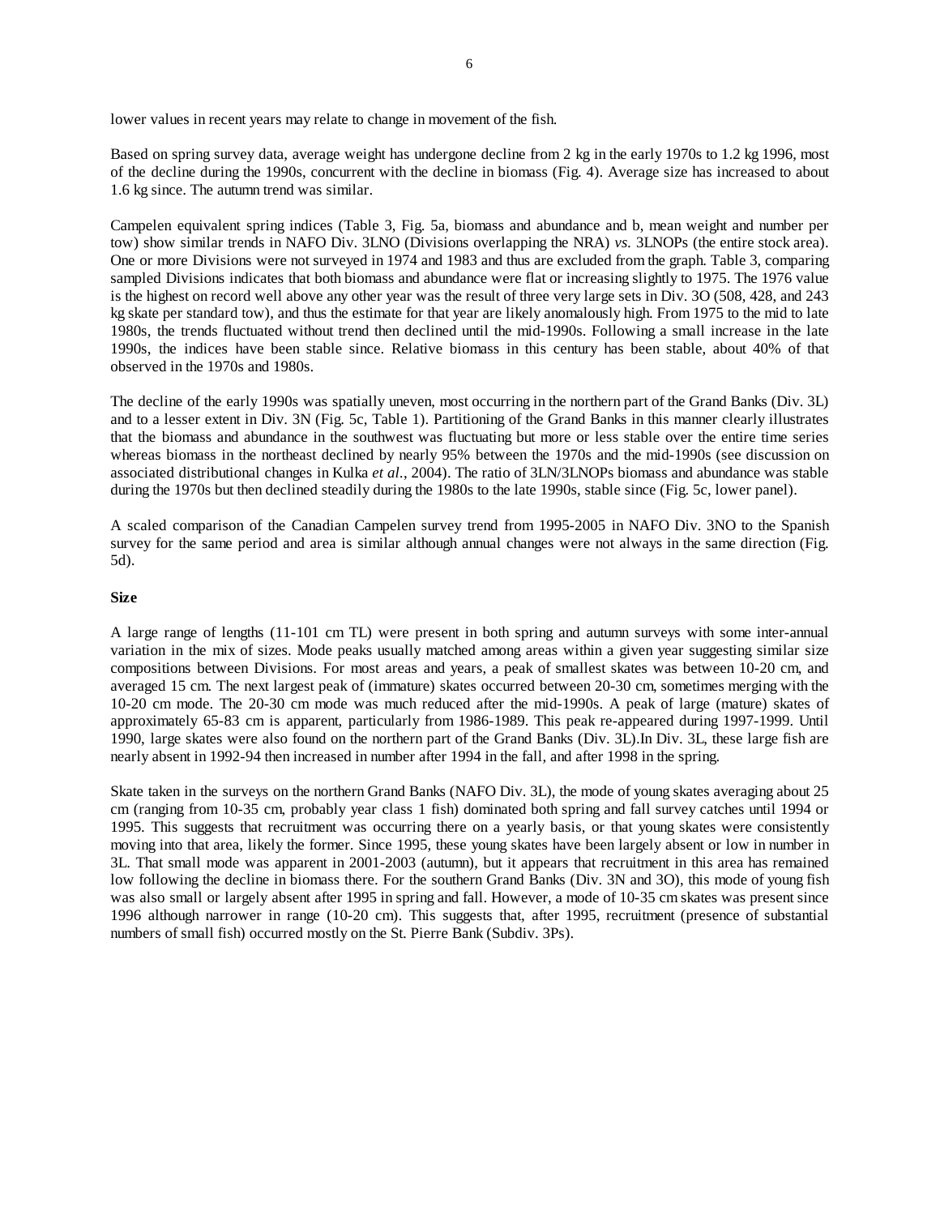lower values in recent years may relate to change in movement of the fish.

Based on spring survey data, average weight has undergone decline from 2 kg in the early 1970s to 1.2 kg 1996, most of the decline during the 1990s, concurrent with the decline in biomass (Fig. 4). Average size has increased to about 1.6 kg since. The autumn trend was similar.

Campelen equivalent spring indices (Table 3, Fig. 5a, biomass and abundance and b, mean weight and number per tow) show similar trends in NAFO Div. 3LNO (Divisions overlapping the NRA) *vs.* 3LNOPs (the entire stock area). One or more Divisions were not surveyed in 1974 and 1983 and thus are excluded from the graph. Table 3, comparing sampled Divisions indicates that both biomass and abundance were flat or increasing slightly to 1975. The 1976 value is the highest on record well above any other year was the result of three very large sets in Div. 3O (508, 428, and 243 kg skate per standard tow), and thus the estimate for that year are likely anomalously high. From 1975 to the mid to late 1980s, the trends fluctuated without trend then declined until the mid-1990s. Following a small increase in the late 1990s, the indices have been stable since. Relative biomass in this century has been stable, about 40% of that observed in the 1970s and 1980s.

The decline of the early 1990s was spatially uneven, most occurring in the northern part of the Grand Banks (Div. 3L) and to a lesser extent in Div. 3N (Fig. 5c, Table 1). Partitioning of the Grand Banks in this manner clearly illustrates that the biomass and abundance in the southwest was fluctuating but more or less stable over the entire time series whereas biomass in the northeast declined by nearly 95% between the 1970s and the mid-1990s (see discussion on associated distributional changes in Kulka *et al.*, 2004). The ratio of 3LN/3LNOPs biomass and abundance was stable during the 1970s but then declined steadily during the 1980s to the late 1990s, stable since (Fig. 5c, lower panel).

A scaled comparison of the Canadian Campelen survey trend from 1995-2005 in NAFO Div. 3NO to the Spanish survey for the same period and area is similar although annual changes were not always in the same direction (Fig. 5d).

**Size**

A large range of lengths (11-101 cm TL) were present in both spring and autumn surveys with some inter-annual variation in the mix of sizes. Mode peaks usually matched among areas within a given year suggesting similar size compositions between Divisions. For most areas and years, a peak of smallest skates was between 10-20 cm, and averaged 15 cm. The next largest peak of (immature) skates occurred between 20-30 cm, sometimes merging with the 10-20 cm mode. The 20-30 cm mode was much reduced after the mid-1990s. A peak of large (mature) skates of approximately 65-83 cm is apparent, particularly from 1986-1989. This peak re-appeared during 1997-1999. Until 1990, large skates were also found on the northern part of the Grand Banks (Div. 3L).In Div. 3L, these large fish are nearly absent in 1992-94 then increased in number after 1994 in the fall, and after 1998 in the spring.

Skate taken in the surveys on the northern Grand Banks (NAFO Div. 3L), the mode of young skates averaging about 25 cm (ranging from 10-35 cm, probably year class 1 fish) dominated both spring and fall survey catches until 1994 or 1995. This suggests that recruitment was occurring there on a yearly basis, or that young skates were consistently moving into that area, likely the former. Since 1995, these young skates have been largely absent or low in number in 3L. That small mode was apparent in 2001-2003 (autumn), but it appears that recruitment in this area has remained low following the decline in biomass there. For the southern Grand Banks (Div. 3N and 3O), this mode of young fish was also small or largely absent after 1995 in spring and fall. However, a mode of 10-35 cm skates was present since 1996 although narrower in range (10-20 cm). This suggests that, after 1995, recruitment (presence of substantial numbers of small fish) occurred mostly on the St. Pierre Bank (Subdiv. 3Ps).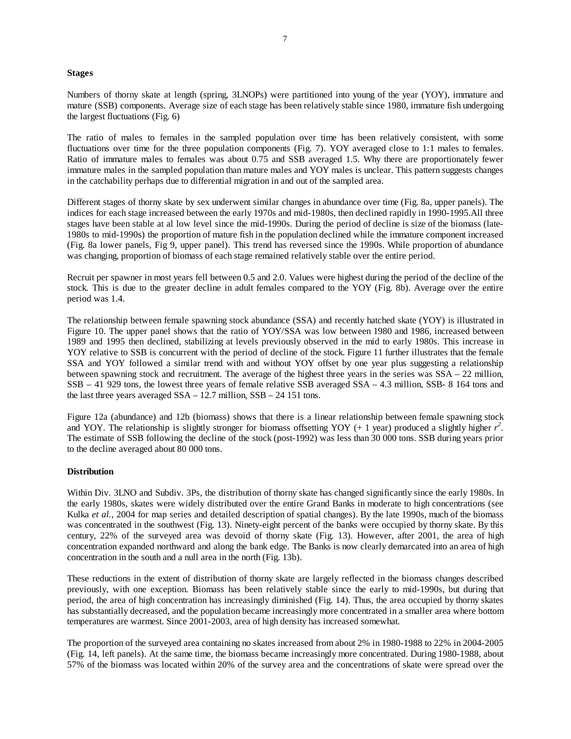**Stages**

Numbers of thorny skate at length (spring, 3LNOPs) were partitioned into young of the year (YOY), immature and mature (SSB) components. Average size of each stage has been relatively stable since 1980, immature fish undergoing the largest fluctuations (Fig. 6)

The ratio of males to females in the sampled population over time has been relatively consistent, with some fluctuations over time for the three population components (Fig. 7). YOY averaged close to 1:1 males to females. Ratio of immature males to females was about 0.75 and SSB averaged 1.5. Why there are proportionately fewer immature males in the sampled population than mature males and YOY males is unclear. This pattern suggests changes in the catchability perhaps due to differential migration in and out of the sampled area.

Different stages of thorny skate by sex underwent similar changes in abundance over time (Fig. 8a, upper panels). The indices for each stage increased between the early 1970s and mid-1980s, then declined rapidly in 1990-1995.All three stages have been stable at al low level since the mid-1990s. During the period of decline is size of the biomass (late-1980s to mid-1990s) the proportion of mature fish in the population declined while the immature component increased (Fig. 8a lower panels, Fig 9, upper panel). This trend has reversed since the 1990s. While proportion of abundance was changing, proportion of biomass of each stage remained relatively stable over the entire period.

Recruit per spawner in most years fell between 0.5 and 2.0. Values were highest during the period of the decline of the stock. This is due to the greater decline in adult females compared to the YOY (Fig. 8b). Average over the entire period was 1.4.

The relationship between female spawning stock abundance (SSA) and recently hatched skate (YOY) is illustrated in Figure 10. The upper panel shows that the ratio of YOY/SSA was low between 1980 and 1986, increased between 1989 and 1995 then declined, stabilizing at levels previously observed in the mid to early 1980s. This increase in YOY relative to SSB is concurrent with the period of decline of the stock. Figure 11 further illustrates that the female SSA and YOY followed a similar trend with and without YOY offset by one year plus suggesting a relationship between spawning stock and recruitment. The average of the highest three years in the series was SSA – 22 million, SSB – 41 929 tons, the lowest three years of female relative SSB averaged SSA – 4.3 million, SSB- 8 164 tons and the last three years averaged SSA – 12.7 million, SSB – 24 151 tons.

Figure 12a (abundance) and 12b (biomass) shows that there is a linear relationship between female spawning stock and YOY. The relationship is slightly stronger for biomass offsetting YOY (+ 1 year) produced a slightly higher $r^2$. The estimate of SSB following the decline of the stock (post-1992) was less than 30 000 tons. SSB during years prior to the decline averaged about 80 000 tons.

**Distribution**

Within Div. 3LNO and Subdiv. 3Ps, the distribution of thorny skate has changed significantly since the early 1980s. In the early 1980s, skates were widely distributed over the entire Grand Banks in moderate to high concentrations (see Kulka *et al.*, 2004 for map series and detailed description of spatial changes). By the late 1990s, much of the biomass was concentrated in the southwest (Fig. 13). Ninety-eight percent of the banks were occupied by thorny skate. By this century, 22% of the surveyed area was devoid of thorny skate (Fig. 13). However, after 2001, the area of high concentration expanded northward and along the bank edge. The Banks is now clearly demarcated into an area of high concentration in the south and a null area in the north (Fig. 13b).

These reductions in the extent of distribution of thorny skate are largely reflected in the biomass changes described previously, with one exception. Biomass has been relatively stable since the early to mid-1990s, but during that period, the area of high concentration has increasingly diminished (Fig. 14). Thus, the area occupied by thorny skates has substantially decreased, and the population became increasingly more concentrated in a smaller area where bottom temperatures are warmest. Since 2001-2003, area of high density has increased somewhat.

The proportion of the surveyed area containing no skates increased from about 2% in 1980-1988 to 22% in 2004-2005 (Fig. 14, left panels). At the same time, the biomass became increasingly more concentrated. During 1980-1988, about 57% of the biomass was located within 20% of the survey area and the concentrations of skate were spread over the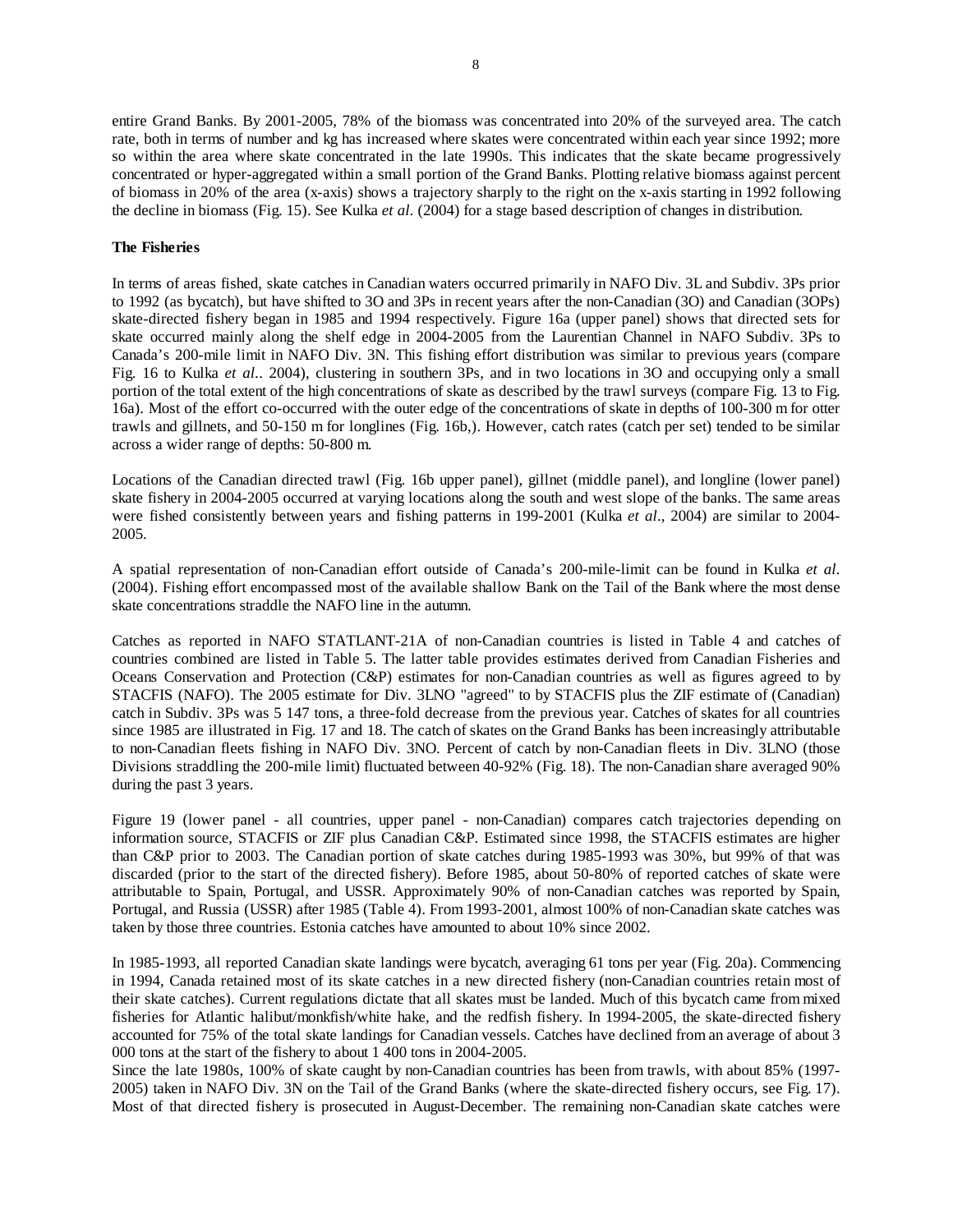entire Grand Banks. By 2001-2005, 78% of the biomass was concentrated into 20% of the surveyed area. The catch rate, both in terms of number and kg has increased where skates were concentrated within each year since 1992; more so within the area where skate concentrated in the late 1990s. This indicates that the skate became progressively concentrated or hyper-aggregated within a small portion of the Grand Banks. Plotting relative biomass against percent of biomass in 20% of the area (x-axis) shows a trajectory sharply to the right on the x-axis starting in 1992 following the decline in biomass (Fig. 15). See Kulka *et al*. (2004) for a stage based description of changes in distribution.

**The Fisheries**

In terms of areas fished, skate catches in Canadian waters occurred primarily in NAFO Div. 3L and Subdiv. 3Ps prior to 1992 (as bycatch), but have shifted to 3O and 3Ps in recent years after the non-Canadian (3O) and Canadian (3OPs) skate-directed fishery began in 1985 and 1994 respectively. Figure 16a (upper panel) shows that directed sets for skate occurred mainly along the shelf edge in 2004-2005 from the Laurentian Channel in NAFO Subdiv. 3Ps to Canada's 200-mile limit in NAFO Div. 3N. This fishing effort distribution was similar to previous years (compare Fig. 16 to Kulka *et al*.. 2004), clustering in southern 3Ps, and in two locations in 3O and occupying only a small portion of the total extent of the high concentrations of skate as described by the trawl surveys (compare Fig. 13 to Fig. 16a). Most of the effort co-occurred with the outer edge of the concentrations of skate in depths of 100-300 m for otter trawls and gillnets, and 50-150 m for longlines (Fig. 16b,). However, catch rates (catch per set) tended to be similar across a wider range of depths: 50-800 m.

Locations of the Canadian directed trawl (Fig. 16b upper panel), gillnet (middle panel), and longline (lower panel) skate fishery in 2004-2005 occurred at varying locations along the south and west slope of the banks. The same areas were fished consistently between years and fishing patterns in 199-2001 (Kulka *et al*., 2004) are similar to 2004-2005.

A spatial representation of non-Canadian effort outside of Canada's 200-mile-limit can be found in Kulka *et al*. (2004). Fishing effort encompassed most of the available shallow Bank on the Tail of the Bank where the most dense skate concentrations straddle the NAFO line in the autumn.

Catches as reported in NAFO STATLANT-21A of non-Canadian countries is listed in Table 4 and catches of countries combined are listed in Table 5. The latter table provides estimates derived from Canadian Fisheries and Oceans Conservation and Protection (C&P) estimates for non-Canadian countries as well as figures agreed to by STACFIS (NAFO). The 2005 estimate for Div. 3LNO "agreed" to by STACFIS plus the ZIF estimate of (Canadian) catch in Subdiv. 3Ps was 5 147 tons, a three-fold decrease from the previous year. Catches of skates for all countries since 1985 are illustrated in Fig. 17 and 18. The catch of skates on the Grand Banks has been increasingly attributable to non-Canadian fleets fishing in NAFO Div. 3NO. Percent of catch by non-Canadian fleets in Div. 3LNO (those Divisions straddling the 200-mile limit) fluctuated between 40-92% (Fig. 18). The non-Canadian share averaged 90% during the past 3 years.

Figure 19 (lower panel - all countries, upper panel - non-Canadian) compares catch trajectories depending on information source, STACFIS or ZIF plus Canadian C&P. Estimated since 1998, the STACFIS estimates are higher than C&P prior to 2003. The Canadian portion of skate catches during 1985-1993 was 30%, but 99% of that was discarded (prior to the start of the directed fishery). Before 1985, about 50-80% of reported catches of skate were attributable to Spain, Portugal, and USSR. Approximately 90% of non-Canadian catches was reported by Spain, Portugal, and Russia (USSR) after 1985 (Table 4). From 1993-2001, almost 100% of non-Canadian skate catches was taken by those three countries. Estonia catches have amounted to about 10% since 2002.

In 1985-1993, all reported Canadian skate landings were bycatch, averaging 61 tons per year (Fig. 20a). Commencing in 1994, Canada retained most of its skate catches in a new directed fishery (non-Canadian countries retain most of their skate catches). Current regulations dictate that all skates must be landed. Much of this bycatch came from mixed fisheries for Atlantic halibut/monkfish/white hake, and the redfish fishery. In 1994-2005, the skate-directed fishery accounted for 75% of the total skate landings for Canadian vessels. Catches have declined from an average of about 3 000 tons at the start of the fishery to about 1 400 tons in 2004-2005.

Since the late 1980s, 100% of skate caught by non-Canadian countries has been from trawls, with about 85% (1997-2005) taken in NAFO Div. 3N on the Tail of the Grand Banks (where the skate-directed fishery occurs, see Fig. 17). Most of that directed fishery is prosecuted in August-December. The remaining non-Canadian skate catches were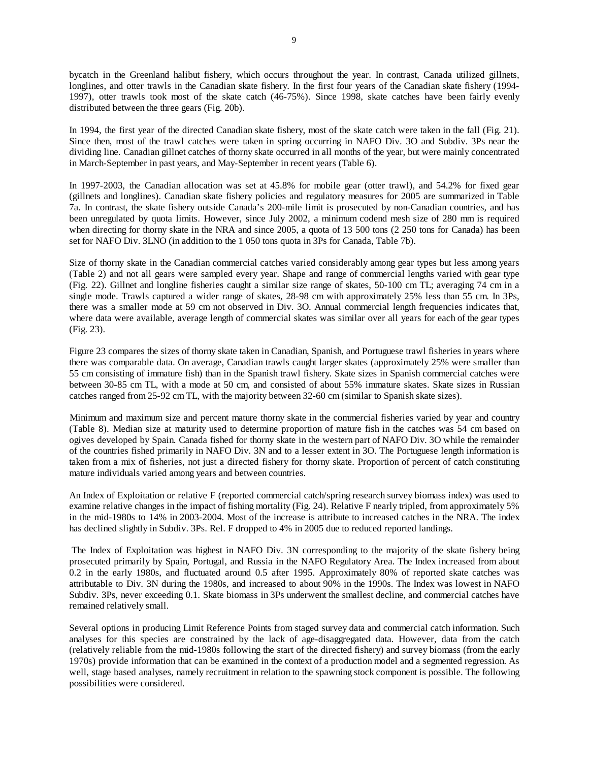bycatch in the Greenland halibut fishery, which occurs throughout the year. In contrast, Canada utilized gillnets, longlines, and otter trawls in the Canadian skate fishery. In the first four years of the Canadian skate fishery (1994-1997), otter trawls took most of the skate catch (46-75%). Since 1998, skate catches have been fairly evenly distributed between the three gears (Fig. 20b).

In 1994, the first year of the directed Canadian skate fishery, most of the skate catch were taken in the fall (Fig. 21). Since then, most of the trawl catches were taken in spring occurring in NAFO Div. 3O and Subdiv. 3Ps near the dividing line. Canadian gillnet catches of thorny skate occurred in all months of the year, but were mainly concentrated in March-September in past years, and May-September in recent years (Table 6).

In 1997-2003, the Canadian allocation was set at 45.8% for mobile gear (otter trawl), and 54.2% for fixed gear (gillnets and longlines). Canadian skate fishery policies and regulatory measures for 2005 are summarized in Table 7a. In contrast, the skate fishery outside Canada's 200-mile limit is prosecuted by non-Canadian countries, and has been unregulated by quota limits. However, since July 2002, a minimum codend mesh size of 280 mm is required when directing for thorny skate in the NRA and since 2005, a quota of 13 500 tons (2 250 tons for Canada) has been set for NAFO Div. 3LNO (in addition to the 1 050 tons quota in 3Ps for Canada, Table 7b).

Size of thorny skate in the Canadian commercial catches varied considerably among gear types but less among years (Table 2) and not all gears were sampled every year. Shape and range of commercial lengths varied with gear type (Fig. 22). Gillnet and longline fisheries caught a similar size range of skates, 50-100 cm TL; averaging 74 cm in a single mode. Trawls captured a wider range of skates, 28-98 cm with approximately 25% less than 55 cm. In 3Ps, there was a smaller mode at 59 cm not observed in Div. 3O. Annual commercial length frequencies indicates that, where data were available, average length of commercial skates was similar over all years for each of the gear types (Fig. 23).

Figure 23 compares the sizes of thorny skate taken in Canadian, Spanish, and Portuguese trawl fisheries in years where there was comparable data. On average, Canadian trawls caught larger skates (approximately 25% were smaller than 55 cm consisting of immature fish) than in the Spanish trawl fishery. Skate sizes in Spanish commercial catches were between 30-85 cm TL, with a mode at 50 cm, and consisted of about 55% immature skates. Skate sizes in Russian catches ranged from 25-92 cm TL, with the majority between 32-60 cm (similar to Spanish skate sizes).

Minimum and maximum size and percent mature thorny skate in the commercial fisheries varied by year and country (Table 8). Median size at maturity used to determine proportion of mature fish in the catches was 54 cm based on ogives developed by Spain. Canada fished for thorny skate in the western part of NAFO Div. 3O while the remainder of the countries fished primarily in NAFO Div. 3N and to a lesser extent in 3O. The Portuguese length information is taken from a mix of fisheries, not just a directed fishery for thorny skate. Proportion of percent of catch constituting mature individuals varied among years and between countries.

An Index of Exploitation or relative F (reported commercial catch/spring research survey biomass index) was used to examine relative changes in the impact of fishing mortality (Fig. 24). Relative F nearly tripled, from approximately 5% in the mid-1980s to 14% in 2003-2004. Most of the increase is attribute to increased catches in the NRA. The index has declined slightly in Subdiv. 3Ps. Rel. F dropped to 4% in 2005 due to reduced reported landings.

The Index of Exploitation was highest in NAFO Div. 3N corresponding to the majority of the skate fishery being prosecuted primarily by Spain, Portugal, and Russia in the NAFO Regulatory Area. The Index increased from about 0.2 in the early 1980s, and fluctuated around 0.5 after 1995. Approximately 80% of reported skate catches was attributable to Div. 3N during the 1980s, and increased to about 90% in the 1990s. The Index was lowest in NAFO Subdiv. 3Ps, never exceeding 0.1. Skate biomass in 3Ps underwent the smallest decline, and commercial catches have remained relatively small.

Several options in producing Limit Reference Points from staged survey data and commercial catch information. Such analyses for this species are constrained by the lack of age-disaggregated data. However, data from the catch (relatively reliable from the mid-1980s following the start of the directed fishery) and survey biomass (from the early 1970s) provide information that can be examined in the context of a production model and a segmented regression. As well, stage based analyses, namely recruitment in relation to the spawning stock component is possible. The following possibilities were considered.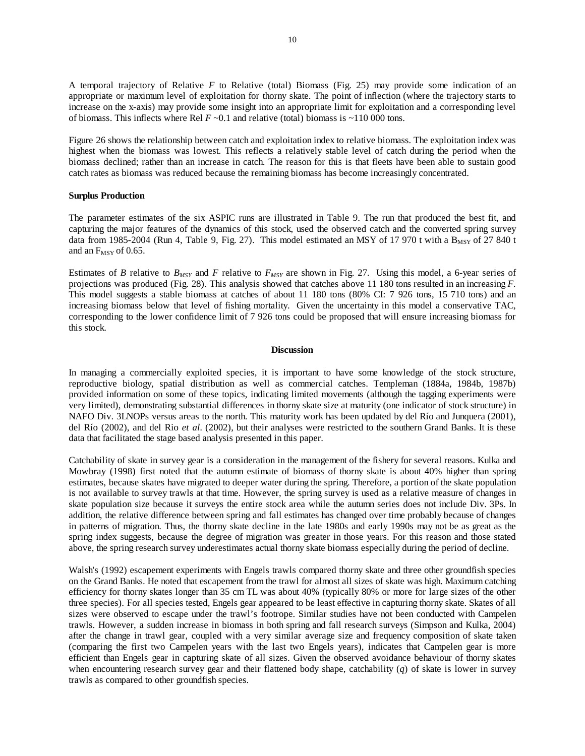A temporal trajectory of Relative *F* to Relative (total) Biomass (Fig. 25) may provide some indication of an appropriate or maximum level of exploitation for thorny skate. The point of inflection (where the trajectory starts to increase on the x-axis) may provide some insight into an appropriate limit for exploitation and a corresponding level of biomass. This inflects where Rel $F$ ~0.1 and relative (total) biomass is ~110 000 tons.

Figure 26 shows the relationship between catch and exploitation index to relative biomass. The exploitation index was highest when the biomass was lowest. This reflects a relatively stable level of catch during the period when the biomass declined; rather than an increase in catch. The reason for this is that fleets have been able to sustain good catch rates as biomass was reduced because the remaining biomass has become increasingly concentrated.

**Surplus Production**

The parameter estimates of the six ASPIC runs are illustrated in Table 9. The run that produced the best fit, and capturing the major features of the dynamics of this stock, used the observed catch and the converted spring survey data from 1985-2004 (Run 4, Table 9, Fig. 27). This model estimated an MSY of 17 970 t with a $B_{MSY}$ of 27 840 t and an $F_{MSY}$ of 0.65.

Estimates of $B$ relative to $B_{MSY}$ and $F$ relative to $F_{MSY}$ are shown in Fig. 27. Using this model, a 6-year series of projections was produced (Fig. 28). This analysis showed that catches above 11 180 tons resulted in an increasing $F$. This model suggests a stable biomass at catches of about 11 180 tons (80% CI: 7 926 tons, 15 710 tons) and an increasing biomass below that level of fishing mortality. Given the uncertainty in this model a conservative TAC, corresponding to the lower confidence limit of 7 926 tons could be proposed that will ensure increasing biomass for this stock.

## Discussion

In managing a commercially exploited species, it is important to have some knowledge of the stock structure, reproductive biology, spatial distribution as well as commercial catches. Templeman (1884a, 1984b, 1987b) provided information on some of these topics, indicating limited movements (although the tagging experiments were very limited), demonstrating substantial differences in thorny skate size at maturity (one indicator of stock structure) in NAFO Div. 3LNOPs versus areas to the north. This maturity work has been updated by del Río and Junquera (2001), del Río (2002), and del Rio *et al*. (2002), but their analyses were restricted to the southern Grand Banks. It is these data that facilitated the stage based analysis presented in this paper.

Catchability of skate in survey gear is a consideration in the management of the fishery for several reasons. Kulka and Mowbray (1998) first noted that the autumn estimate of biomass of thorny skate is about 40% higher than spring estimates, because skates have migrated to deeper water during the spring. Therefore, a portion of the skate population is not available to survey trawls at that time. However, the spring survey is used as a relative measure of changes in skate population size because it surveys the entire stock area while the autumn series does not include Div. 3Ps. In addition, the relative difference between spring and fall estimates has changed over time probably because of changes in patterns of migration. Thus, the thorny skate decline in the late 1980s and early 1990s may not be as great as the spring index suggests, because the degree of migration was greater in those years. For this reason and those stated above, the spring research survey underestimates actual thorny skate biomass especially during the period of decline.

Walsh's (1992) escapement experiments with Engels trawls compared thorny skate and three other groundfish species on the Grand Banks. He noted that escapement from the trawl for almost all sizes of skate was high. Maximum catching efficiency for thorny skates longer than 35 cm TL was about 40% (typically 80% or more for large sizes of the other three species). For all species tested, Engels gear appeared to be least effective in capturing thorny skate. Skates of all sizes were observed to escape under the trawl's footrope. Similar studies have not been conducted with Campelen trawls. However, a sudden increase in biomass in both spring and fall research surveys (Simpson and Kulka, 2004) after the change in trawl gear, coupled with a very similar average size and frequency composition of skate taken (comparing the first two Campelen years with the last two Engels years), indicates that Campelen gear is more efficient than Engels gear in capturing skate of all sizes. Given the observed avoidance behaviour of thorny skates when encountering research survey gear and their flattened body shape, catchability ($q$) of skate is lower in survey trawls as compared to other groundfish species.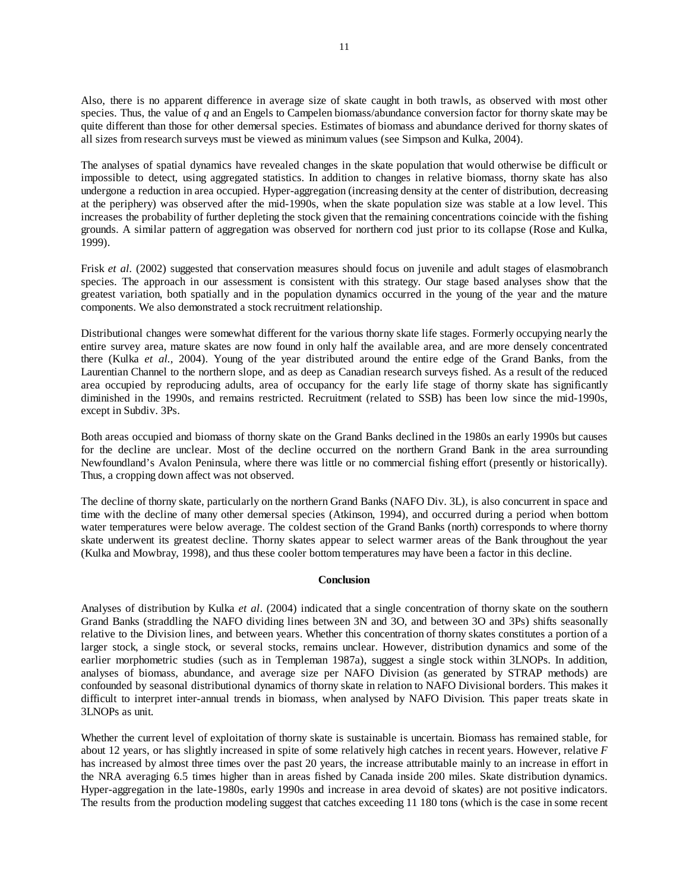Also, there is no apparent difference in average size of skate caught in both trawls, as observed with most other species. Thus, the value of $q$ and an Engels to Campelen biomass/abundance conversion factor for thorny skate may be quite different than those for other demersal species. Estimates of biomass and abundance derived for thorny skates of all sizes from research surveys must be viewed as minimum values (see Simpson and Kulka, 2004).

The analyses of spatial dynamics have revealed changes in the skate population that would otherwise be difficult or impossible to detect, using aggregated statistics. In addition to changes in relative biomass, thorny skate has also undergone a reduction in area occupied. Hyper-aggregation (increasing density at the center of distribution, decreasing at the periphery) was observed after the mid-1990s, when the skate population size was stable at a low level. This increases the probability of further depleting the stock given that the remaining concentrations coincide with the fishing grounds. A similar pattern of aggregation was observed for northern cod just prior to its collapse (Rose and Kulka, 1999).

Frisk *et al*. (2002) suggested that conservation measures should focus on juvenile and adult stages of elasmobranch species. The approach in our assessment is consistent with this strategy. Our stage based analyses show that the greatest variation, both spatially and in the population dynamics occurred in the young of the year and the mature components. We also demonstrated a stock recruitment relationship.

Distributional changes were somewhat different for the various thorny skate life stages. Formerly occupying nearly the entire survey area, mature skates are now found in only half the available area, and are more densely concentrated there (Kulka *et al*., 2004). Young of the year distributed around the entire edge of the Grand Banks, from the Laurentian Channel to the northern slope, and as deep as Canadian research surveys fished. As a result of the reduced area occupied by reproducing adults, area of occupancy for the early life stage of thorny skate has significantly diminished in the 1990s, and remains restricted. Recruitment (related to SSB) has been low since the mid-1990s, except in Subdiv. 3Ps.

Both areas occupied and biomass of thorny skate on the Grand Banks declined in the 1980s an early 1990s but causes for the decline are unclear. Most of the decline occurred on the northern Grand Bank in the area surrounding Newfoundland's Avalon Peninsula, where there was little or no commercial fishing effort (presently or historically). Thus, a cropping down affect was not observed.

The decline of thorny skate, particularly on the northern Grand Banks (NAFO Div. 3L), is also concurrent in space and time with the decline of many other demersal species (Atkinson, 1994), and occurred during a period when bottom water temperatures were below average. The coldest section of the Grand Banks (north) corresponds to where thorny skate underwent its greatest decline. Thorny skates appear to select warmer areas of the Bank throughout the year (Kulka and Mowbray, 1998), and thus these cooler bottom temperatures may have been a factor in this decline.

## Conclusion

Analyses of distribution by Kulka *et al*. (2004) indicated that a single concentration of thorny skate on the southern Grand Banks (straddling the NAFO dividing lines between 3N and 3O, and between 3O and 3Ps) shifts seasonally relative to the Division lines, and between years. Whether this concentration of thorny skates constitutes a portion of a larger stock, a single stock, or several stocks, remains unclear. However, distribution dynamics and some of the earlier morphometric studies (such as in Templeman 1987a), suggest a single stock within 3LNOPs. In addition, analyses of biomass, abundance, and average size per NAFO Division (as generated by STRAP methods) are confounded by seasonal distributional dynamics of thorny skate in relation to NAFO Divisional borders. This makes it difficult to interpret inter-annual trends in biomass, when analysed by NAFO Division. This paper treats skate in 3LNOPs as unit.

Whether the current level of exploitation of thorny skate is sustainable is uncertain. Biomass has remained stable, for about 12 years, or has slightly increased in spite of some relatively high catches in recent years. However, relative $F$ has increased by almost three times over the past 20 years, the increase attributable mainly to an increase in effort in the NRA averaging 6.5 times higher than in areas fished by Canada inside 200 miles. Skate distribution dynamics. Hyper-aggregation in the late-1980s, early 1990s and increase in area devoid of skates) are not positive indicators. The results from the production modeling suggest that catches exceeding 11 180 tons (which is the case in some recent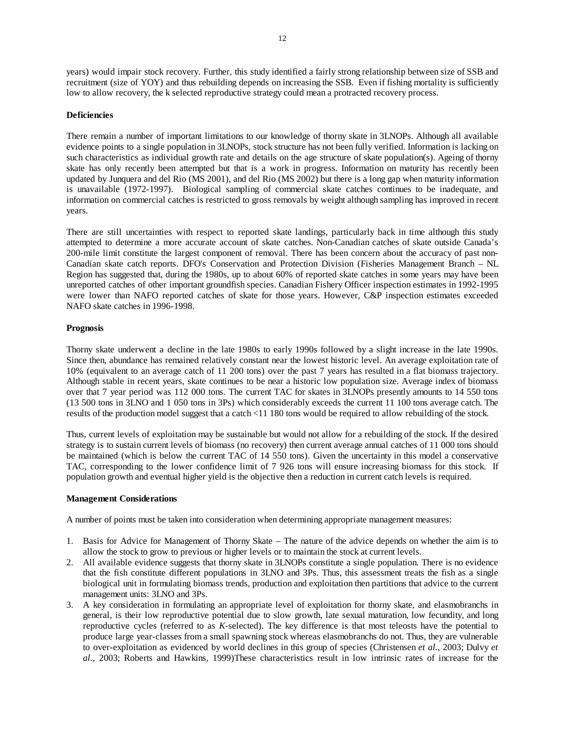years) would impair stock recovery. Further, this study identified a fairly strong relationship between size of SSB and recruitment (size of YOY) and thus rebuilding depends on increasing the SSB. Even if fishing mortality is sufficiently low to allow recovery, the k selected reproductive strategy could mean a protracted recovery process.

**Deficiencies**

There remain a number of important limitations to our knowledge of thorny skate in 3LNOPs. Although all available evidence points to a single population in 3LNOPs, stock structure has not been fully verified. Information is lacking on such characteristics as individual growth rate and details on the age structure of skate population(s). Ageing of thorny skate has only recently been attempted but that is a work in progress. Information on maturity has recently been updated by Junquera and del Rio (MS 2001), and del Rio (MS 2002) but there is a long gap when maturity information is unavailable (1972-1997). Biological sampling of commercial skate catches continues to be inadequate, and information on commercial catches is restricted to gross removals by weight although sampling has improved in recent years.

There are still uncertainties with respect to reported skate landings, particularly back in time although this study attempted to determine a more accurate account of skate catches. Non-Canadian catches of skate outside Canada's 200-mile limit constitute the largest component of removal. There has been concern about the accuracy of past non-Canadian skate catch reports. DFO's Conservation and Protection Division (Fisheries Management Branch – NL Region has suggested that, during the 1980s, up to about 60% of reported skate catches in some years may have been unreported catches of other important groundfish species. Canadian Fishery Officer inspection estimates in 1992-1995 were lower than NAFO reported catches of skate for those years. However, C&P inspection estimates exceeded NAFO skate catches in 1996-1998.

**Prognosis**

Thorny skate underwent a decline in the late 1980s to early 1990s followed by a slight increase in the late 1990s. Since then, abundance has remained relatively constant near the lowest historic level. An average exploitation rate of 10% (equivalent to an average catch of 11 200 tons) over the past 7 years has resulted in a flat biomass trajectory. Although stable in recent years, skate continues to be near a historic low population size. Average index of biomass over that 7 year period was 112 000 tons. The current TAC for skates in 3LNOPs presently amounts to 14 550 tons (13 500 tons in 3LNO and 1 050 tons in 3Ps) which considerably exceeds the current 11 100 tons average catch. The results of the production model suggest that a catch <11 180 tons would be required to allow rebuilding of the stock.

Thus, current levels of exploitation may be sustainable but would not allow for a rebuilding of the stock. If the desired strategy is to sustain current levels of biomass (no recovery) then current average annual catches of 11 000 tons should be maintained (which is below the current TAC of 14 550 tons). Given the uncertainty in this model a conservative TAC, corresponding to the lower confidence limit of 7 926 tons will ensure increasing biomass for this stock. If population growth and eventual higher yield is the objective then a reduction in current catch levels is required.

**Management Considerations**

A number of points must be taken into consideration when determining appropriate management measures:

1. Basis for Advice for Management of Thorny Skate – The nature of the advice depends on whether the aim is to allow the stock to grow to previous or higher levels or to maintain the stock at current levels.
2. All available evidence suggests that thorny skate in 3LNOPs constitute a single population. There is no evidence that the fish constitute different populations in 3LNO and 3Ps. Thus, this assessment treats the fish as a single biological unit in formulating biomass trends, production and exploitation then partitions that advice to the current management units: 3LNO and 3Ps.
3. A key consideration in formulating an appropriate level of exploitation for thorny skate, and elasmobranchs in general, is their low reproductive potential due to slow growth, late sexual maturation, low fecundity, and long reproductive cycles (referred to as *K*-selected). The key difference is that most teleosts have the potential to produce large year-classes from a small spawning stock whereas elasmobranchs do not. Thus, they are vulnerable to over-exploitation as evidenced by world declines in this group of species (Christensen *et al.*, 2003; Dulvy *et al.*, 2003; Roberts and Hawkins, 1999)These characteristics result in low intrinsic rates of increase for the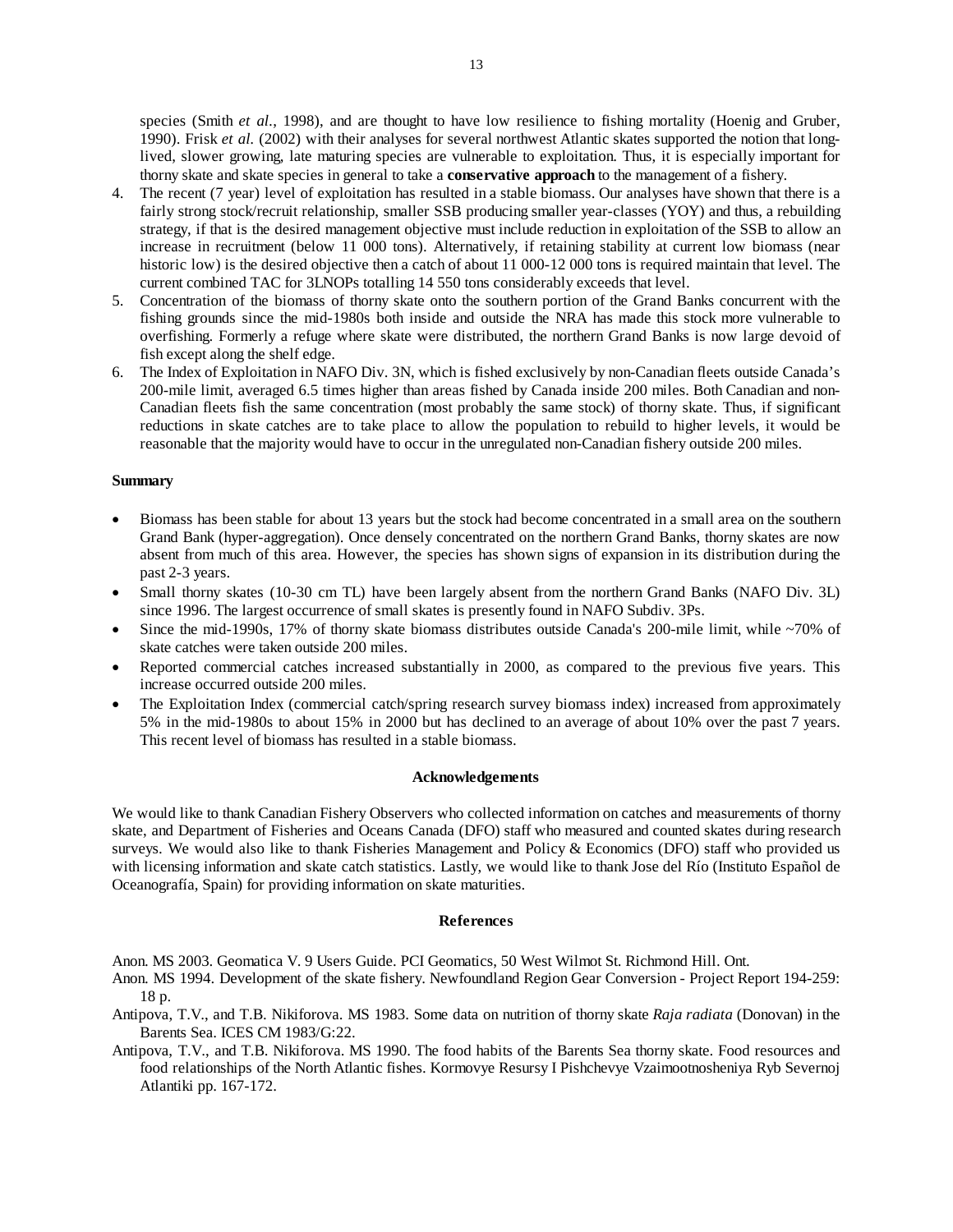species (Smith *et al.*, 1998), and are thought to have low resilience to fishing mortality (Hoenig and Gruber, 1990). Frisk *et al.* (2002) with their analyses for several northwest Atlantic skates supported the notion that long-lived, slower growing, late maturing species are vulnerable to exploitation. Thus, it is especially important for thorny skate and skate species in general to take a **conservative approach** to the management of a fishery.

4. The recent (7 year) level of exploitation has resulted in a stable biomass. Our analyses have shown that there is a fairly strong stock/recruit relationship, smaller SSB producing smaller year-classes (YOY) and thus, a rebuilding strategy, if that is the desired management objective must include reduction in exploitation of the SSB to allow an increase in recruitment (below 11 000 tons). Alternatively, if retaining stability at current low biomass (near historic low) is the desired objective then a catch of about 11 000-12 000 tons is required maintain that level. The current combined TAC for 3LNOPs totalling 14 550 tons considerably exceeds that level.
5. Concentration of the biomass of thorny skate onto the southern portion of the Grand Banks concurrent with the fishing grounds since the mid-1980s both inside and outside the NRA has made this stock more vulnerable to overfishing. Formerly a refuge where skate were distributed, the northern Grand Banks is now large devoid of fish except along the shelf edge.
6. The Index of Exploitation in NAFO Div. 3N, which is fished exclusively by non-Canadian fleets outside Canada's 200-mile limit, averaged 6.5 times higher than areas fished by Canada inside 200 miles. Both Canadian and non-Canadian fleets fish the same concentration (most probably the same stock) of thorny skate. Thus, if significant reductions in skate catches are to take place to allow the population to rebuild to higher levels, it would be reasonable that the majority would have to occur in the unregulated non-Canadian fishery outside 200 miles.

**Summary**

- Biomass has been stable for about 13 years but the stock had become concentrated in a small area on the southern Grand Bank (hyper-aggregation). Once densely concentrated on the northern Grand Banks, thorny skates are now absent from much of this area. However, the species has shown signs of expansion in its distribution during the past 2-3 years.
- Small thorny skates (10-30 cm TL) have been largely absent from the northern Grand Banks (NAFO Div. 3L) since 1996. The largest occurrence of small skates is presently found in NAFO Subdiv. 3Ps.
- Since the mid-1990s, 17% of thorny skate biomass distributes outside Canada's 200-mile limit, while ~70% of skate catches were taken outside 200 miles.
- Reported commercial catches increased substantially in 2000, as compared to the previous five years. This increase occurred outside 200 miles.
- The Exploitation Index (commercial catch/spring research survey biomass index) increased from approximately 5% in the mid-1980s to about 15% in 2000 but has declined to an average of about 10% over the past 7 years. This recent level of biomass has resulted in a stable biomass.

## Acknowledgements

We would like to thank Canadian Fishery Observers who collected information on catches and measurements of thorny skate, and Department of Fisheries and Oceans Canada (DFO) staff who measured and counted skates during research surveys. We would also like to thank Fisheries Management and Policy & Economics (DFO) staff who provided us with licensing information and skate catch statistics. Lastly, we would like to thank Jose del Río (Instituto Español de Oceanografía, Spain) for providing information on skate maturities.

## References

Anon. MS 2003. Geomatica V. 9 Users Guide. PCI Geomatics, 50 West Wilmot St. Richmond Hill. Ont.

Anon. MS 1994. Development of the skate fishery. Newfoundland Region Gear Conversion - Project Report 194-259: 18 p.

Antipova, T.V., and T.B. Nikiforova. MS 1983. Some data on nutrition of thorny skate *Raja radiata* (Donovan) in the Barents Sea. ICES CM 1983/G:22.

Antipova, T.V., and T.B. Nikiforova. MS 1990. The food habits of the Barents Sea thorny skate. Food resources and food relationships of the North Atlantic fishes. Kormovye Resursy I Pishchevye Vzaimootnosheniya Ryb Severnoj Atlantiki pp. 167-172.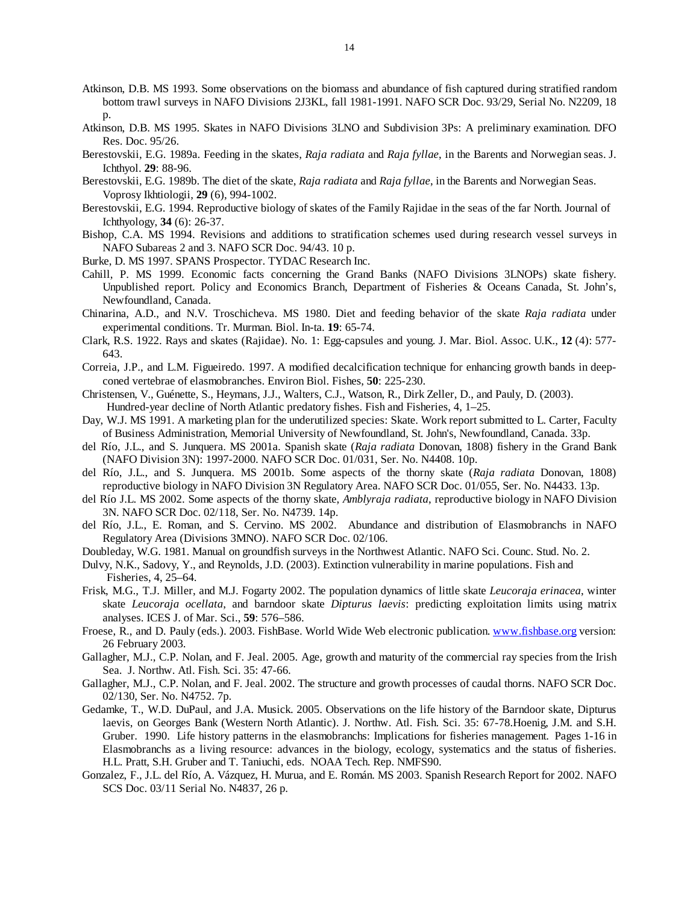Atkinson, D.B. MS 1993. Some observations on the biomass and abundance of fish captured during stratified random bottom trawl surveys in NAFO Divisions 2J3KL, fall 1981-1991. NAFO SCR Doc. 93/29, Serial No. N2209, 18 p.

Atkinson, D.B. MS 1995. Skates in NAFO Divisions 3LNO and Subdivision 3Ps: A preliminary examination. DFO Res. Doc. 95/26.

Berestovskii, E.G. 1989a. Feeding in the skates, *Raja radiata* and *Raja fyllae*, in the Barents and Norwegian seas. J. Ichthyol. **29**: 88-96.

Berestovskii, E.G. 1989b. The diet of the skate, *Raja radiata* and *Raja fyllae*, in the Barents and Norwegian Seas. Voprosy Ikhtiologii, **29** (6), 994-1002.

Berestovskii, E.G. 1994. Reproductive biology of skates of the Family Rajidae in the seas of the far North. Journal of Ichthyology, **34** (6): 26-37.

Bishop, C.A. MS 1994. Revisions and additions to stratification schemes used during research vessel surveys in NAFO Subareas 2 and 3. NAFO SCR Doc. 94/43. 10 p.

Burke, D. MS 1997. SPANS Prospector. TYDAC Research Inc.

Cahill, P. MS 1999. Economic facts concerning the Grand Banks (NAFO Divisions 3LNOPs) skate fishery. Unpublished report. Policy and Economics Branch, Department of Fisheries & Oceans Canada, St. John's, Newfoundland, Canada.

Chinarina, A.D., and N.V. Troschicheva. MS 1980. Diet and feeding behavior of the skate *Raja radiata* under experimental conditions. Tr. Murman. Biol. In-ta. **19**: 65-74.

Clark, R.S. 1922. Rays and skates (Rajidae). No. 1: Egg-capsules and young. J. Mar. Biol. Assoc. U.K., **12** (4): 577-643.

Correia, J.P., and L.M. Figueiredo. 1997. A modified decalcification technique for enhancing growth bands in deep-coned vertebrae of elasmobranches. Environ Biol. Fishes, **50**: 225-230.

Christensen, V., Guénette, S., Heymans, J.J., Walters, C.J., Watson, R., Dirk Zeller, D., and Pauly, D. (2003). Hundred-year decline of North Atlantic predatory fishes. Fish and Fisheries, 4, 1–25.

Day, W.J. MS 1991. A marketing plan for the underutilized species: Skate. Work report submitted to L. Carter, Faculty of Business Administration, Memorial University of Newfoundland, St. John's, Newfoundland, Canada. 33p.

del Río, J.L., and S. Junquera. MS 2001a. Spanish skate (*Raja radiata* Donovan, 1808) fishery in the Grand Bank (NAFO Division 3N): 1997-2000. NAFO SCR Doc. 01/031, Ser. No. N4408. 10p.

del Río, J.L., and S. Junquera. MS 2001b. Some aspects of the thorny skate (*Raja radiata* Donovan, 1808) reproductive biology in NAFO Division 3N Regulatory Area. NAFO SCR Doc. 01/055, Ser. No. N4433. 13p.

del Río J.L. MS 2002. Some aspects of the thorny skate, *Amblyraja radiata*, reproductive biology in NAFO Division 3N. NAFO SCR Doc. 02/118, Ser. No. N4739. 14p.

del Río, J.L., E. Roman, and S. Cervino. MS 2002. Abundance and distribution of Elasmobranchs in NAFO Regulatory Area (Divisions 3MNO). NAFO SCR Doc. 02/106.

Doubleday, W.G. 1981. Manual on groundfish surveys in the Northwest Atlantic. NAFO Sci. Counc. Stud. No. 2.

Dulvy, N.K., Sadovy, Y., and Reynolds, J.D. (2003). Extinction vulnerability in marine populations. Fish and Fisheries, 4, 25–64.

Frisk, M.G., T.J. Miller, and M.J. Fogarty 2002. The population dynamics of little skate *Leucoraja erinacea*, winter skate *Leucoraja ocellata*, and barndoor skate *Dipturus laevis*: predicting exploitation limits using matrix analyses. ICES J. of Mar. Sci., **59**: 576–586.

Froese, R., and D. Pauly (eds.). 2003. FishBase. World Wide Web electronic publication. www.fishbase.org version: 26 February 2003.

Gallagher, M.J., C.P. Nolan, and F. Jeal. 2005. Age, growth and maturity of the commercial ray species from the Irish Sea. J. Northw. Atl. Fish. Sci. 35: 47-66.

Gallagher, M.J., C.P. Nolan, and F. Jeal. 2002. The structure and growth processes of caudal thorns. NAFO SCR Doc. 02/130, Ser. No. N4752. 7p.

Gedamke, T., W.D. DuPaul, and J.A. Musick. 2005. Observations on the life history of the Barndoor skate, Dipturus laevis, on Georges Bank (Western North Atlantic). J. Northw. Atl. Fish. Sci. 35: 67-78.Hoenig, J.M. and S.H. Gruber. 1990. Life history patterns in the elasmobranchs: Implications for fisheries management. Pages 1-16 in Elasmobranchs as a living resource: advances in the biology, ecology, systematics and the status of fisheries. H.L. Pratt, S.H. Gruber and T. Taniuchi, eds. NOAA Tech. Rep. NMFS90.

Gonzalez, F., J.L. del Río, A. Vázquez, H. Murua, and E. Román. MS 2003. Spanish Research Report for 2002. NAFO SCS Doc. 03/11 Serial No. N4837, 26 p.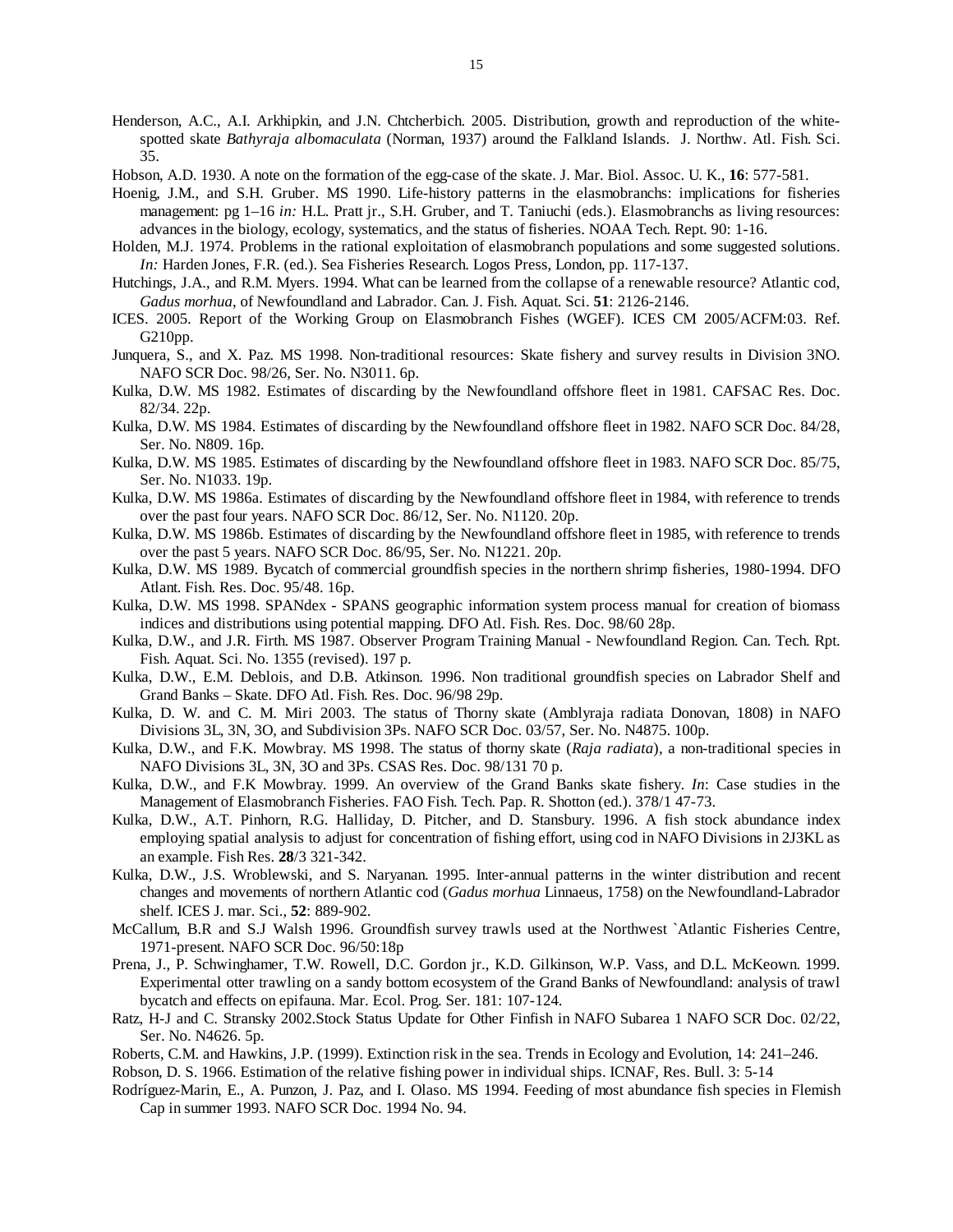Henderson, A.C., A.I. Arkhipkin, and J.N. Chtcherbich. 2005. Distribution, growth and reproduction of the white-spotted skate *Bathyraja albomaculata* (Norman, 1937) around the Falkland Islands. J. Northw. Atl. Fish. Sci. 35.

Hobson, A.D. 1930. A note on the formation of the egg-case of the skate. J. Mar. Biol. Assoc. U. K., **16**: 577-581.

Hoenig, J.M., and S.H. Gruber. MS 1990. Life-history patterns in the elasmobranchs: implications for fisheries management: pg 1–16 *in:* H.L. Pratt jr., S.H. Gruber, and T. Taniuchi (eds.). Elasmobranchs as living resources: advances in the biology, ecology, systematics, and the status of fisheries. NOAA Tech. Rept. 90: 1-16.

Holden, M.J. 1974. Problems in the rational exploitation of elasmobranch populations and some suggested solutions. *In:* Harden Jones, F.R. (ed.). Sea Fisheries Research. Logos Press, London, pp. 117-137.

Hutchings, J.A., and R.M. Myers. 1994. What can be learned from the collapse of a renewable resource? Atlantic cod, *Gadus morhua*, of Newfoundland and Labrador. Can. J. Fish. Aquat. Sci. **51**: 2126-2146.

ICES. 2005. Report of the Working Group on Elasmobranch Fishes (WGEF). ICES CM 2005/ACFM:03. Ref. G210pp.

Junquera, S., and X. Paz. MS 1998. Non-traditional resources: Skate fishery and survey results in Division 3NO. NAFO SCR Doc. 98/26, Ser. No. N3011. 6p.

Kulka, D.W. MS 1982. Estimates of discarding by the Newfoundland offshore fleet in 1981. CAFSAC Res. Doc. 82/34. 22p.

Kulka, D.W. MS 1984. Estimates of discarding by the Newfoundland offshore fleet in 1982. NAFO SCR Doc. 84/28, Ser. No. N809. 16p.

Kulka, D.W. MS 1985. Estimates of discarding by the Newfoundland offshore fleet in 1983. NAFO SCR Doc. 85/75, Ser. No. N1033. 19p.

Kulka, D.W. MS 1986a. Estimates of discarding by the Newfoundland offshore fleet in 1984, with reference to trends over the past four years. NAFO SCR Doc. 86/12, Ser. No. N1120. 20p.

Kulka, D.W. MS 1986b. Estimates of discarding by the Newfoundland offshore fleet in 1985, with reference to trends over the past 5 years. NAFO SCR Doc. 86/95, Ser. No. N1221. 20p.

Kulka, D.W. MS 1989. Bycatch of commercial groundfish species in the northern shrimp fisheries, 1980-1994. DFO Atlant. Fish. Res. Doc. 95/48. 16p.

Kulka, D.W. MS 1998. SPANdex - SPANS geographic information system process manual for creation of biomass indices and distributions using potential mapping. DFO Atl. Fish. Res. Doc. 98/60 28p.

Kulka, D.W., and J.R. Firth. MS 1987. Observer Program Training Manual - Newfoundland Region. Can. Tech. Rpt. Fish. Aquat. Sci. No. 1355 (revised). 197 p.

Kulka, D.W., E.M. Deblois, and D.B. Atkinson. 1996. Non traditional groundfish species on Labrador Shelf and Grand Banks – Skate. DFO Atl. Fish. Res. Doc. 96/98 29p.

Kulka, D. W. and C. M. Miri 2003. The status of Thorny skate (Amblyraja radiata Donovan, 1808) in NAFO Divisions 3L, 3N, 3O, and Subdivision 3Ps. NAFO SCR Doc. 03/57, Ser. No. N4875. 100p.

Kulka, D.W., and F.K. Mowbray. MS 1998. The status of thorny skate (*Raja radiata*), a non-traditional species in NAFO Divisions 3L, 3N, 3O and 3Ps. CSAS Res. Doc. 98/131 70 p.

Kulka, D.W., and F.K Mowbray. 1999. An overview of the Grand Banks skate fishery. *In*: Case studies in the Management of Elasmobranch Fisheries. FAO Fish. Tech. Pap. R. Shotton (ed.). 378/1 47-73.

Kulka, D.W., A.T. Pinhorn, R.G. Halliday, D. Pitcher, and D. Stansbury. 1996. A fish stock abundance index employing spatial analysis to adjust for concentration of fishing effort, using cod in NAFO Divisions in 2J3KL as an example. Fish Res. **28**/3 321-342.

Kulka, D.W., J.S. Wroblewski, and S. Naryanan. 1995. Inter-annual patterns in the winter distribution and recent changes and movements of northern Atlantic cod (*Gadus morhua* Linnaeus, 1758) on the Newfoundland-Labrador shelf. ICES J. mar. Sci., **52**: 889-902.

McCallum, B.R and S.J Walsh 1996. Groundfish survey trawls used at the Northwest `Atlantic Fisheries Centre, 1971-present. NAFO SCR Doc. 96/50:18p

Prena, J., P. Schwinghamer, T.W. Rowell, D.C. Gordon jr., K.D. Gilkinson, W.P. Vass, and D.L. McKeown. 1999. Experimental otter trawling on a sandy bottom ecosystem of the Grand Banks of Newfoundland: analysis of trawl bycatch and effects on epifauna. Mar. Ecol. Prog. Ser. 181: 107-124.

Ratz, H-J and C. Stransky 2002.Stock Status Update for Other Finfish in NAFO Subarea 1 NAFO SCR Doc. 02/22, Ser. No. N4626. 5p.

Roberts, C.M. and Hawkins, J.P. (1999). Extinction risk in the sea. Trends in Ecology and Evolution, 14: 241–246.

Robson, D. S. 1966. Estimation of the relative fishing power in individual ships. ICNAF, Res. Bull. 3: 5-14

Rodríguez-Marin, E., A. Punzon, J. Paz, and I. Olaso. MS 1994. Feeding of most abundance fish species in Flemish Cap in summer 1993. NAFO SCR Doc. 1994 No. 94.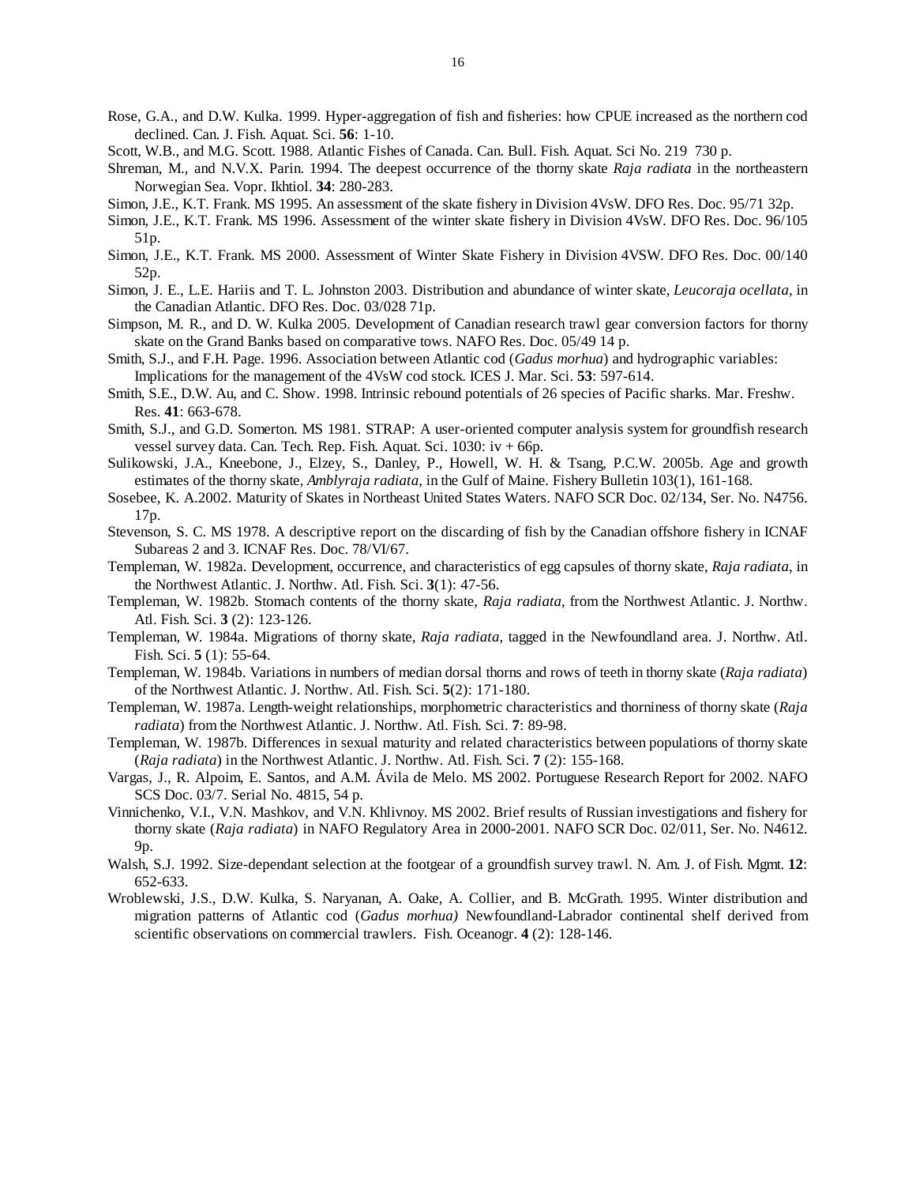Rose, G.A., and D.W. Kulka. 1999. Hyper-aggregation of fish and fisheries: how CPUE increased as the northern cod declined. Can. J. Fish. Aquat. Sci. **56**: 1-10.

Scott, W.B., and M.G. Scott. 1988. Atlantic Fishes of Canada. Can. Bull. Fish. Aquat. Sci No. 219 730 p.

Shreman, M., and N.V.X. Parin. 1994. The deepest occurrence of the thorny skate *Raja radiata* in the northeastern Norwegian Sea. Vopr. Ikhtiol. **34**: 280-283.

Simon, J.E., K.T. Frank. MS 1995. An assessment of the skate fishery in Division 4VsW. DFO Res. Doc. 95/71 32p.

Simon, J.E., K.T. Frank. MS 1996. Assessment of the winter skate fishery in Division 4VsW. DFO Res. Doc. 96/105 51p.

Simon, J.E., K.T. Frank. MS 2000. Assessment of Winter Skate Fishery in Division 4VSW. DFO Res. Doc. 00/140 52p.

Simon, J. E., L.E. Hariis and T. L. Johnston 2003. Distribution and abundance of winter skate, *Leucoraja ocellata*, in the Canadian Atlantic. DFO Res. Doc. 03/028 71p.

Simpson, M. R., and D. W. Kulka 2005. Development of Canadian research trawl gear conversion factors for thorny skate on the Grand Banks based on comparative tows. NAFO Res. Doc. 05/49 14 p.

Smith, S.J., and F.H. Page. 1996. Association between Atlantic cod (*Gadus morhua*) and hydrographic variables: Implications for the management of the 4VsW cod stock. ICES J. Mar. Sci. **53**: 597-614.

Smith, S.E., D.W. Au, and C. Show. 1998. Intrinsic rebound potentials of 26 species of Pacific sharks. Mar. Freshw. Res. **41**: 663-678.

Smith, S.J., and G.D. Somerton. MS 1981. STRAP: A user-oriented computer analysis system for groundfish research vessel survey data. Can. Tech. Rep. Fish. Aquat. Sci. 1030: iv + 66p.

Sulikowski, J.A., Kneebone, J., Elzey, S., Danley, P., Howell, W. H. & Tsang, P.C.W. 2005b. Age and growth estimates of the thorny skate, *Amblyraja radiata*, in the Gulf of Maine. Fishery Bulletin 103(1), 161-168.

Sosebee, K. A.2002. Maturity of Skates in Northeast United States Waters. NAFO SCR Doc. 02/134, Ser. No. N4756. 17p.

Stevenson, S. C. MS 1978. A descriptive report on the discarding of fish by the Canadian offshore fishery in ICNAF Subareas 2 and 3. ICNAF Res. Doc. 78/VI/67.

Templeman, W. 1982a. Development, occurrence, and characteristics of egg capsules of thorny skate, *Raja radiata*, in the Northwest Atlantic. J. Northw. Atl. Fish. Sci. **3**(1): 47-56.

Templeman, W. 1982b. Stomach contents of the thorny skate, *Raja radiata*, from the Northwest Atlantic. J. Northw. Atl. Fish. Sci. **3** (2): 123-126.

Templeman, W. 1984a. Migrations of thorny skate, *Raja radiata*, tagged in the Newfoundland area. J. Northw. Atl. Fish. Sci. **5** (1): 55-64.

Templeman, W. 1984b. Variations in numbers of median dorsal thorns and rows of teeth in thorny skate (*Raja radiata*) of the Northwest Atlantic. J. Northw. Atl. Fish. Sci. **5**(2): 171-180.

Templeman, W. 1987a. Length-weight relationships, morphometric characteristics and thorniness of thorny skate (*Raja radiata*) from the Northwest Atlantic. J. Northw. Atl. Fish. Sci. **7**: 89-98.

Templeman, W. 1987b. Differences in sexual maturity and related characteristics between populations of thorny skate (*Raja radiata*) in the Northwest Atlantic. J. Northw. Atl. Fish. Sci. **7** (2): 155-168.

Vargas, J., R. Alpoim, E. Santos, and A.M. Ávila de Melo. MS 2002. Portuguese Research Report for 2002. NAFO SCS Doc. 03/7. Serial No. 4815, 54 p.

Vinnichenko, V.I., V.N. Mashkov, and V.N. Khlivnoy. MS 2002. Brief results of Russian investigations and fishery for thorny skate (*Raja radiata*) in NAFO Regulatory Area in 2000-2001. NAFO SCR Doc. 02/011, Ser. No. N4612. 9p.

Walsh, S.J. 1992. Size-dependant selection at the footgear of a groundfish survey trawl. N. Am. J. of Fish. Mgmt. **12**: 652-633.

Wroblewski, J.S., D.W. Kulka, S. Naryanan, A. Oake, A. Collier, and B. McGrath. 1995. Winter distribution and migration patterns of Atlantic cod (*Gadus morhua)* Newfoundland-Labrador continental shelf derived from scientific observations on commercial trawlers. Fish. Oceanogr. **4** (2): 128-146.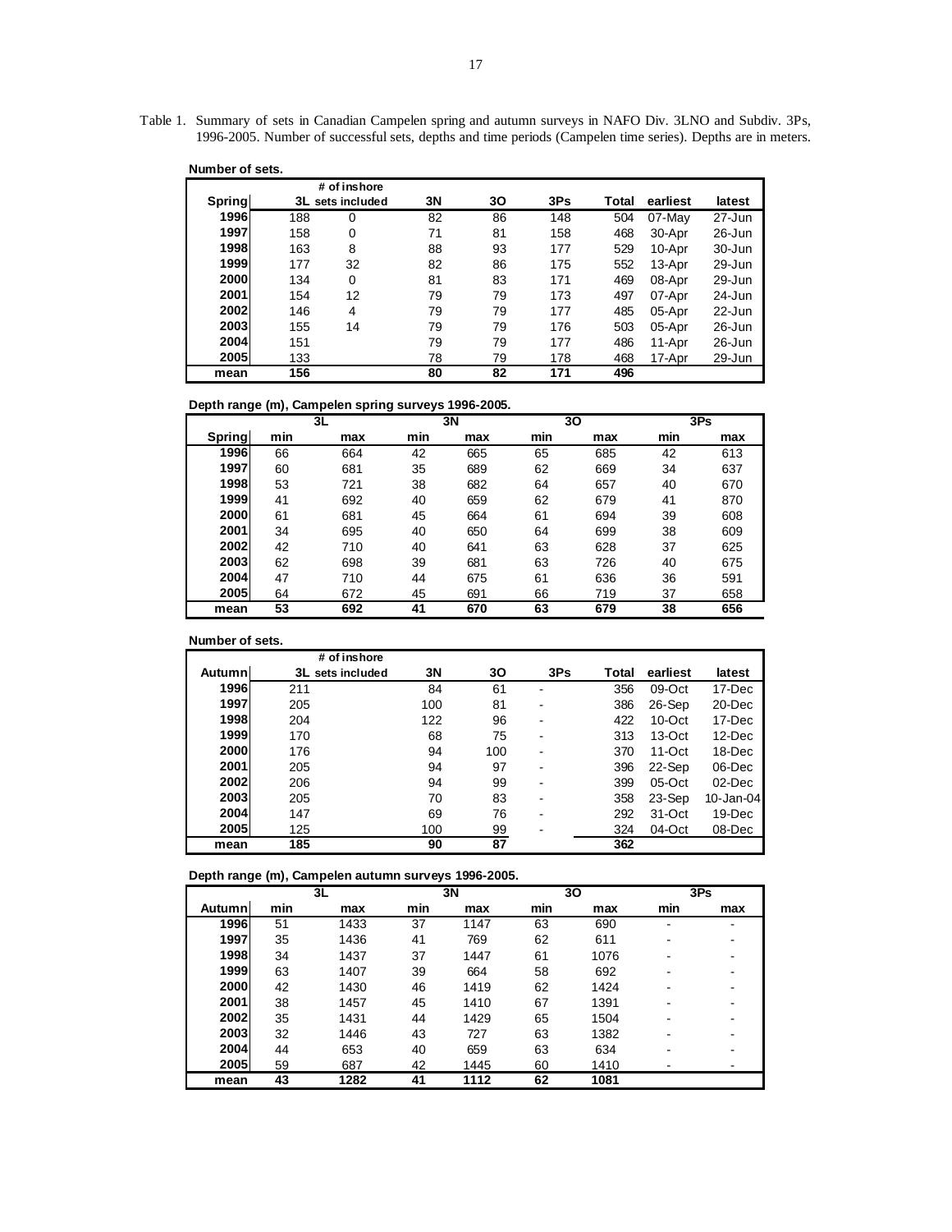Table 1. Summary of sets in Canadian Campelen spring and autumn surveys in NAFO Div. 3LNO and Subdiv. 3Ps, 1996-2005. Number of successful sets, depths and time periods (Campelen time series). Depths are in meters.

**Number of sets.**

| Spring | 3L | # of inshore sets included | 3N | 3O | 3Ps | Total | earliest | latest |
|---|---|---|---|---|---|---|---|---|
| 1996 | 188 | 0 | 82 | 86 | 148 | 504 | 07-May | 27-Jun |
| 1997 | 158 | 0 | 71 | 81 | 158 | 468 | 30-Apr | 26-Jun |
| 1998 | 163 | 8 | 88 | 93 | 177 | 529 | 10-Apr | 30-Jun |
| 1999 | 177 | 32 | 82 | 86 | 175 | 552 | 13-Apr | 29-Jun |
| 2000 | 134 | 0 | 81 | 83 | 171 | 469 | 08-Apr | 29-Jun |
| 2001 | 154 | 12 | 79 | 79 | 173 | 497 | 07-Apr | 24-Jun |
| 2002 | 146 | 4 | 79 | 79 | 177 | 485 | 05-Apr | 22-Jun |
| 2003 | 155 | 14 | 79 | 79 | 176 | 503 | 05-Apr | 26-Jun |
| 2004 | 151 | | 79 | 79 | 177 | 486 | 11-Apr | 26-Jun |
| 2005 | 133 | | 78 | 79 | 178 | 468 | 17-Apr | 29-Jun |
| **mean** | **156** | | **80** | **82** | **171** | **496** | | |

**Depth range (m), Campelen spring surveys 1996-2005.**

| | 3L | | 3N | | 3O | | 3Ps | |
|---|---|---|---|---|---|---|---|---|
| **Spring** | **min** | **max** | **min** | **max** | **min** | **max** | **min** | **max** |
| 1996 | 66 | 664 | 42 | 665 | 65 | 685 | 42 | 613 |
| 1997 | 60 | 681 | 35 | 689 | 62 | 669 | 34 | 637 |
| 1998 | 53 | 721 | 38 | 682 | 64 | 657 | 40 | 670 |
| 1999 | 41 | 692 | 40 | 659 | 62 | 679 | 41 | 870 |
| 2000 | 61 | 681 | 45 | 664 | 61 | 694 | 39 | 608 |
| 2001 | 34 | 695 | 40 | 650 | 64 | 699 | 38 | 609 |
| 2002 | 42 | 710 | 40 | 641 | 63 | 628 | 37 | 625 |
| 2003 | 62 | 698 | 39 | 681 | 63 | 726 | 40 | 675 |
| 2004 | 47 | 710 | 44 | 675 | 61 | 636 | 36 | 591 |
| 2005 | 64 | 672 | 45 | 691 | 66 | 719 | 37 | 658 |
| **mean** | **53** | **692** | **41** | **670** | **63** | **679** | **38** | **656** |

**Number of sets.**

| Autumn | 3L | # of inshore sets included | 3N | 3O | 3Ps | Total | earliest | latest |
|---|---|---|---|---|---|---|---|---|
| 1996 | 211 | | 84 | 61 | - | 356 | 09-Oct | 17-Dec |
| 1997 | 205 | | 100 | 81 | - | 386 | 26-Sep | 20-Dec |
| 1998 | 204 | | 122 | 96 | - | 422 | 10-Oct | 17-Dec |
| 1999 | 170 | | 68 | 75 | - | 313 | 13-Oct | 12-Dec |
| 2000 | 176 | | 94 | 100 | - | 370 | 11-Oct | 18-Dec |
| 2001 | 205 | | 94 | 97 | - | 396 | 22-Sep | 06-Dec |
| 2002 | 206 | | 94 | 99 | - | 399 | 05-Oct | 02-Dec |
| 2003 | 205 | | 70 | 83 | - | 358 | 23-Sep | 10-Jan-04 |
| 2004 | 147 | | 69 | 76 | - | 292 | 31-Oct | 19-Dec |
| 2005 | 125 | | 100 | 99 | - | 324 | 04-Oct | 08-Dec |
| **mean** | **185** | | **90** | **87** | | **362** | | |

**Depth range (m), Campelen autumn surveys 1996-2005.**

| | 3L | | 3N | | 3O | | 3Ps | |
|---|---|---|---|---|---|---|---|---|
| **Autumn** | **min** | **max** | **min** | **max** | **min** | **max** | **min** | **max** |
| 1996 | 51 | 1433 | 37 | 1147 | 63 | 690 | - | - |
| 1997 | 35 | 1436 | 41 | 769 | 62 | 611 | - | - |
| 1998 | 34 | 1437 | 37 | 1447 | 61 | 1076 | - | - |
| 1999 | 63 | 1407 | 39 | 664 | 58 | 692 | - | - |
| 2000 | 42 | 1430 | 46 | 1419 | 62 | 1424 | - | - |
| 2001 | 38 | 1457 | 45 | 1410 | 67 | 1391 | - | - |
| 2002 | 35 | 1431 | 44 | 1429 | 65 | 1504 | - | - |
| 2003 | 32 | 1446 | 43 | 727 | 63 | 1382 | - | - |
| 2004 | 44 | 653 | 40 | 659 | 63 | 634 | - | - |
| 2005 | 59 | 687 | 42 | 1445 | 60 | 1410 | - | - |
| **mean** | **43** | **1282** | **41** | **1112** | **62** | **1081** | | |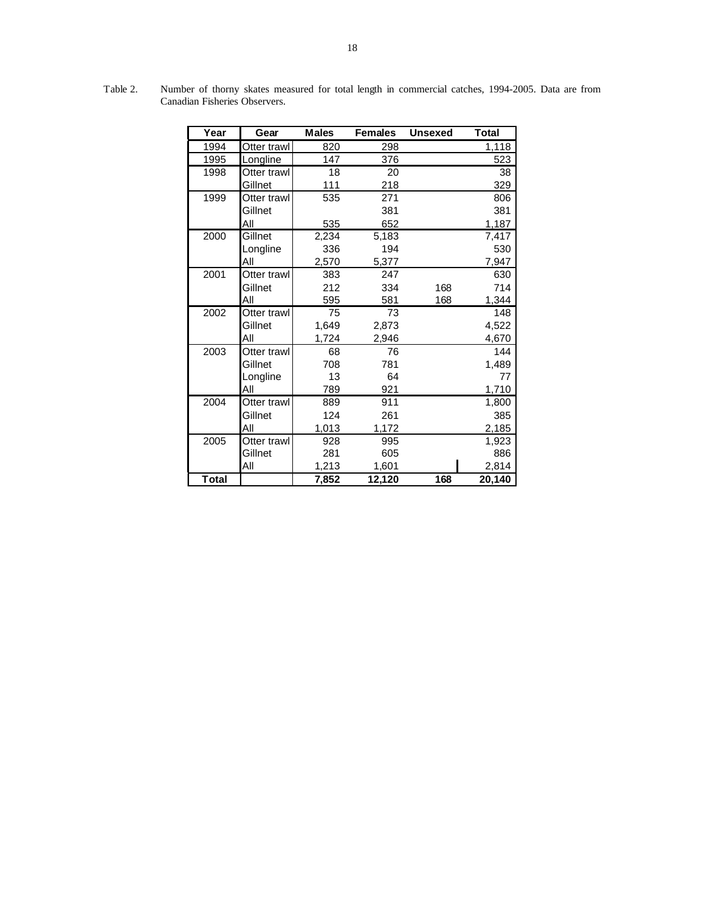Table 2. Number of thorny skates measured for total length in commercial catches, 1994-2005. Data are from Canadian Fisheries Observers.

| Year | Gear | Males | Females | Unsexed | Total |
|---|---|---|---|---|---|
| 1994 | Otter trawl | 820 | 298 | | 1,118 |
| 1995 | Longline | 147 | 376 | | 523 |
| 1998 | Otter trawl | 18 | 20 | | 38 |
| | Gillnet | 111 | 218 | | 329 |
| 1999 | Otter trawl | 535 | 271 | | 806 |
| | Gillnet | | 381 | | 381 |
| | All | 535 | 652 | | 1,187 |
| 2000 | Gillnet | 2,234 | 5,183 | | 7,417 |
| | Longline | 336 | 194 | | 530 |
| | All | 2,570 | 5,377 | | 7,947 |
| 2001 | Otter trawl | 383 | 247 | | 630 |
| | Gillnet | 212 | 334 | 168 | 714 |
| | All | 595 | 581 | 168 | 1,344 |
| 2002 | Otter trawl | 75 | 73 | | 148 |
| | Gillnet | 1,649 | 2,873 | | 4,522 |
| | All | 1,724 | 2,946 | | 4,670 |
| 2003 | Otter trawl | 68 | 76 | | 144 |
| | Gillnet | 708 | 781 | | 1,489 |
| | Longline | 13 | 64 | | 77 |
| | All | 789 | 921 | | 1,710 |
| 2004 | Otter trawl | 889 | 911 | | 1,800 |
| | Gillnet | 124 | 261 | | 385 |
| | All | 1,013 | 1,172 | | 2,185 |
| 2005 | Otter trawl | 928 | 995 | | 1,923 |
| | Gillnet | 281 | 605 | | 886 |
| | All | 1,213 | 1,601 | | 2,814 |
| **Total** | | **7,852** | **12,120** | **168** | **20,140** |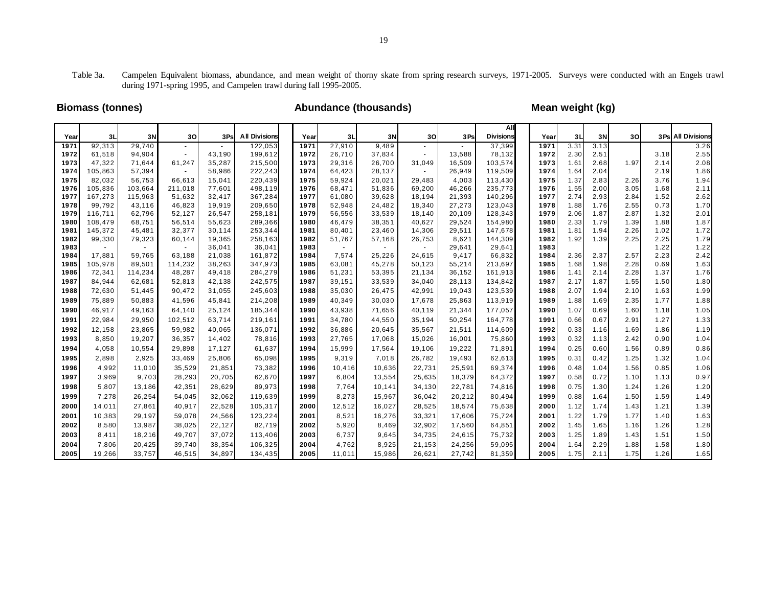Table 3a. Campelen Equivalent biomass, abundance, and mean weight of thorny skate from spring research surveys, 1971-2005. Surveys were conducted with an Engels trawl during 1971-spring 1995, and Campelen trawl during fall 1995-2005.

**Biomass (tonnes)**

| Year | 3L | 3N | 3O | 3Ps | All Divisions |
|---|---|---|---|---|---|
| 1971 | 92,313 | 29,740 | - | - | 122,053 |
| 1972 | 61,518 | 94,904 | - | 43,190 | 199,612 |
| 1973 | 47,322 | 71,644 | 61,247 | 35,287 | 215,500 |
| 1974 | 105,863 | 57,394 | - | 58,986 | 222,243 |
| 1975 | 82,032 | 56,753 | 66,613 | 15,041 | 220,439 |
| 1976 | 105,836 | 103,664 | 211,018 | 77,601 | 498,119 |
| 1977 | 167,273 | 115,963 | 51,632 | 32,417 | 367,284 |
| 1978 | 99,792 | 43,116 | 46,823 | 19,919 | 209,650 |
| 1979 | 116,711 | 62,796 | 52,127 | 26,547 | 258,181 |
| 1980 | 108,479 | 68,751 | 56,514 | 55,623 | 289,366 |
| 1981 | 145,372 | 45,481 | 32,377 | 30,114 | 253,344 |
| 1982 | 99,330 | 79,323 | 60,144 | 19,365 | 258,163 |
| 1983 | - | - | - | 36,041 | 36,041 |
| 1984 | 17,881 | 59,765 | 63,188 | 21,038 | 161,872 |
| 1985 | 105,978 | 89,501 | 114,232 | 38,263 | 347,973 |
| 1986 | 72,341 | 114,234 | 48,287 | 49,418 | 284,279 |
| 1987 | 84,944 | 62,681 | 52,813 | 42,138 | 242,575 |
| 1988 | 72,630 | 51,445 | 90,472 | 31,055 | 245,603 |
| 1989 | 75,889 | 50,883 | 41,596 | 45,841 | 214,208 |
| 1990 | 46,917 | 49,163 | 64,140 | 25,124 | 185,344 |
| 1991 | 22,984 | 29,950 | 102,512 | 63,714 | 219,161 |
| 1992 | 12,158 | 23,865 | 59,982 | 40,065 | 136,071 |
| 1993 | 8,850 | 19,207 | 36,357 | 14,402 | 78,816 |
| 1994 | 4,058 | 10,554 | 29,898 | 17,127 | 61,637 |
| 1995 | 2,898 | 2,925 | 33,469 | 25,806 | 65,098 |
| 1996 | 4,992 | 11,010 | 35,529 | 21,851 | 73,382 |
| 1997 | 3,969 | 9,703 | 28,293 | 20,705 | 62,670 |
| 1998 | 5,807 | 13,186 | 42,351 | 28,629 | 89,973 |
| 1999 | 7,278 | 26,254 | 54,045 | 32,062 | 119,639 |
| 2000 | 14,011 | 27,861 | 40,917 | 22,528 | 105,317 |
| 2001 | 10,383 | 29,197 | 59,078 | 24,566 | 123,224 |
| 2002 | 8,580 | 13,987 | 38,025 | 22,127 | 82,719 |
| 2003 | 8,411 | 18,216 | 49,707 | 37,072 | 113,406 |
| 2004 | 7,806 | 20,425 | 39,740 | 38,354 | 106,325 |
| 2005 | 19,266 | 33,757 | 46,515 | 34,897 | 134,435 |

**Abundance (thousands)**

| Year | 3L | 3N | 3O | 3Ps | All Divisions |
|---|---|---|---|---|---|
| 1971 | 27,910 | 9,489 | - | - | 37,399 |
| 1972 | 26,710 | 37,834 | - | 13,588 | 78,132 |
| 1973 | 29,316 | 26,700 | 31,049 | 16,509 | 103,574 |
| 1974 | 64,423 | 28,137 | - | 26,949 | 119,509 |
| 1975 | 59,924 | 20,021 | 29,483 | 4,003 | 113,430 |
| 1976 | 68,471 | 51,836 | 69,200 | 46,266 | 235,773 |
| 1977 | 61,080 | 39,628 | 18,194 | 21,393 | 140,296 |
| 1978 | 52,948 | 24,482 | 18,340 | 27,273 | 123,043 |
| 1979 | 56,556 | 33,539 | 18,140 | 20,109 | 128,343 |
| 1980 | 46,479 | 38,351 | 40,627 | 29,524 | 154,980 |
| 1981 | 80,401 | 23,460 | 14,306 | 29,511 | 147,678 |
| 1982 | 51,767 | 57,168 | 26,753 | 8,621 | 144,309 |
| 1983 | - | - | - | 29,641 | 29,641 |
| 1984 | 7,574 | 25,226 | 24,615 | 9,417 | 66,832 |
| 1985 | 63,081 | 45,278 | 50,123 | 55,214 | 213,697 |
| 1986 | 51,231 | 53,395 | 21,134 | 36,152 | 161,913 |
| 1987 | 39,151 | 33,539 | 34,040 | 28,113 | 134,842 |
| 1988 | 35,030 | 26,475 | 42,991 | 19,043 | 123,539 |
| 1989 | 40,349 | 30,030 | 17,678 | 25,863 | 113,919 |
| 1990 | 43,938 | 71,656 | 40,119 | 21,344 | 177,057 |
| 1991 | 34,780 | 44,550 | 35,194 | 50,254 | 164,778 |
| 1992 | 36,886 | 20,645 | 35,567 | 21,511 | 114,609 |
| 1993 | 27,765 | 17,068 | 15,026 | 16,001 | 75,860 |
| 1994 | 15,999 | 17,564 | 19,106 | 19,222 | 71,891 |
| 1995 | 9,319 | 7,018 | 26,782 | 19,493 | 62,613 |
| 1996 | 10,416 | 10,636 | 22,731 | 25,591 | 69,374 |
| 1997 | 6,804 | 13,554 | 25,635 | 18,379 | 64,372 |
| 1998 | 7,764 | 10,141 | 34,130 | 22,781 | 74,816 |
| 1999 | 8,273 | 15,967 | 36,042 | 20,212 | 80,494 |
| 2000 | 12,512 | 16,027 | 28,525 | 18,574 | 75,638 |
| 2001 | 8,521 | 16,276 | 33,321 | 17,606 | 75,724 |
| 2002 | 5,920 | 8,469 | 32,902 | 17,560 | 64,851 |
| 2003 | 6,737 | 9,645 | 34,735 | 24,615 | 75,732 |
| 2004 | 4,762 | 8,925 | 21,153 | 24,256 | 59,095 |
| 2005 | 11,011 | 15,986 | 26,621 | 27,742 | 81,359 |

**Mean weight (kg)**

| Year | 3L | 3N | 3O | 3Ps | All Divisions |
|---|---|---|---|---|---|
| 1971 | 3.31 | 3.13 | | | 3.26 |
| 1972 | 2.30 | 2.51 | | 3.18 | 2.55 |
| 1973 | 1.61 | 2.68 | 1.97 | 2.14 | 2.08 |
| 1974 | 1.64 | 2.04 | | 2.19 | 1.86 |
| 1975 | 1.37 | 2.83 | 2.26 | 3.76 | 1.94 |
| 1976 | 1.55 | 2.00 | 3.05 | 1.68 | 2.11 |
| 1977 | 2.74 | 2.93 | 2.84 | 1.52 | 2.62 |
| 1978 | 1.88 | 1.76 | 2.55 | 0.73 | 1.70 |
| 1979 | 2.06 | 1.87 | 2.87 | 1.32 | 2.01 |
| 1980 | 2.33 | 1.79 | 1.39 | 1.88 | 1.87 |
| 1981 | 1.81 | 1.94 | 2.26 | 1.02 | 1.72 |
| 1982 | 1.92 | 1.39 | 2.25 | 2.25 | 1.79 |
| 1983 | | | | 1.22 | 1.22 |
| 1984 | 2.36 | 2.37 | 2.57 | 2.23 | 2.42 |
| 1985 | 1.68 | 1.98 | 2.28 | 0.69 | 1.63 |
| 1986 | 1.41 | 2.14 | 2.28 | 1.37 | 1.76 |
| 1987 | 2.17 | 1.87 | 1.55 | 1.50 | 1.80 |
| 1988 | 2.07 | 1.94 | 2.10 | 1.63 | 1.99 |
| 1989 | 1.88 | 1.69 | 2.35 | 1.77 | 1.88 |
| 1990 | 1.07 | 0.69 | 1.60 | 1.18 | 1.05 |
| 1991 | 0.66 | 0.67 | 2.91 | 1.27 | 1.33 |
| 1992 | 0.33 | 1.16 | 1.69 | 1.86 | 1.19 |
| 1993 | 0.32 | 1.13 | 2.42 | 0.90 | 1.04 |
| 1994 | 0.25 | 0.60 | 1.56 | 0.89 | 0.86 |
| 1995 | 0.31 | 0.42 | 1.25 | 1.32 | 1.04 |
| 1996 | 0.48 | 1.04 | 1.56 | 0.85 | 1.06 |
| 1997 | 0.58 | 0.72 | 1.10 | 1.13 | 0.97 |
| 1998 | 0.75 | 1.30 | 1.24 | 1.26 | 1.20 |
| 1999 | 0.88 | 1.64 | 1.50 | 1.59 | 1.49 |
| 2000 | 1.12 | 1.74 | 1.43 | 1.21 | 1.39 |
| 2001 | 1.22 | 1.79 | 1.77 | 1.40 | 1.63 |
| 2002 | 1.45 | 1.65 | 1.16 | 1.26 | 1.28 |
| 2003 | 1.25 | 1.89 | 1.43 | 1.51 | 1.50 |
| 2004 | 1.64 | 2.29 | 1.88 | 1.58 | 1.80 |
| 2005 | 1.75 | 2.11 | 1.75 | 1.26 | 1.65 |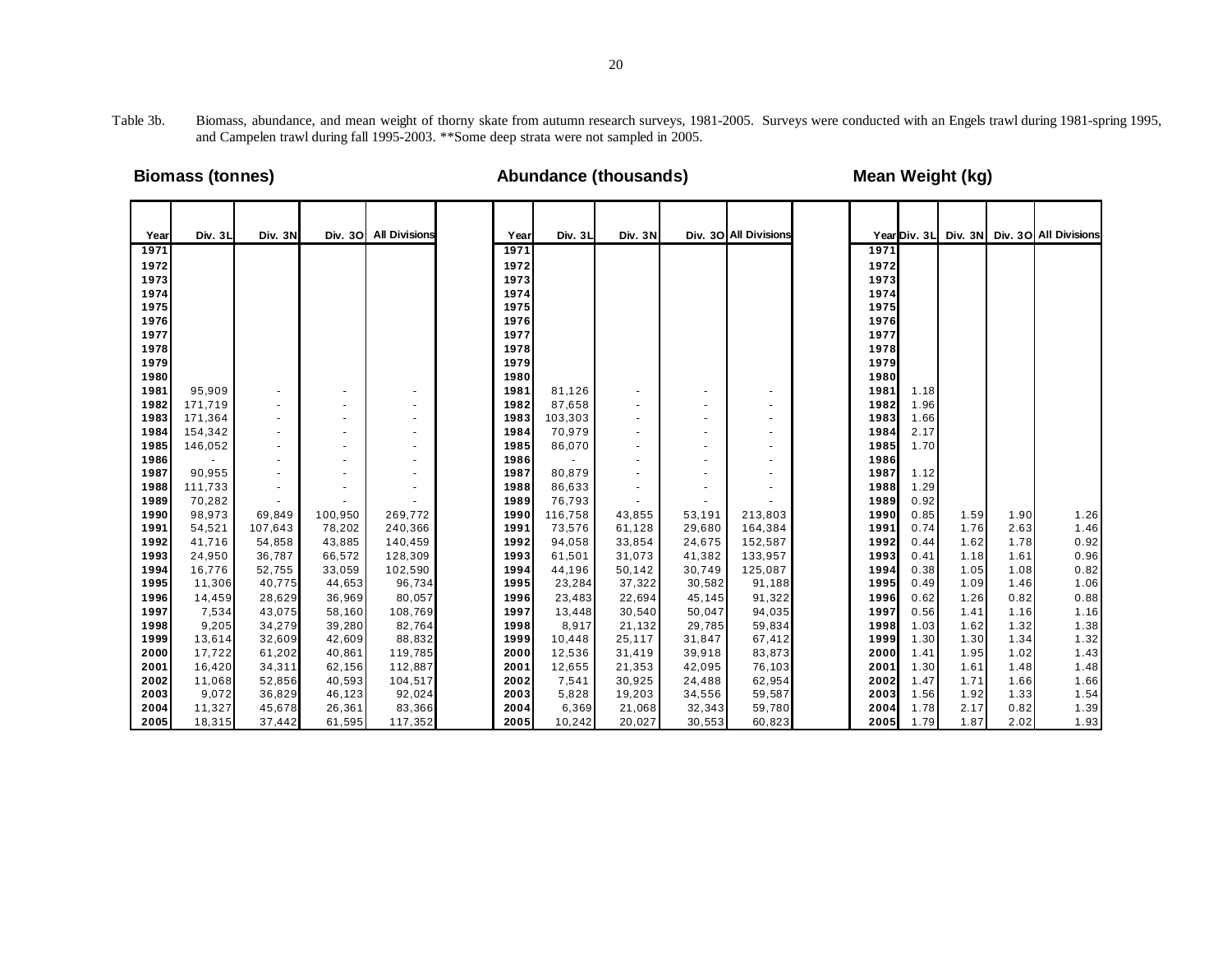Table 3b. Biomass, abundance, and mean weight of thorny skate from autumn research surveys, 1981-2005. Surveys were conducted with an Engels trawl during 1981-spring 1995, and Campelen trawl during fall 1995-2003. **Some deep strata were not sampled in 2005.

**Biomass (tonnes)**

| Year | Div. 3L | Div. 3N | Div. 3O | All Divisions |
|---|---|---|---|---|
| 1971 | | | | |
| 1972 | | | | |
| 1973 | | | | |
| 1974 | | | | |
| 1975 | | | | |
| 1976 | | | | |
| 1977 | | | | |
| 1978 | | | | |
| 1979 | | | | |
| 1980 | | | | |
| 1981 | 95,909 | - | - | - |
| 1982 | 171,719 | - | - | - |
| 1983 | 171,364 | - | - | - |
| 1984 | 154,342 | - | - | - |
| 1985 | 146,052 | - | - | - |
| 1986 | - | - | - | - |
| 1987 | 90,955 | - | - | - |
| 1988 | 111,733 | - | - | - |
| 1989 | 70,282 | - | - | - |
| 1990 | 98,973 | 69,849 | 100,950 | 269,772 |
| 1991 | 54,521 | 107,643 | 78,202 | 240,366 |
| 1992 | 41,716 | 54,858 | 43,885 | 140,459 |
| 1993 | 24,950 | 36,787 | 66,572 | 128,309 |
| 1994 | 16,776 | 52,755 | 33,059 | 102,590 |
| 1995 | 11,306 | 40,775 | 44,653 | 96,734 |
| 1996 | 14,459 | 28,629 | 36,969 | 80,057 |
| 1997 | 7,534 | 43,075 | 58,160 | 108,769 |
| 1998 | 9,205 | 34,279 | 39,280 | 82,764 |
| 1999 | 13,614 | 32,609 | 42,609 | 88,832 |
| 2000 | 17,722 | 61,202 | 40,861 | 119,785 |
| 2001 | 16,420 | 34,311 | 62,156 | 112,887 |
| 2002 | 11,068 | 52,856 | 40,593 | 104,517 |
| 2003 | 9,072 | 36,829 | 46,123 | 92,024 |
| 2004 | 11,327 | 45,678 | 26,361 | 83,366 |
| 2005 | 18,315 | 37,442 | 61,595 | 117,352 |

**Abundance (thousands)**

| Year | Div. 3L | Div. 3N | Div. 3O | All Divisions |
|---|---|---|---|---|
| 1971 | | | | |
| 1972 | | | | |
| 1973 | | | | |
| 1974 | | | | |
| 1975 | | | | |
| 1976 | | | | |
| 1977 | | | | |
| 1978 | | | | |
| 1979 | | | | |
| 1980 | | | | |
| 1981 | 81,126 | - | - | - |
| 1982 | 87,658 | - | - | - |
| 1983 | 103,303 | - | - | - |
| 1984 | 70,979 | - | - | - |
| 1985 | 86,070 | - | - | - |
| 1986 | - | - | - | - |
| 1987 | 80,879 | - | - | - |
| 1988 | 86,633 | - | - | - |
| 1989 | 76,793 | - | - | - |
| 1990 | 116,758 | 43,855 | 53,191 | 213,803 |
| 1991 | 73,576 | 61,128 | 29,680 | 164,384 |
| 1992 | 94,058 | 33,854 | 24,675 | 152,587 |
| 1993 | 61,501 | 31,073 | 41,382 | 133,957 |
| 1994 | 44,196 | 50,142 | 30,749 | 125,087 |
| 1995 | 23,284 | 37,322 | 30,582 | 91,188 |
| 1996 | 23,483 | 22,694 | 45,145 | 91,322 |
| 1997 | 13,448 | 30,540 | 50,047 | 94,035 |
| 1998 | 8,917 | 21,132 | 29,785 | 59,834 |
| 1999 | 10,448 | 25,117 | 31,847 | 67,412 |
| 2000 | 12,536 | 31,419 | 39,918 | 83,873 |
| 2001 | 12,655 | 21,353 | 42,095 | 76,103 |
| 2002 | 7,541 | 30,925 | 24,488 | 62,954 |
| 2003 | 5,828 | 19,203 | 34,556 | 59,587 |
| 2004 | 6,369 | 21,068 | 32,343 | 59,780 |
| 2005 | 10,242 | 20,027 | 30,553 | 60,823 |

**Mean Weight (kg)**

| Year | Div. 3L | Div. 3N | Div. 3O | All Divisions |
|---|---|---|---|---|
| 1971 | | | | |
| 1972 | | | | |
| 1973 | | | | |
| 1974 | | | | |
| 1975 | | | | |
| 1976 | | | | |
| 1977 | | | | |
| 1978 | | | | |
| 1979 | | | | |
| 1980 | | | | |
| 1981 | 1.18 | | | |
| 1982 | 1.96 | | | |
| 1983 | 1.66 | | | |
| 1984 | 2.17 | | | |
| 1985 | 1.70 | | | |
| 1986 | | | | |
| 1987 | 1.12 | | | |
| 1988 | 1.29 | | | |
| 1989 | 0.92 | | | |
| 1990 | 0.85 | 1.59 | 1.90 | 1.26 |
| 1991 | 0.74 | 1.76 | 2.63 | 1.46 |
| 1992 | 0.44 | 1.62 | 1.78 | 0.92 |
| 1993 | 0.41 | 1.18 | 1.61 | 0.96 |
| 1994 | 0.38 | 1.05 | 1.08 | 0.82 |
| 1995 | 0.49 | 1.09 | 1.46 | 1.06 |
| 1996 | 0.62 | 1.26 | 0.82 | 0.88 |
| 1997 | 0.56 | 1.41 | 1.16 | 1.16 |
| 1998 | 1.03 | 1.62 | 1.32 | 1.38 |
| 1999 | 1.30 | 1.30 | 1.34 | 1.32 |
| 2000 | 1.41 | 1.95 | 1.02 | 1.43 |
| 2001 | 1.30 | 1.61 | 1.48 | 1.48 |
| 2002 | 1.47 | 1.71 | 1.66 | 1.66 |
| 2003 | 1.56 | 1.92 | 1.33 | 1.54 |
| 2004 | 1.78 | 2.17 | 0.82 | 1.39 |
| 2005 | 1.79 | 1.87 | 2.02 | 1.93 |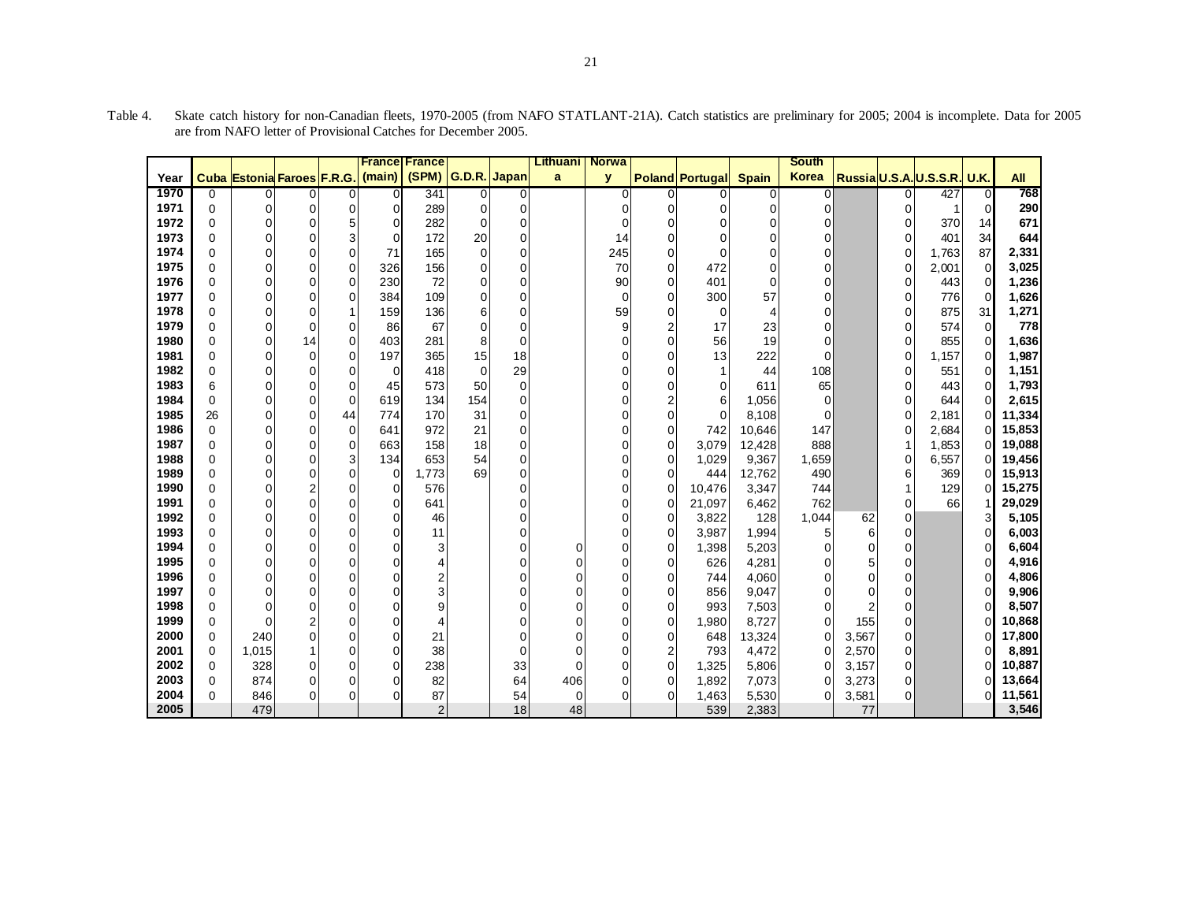Table 4. Skate catch history for non-Canadian fleets, 1970-2005 (from NAFO STATLANT-21A). Catch statistics are preliminary for 2005; 2004 is incomplete. Data for 2005 are from NAFO letter of Provisional Catches for December 2005.

| Year | Cuba | Estonia | Faroes | F.R.G. | France (main) | France (SPM) | G.D.R. | Japan | Lithuania | Norway | Poland | Portugal | Spain | South Korea | Russia | U.S.A. | U.S.S.R. | U.K. | All |
|---|---|---|---|---|---|---|---|---|---|---|---|---|---|---|---|---|---|---|---|
| 1970 | 0 | 0 | 0 | 0 | 0 | 341 | 0 | 0 | | 0 | 0 | 0 | 0 | 0 | | 0 | 427 | 0 | 768 |
| 1971 | 0 | 0 | 0 | 0 | 0 | 289 | 0 | 0 | | 0 | 0 | 0 | 0 | 0 | | 0 | 1 | 0 | 290 |
| 1972 | 0 | 0 | 0 | 5 | 0 | 282 | 0 | 0 | | 0 | 0 | 0 | 0 | 0 | | 0 | 370 | 14 | 671 |
| 1973 | 0 | 0 | 0 | 3 | 0 | 172 | 20 | 0 | | 14 | 0 | 0 | 0 | 0 | | 0 | 401 | 34 | 644 |
| 1974 | 0 | 0 | 0 | 0 | 71 | 165 | 0 | 0 | | 245 | 0 | 0 | 0 | 0 | | 0 | 1,763 | 87 | 2,331 |
| 1975 | 0 | 0 | 0 | 0 | 326 | 156 | 0 | 0 | | 70 | 0 | 472 | 0 | 0 | | 0 | 2,001 | 0 | 3,025 |
| 1976 | 0 | 0 | 0 | 0 | 230 | 72 | 0 | 0 | | 90 | 0 | 401 | 0 | 0 | | 0 | 443 | 0 | 1,236 |
| 1977 | 0 | 0 | 0 | 0 | 384 | 109 | 0 | 0 | | 0 | 0 | 300 | 57 | 0 | | 0 | 776 | 0 | 1,626 |
| 1978 | 0 | 0 | 0 | 1 | 159 | 136 | 6 | 0 | | 59 | 0 | 0 | 4 | 0 | | 0 | 875 | 31 | 1,271 |
| 1979 | 0 | 0 | 0 | 0 | 86 | 67 | 0 | 0 | | 9 | 2 | 17 | 23 | 0 | | 0 | 574 | 0 | 778 |
| 1980 | 0 | 0 | 14 | 0 | 403 | 281 | 8 | 0 | | 0 | 0 | 56 | 19 | 0 | | 0 | 855 | 0 | 1,636 |
| 1981 | 0 | 0 | 0 | 0 | 197 | 365 | 15 | 18 | | 0 | 0 | 13 | 222 | 0 | | 0 | 1,157 | 0 | 1,987 |
| 1982 | 0 | 0 | 0 | 0 | 0 | 418 | 0 | 29 | | 0 | 0 | 1 | 44 | 108 | | 0 | 551 | 0 | 1,151 |
| 1983 | 6 | 0 | 0 | 0 | 45 | 573 | 50 | 0 | | 0 | 0 | 0 | 611 | 65 | | 0 | 443 | 0 | 1,793 |
| 1984 | 0 | 0 | 0 | 0 | 619 | 134 | 154 | 0 | | 0 | 2 | 6 | 1,056 | 0 | | 0 | 644 | 0 | 2,615 |
| 1985 | 26 | 0 | 0 | 44 | 774 | 170 | 31 | 0 | | 0 | 0 | 0 | 8,108 | 0 | | 0 | 2,181 | 0 | 11,334 |
| 1986 | 0 | 0 | 0 | 0 | 641 | 972 | 21 | 0 | | 0 | 0 | 742 | 10,646 | 147 | | 0 | 2,684 | 0 | 15,853 |
| 1987 | 0 | 0 | 0 | 0 | 663 | 158 | 18 | 0 | | 0 | 0 | 3,079 | 12,428 | 888 | | 1 | 1,853 | 0 | 19,088 |
| 1988 | 0 | 0 | 0 | 3 | 134 | 653 | 54 | 0 | | 0 | 0 | 1,029 | 9,367 | 1,659 | | 0 | 6,557 | 0 | 19,456 |
| 1989 | 0 | 0 | 0 | 0 | 0 | 1,773 | 69 | 0 | | 0 | 0 | 444 | 12,762 | 490 | | 6 | 369 | 0 | 15,913 |
| 1990 | 0 | 0 | 2 | 0 | 0 | 576 | | 0 | | 0 | 0 | 10,476 | 3,347 | 744 | | 1 | 129 | 0 | 15,275 |
| 1991 | 0 | 0 | 0 | 0 | 0 | 641 | | 0 | | 0 | 0 | 21,097 | 6,462 | 762 | | 0 | 66 | 1 | 29,029 |
| 1992 | 0 | 0 | 0 | 0 | 0 | 46 | | 0 | | 0 | 0 | 3,822 | 128 | 1,044 | 62 | 0 | | 3 | 5,105 |
| 1993 | 0 | 0 | 0 | 0 | 0 | 11 | | 0 | | 0 | 0 | 3,987 | 1,994 | 5 | 6 | 0 | | 0 | 6,003 |
| 1994 | 0 | 0 | 0 | 0 | 0 | 3 | | 0 | 0 | 0 | 0 | 1,398 | 5,203 | 0 | 0 | 0 | | 0 | 6,604 |
| 1995 | 0 | 0 | 0 | 0 | 0 | 4 | | 0 | 0 | 0 | 0 | 626 | 4,281 | 0 | 5 | 0 | | 0 | 4,916 |
| 1996 | 0 | 0 | 0 | 0 | 0 | 2 | | 0 | 0 | 0 | 0 | 744 | 4,060 | 0 | 0 | 0 | | 0 | 4,806 |
| 1997 | 0 | 0 | 0 | 0 | 0 | 3 | | 0 | 0 | 0 | 0 | 856 | 9,047 | 0 | 0 | 0 | | 0 | 9,906 |
| 1998 | 0 | 0 | 0 | 0 | 0 | 9 | | 0 | 0 | 0 | 0 | 993 | 7,503 | 0 | 2 | 0 | | 0 | 8,507 |
| 1999 | 0 | 0 | 2 | 0 | 0 | 4 | | 0 | 0 | 0 | 0 | 1,980 | 8,727 | 0 | 155 | 0 | | 0 | 10,868 |
| 2000 | 0 | 240 | 0 | 0 | 0 | 21 | | 0 | 0 | 0 | 0 | 648 | 13,324 | 0 | 3,567 | 0 | | 0 | 17,800 |
| 2001 | 0 | 1,015 | 1 | 0 | 0 | 38 | | 0 | 0 | 0 | 2 | 793 | 4,472 | 0 | 2,570 | 0 | | 0 | 8,891 |
| 2002 | 0 | 328 | 0 | 0 | 0 | 238 | | 33 | 0 | 0 | 0 | 1,325 | 5,806 | 0 | 3,157 | 0 | | 0 | 10,887 |
| 2003 | 0 | 874 | 0 | 0 | 0 | 82 | | 64 | 406 | 0 | 0 | 1,892 | 7,073 | 0 | 3,273 | 0 | | 0 | 13,664 |
| 2004 | 0 | 846 | 0 | 0 | 0 | 87 | | 54 | 0 | 0 | 0 | 1,463 | 5,530 | 0 | 3,581 | 0 | | 0 | 11,561 |
| 2005 | | 479 | | | | 2 | | 18 | 48 | | | 539 | 2,383 | | 77 | | | | 3,546 |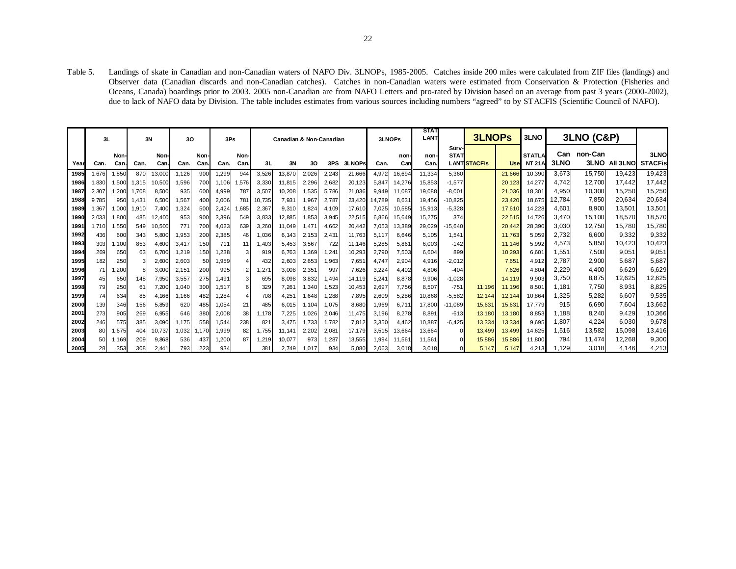Table 5. Landings of skate in Canadian and non-Canadian waters of NAFO Div. 3LNOPs, 1985-2005. Catches inside 200 miles were calculated from ZIF files (landings) and Observer data (Canadian discards and non-Canadian catches). Catches in non-Canadian waters were estimated from Conservation & Protection (Fisheries and Oceans, Canada) boardings prior to 2003. 2005 non-Canadian are from NAFO Letters and pro-rated by Division based on an average from past 3 years (2000-2002), due to lack of NAFO data by Division. The table includes estimates from various sources including numbers "agreed" to by STACFIS (Scientific Council of NAFO).

| | 3L | | 3N | | 3O | | 3Ps | | Canadian & Non-Canadian | | | | | 3LNOPs | | STATLANT | | 3LNOPs | | 3LNO | 3LNO (C&P) | | | |
|---|---|---|---|---|---|---|---|---|---|---|---|---|---|---|---|---|---|---|---|---|---|---|---|---|
| Year | Can. | Non-Can. | Can. | Non-Can. | Can. | Non-Can. | Can. | Non-Can. | 3L | 3N | 3O | 3PS | 3LNOPs | Can. | non-Can | non-Can. | Surv-STAT | STATLANT STACFis | Use | STATLANT 21A | Can 3LNO | non-Can 3LNO | All 3LNO | 3LNO STACFis |
| 1985 | 1,676 | 1,850 | 870 | 13,000 | 1,126 | 900 | 1,299 | 944 | 3,526 | 13,870 | 2,026 | 2,243 | 21,666 | 4,972 | 16,694 | 11,334 | 5,360 | | 21,666 | 10,390 | 3,673 | 15,750 | 19,423 | 19,423 |
| 1986 | 1,830 | 1,500 | 1,315 | 10,500 | 1,596 | 700 | 1,106 | 1,576 | 3,330 | 11,815 | 2,296 | 2,682 | 20,123 | 5,847 | 14,276 | 15,853 | -1,577 | | 20,123 | 14,277 | 4,742 | 12,700 | 17,442 | 17,442 |
| 1987 | 2,307 | 1,200 | 1,708 | 8,500 | 935 | 600 | 4,999 | 787 | 3,507 | 10,208 | 1,535 | 5,786 | 21,036 | 9,949 | 11,087 | 19,088 | -8,001 | | 21,036 | 18,301 | 4,950 | 10,300 | 15,250 | 15,250 |
| 1988 | 9,785 | 950 | 1,431 | 6,500 | 1,567 | 400 | 2,006 | 781 | 10,735 | 7,931 | 1,967 | 2,787 | 23,420 | 14,789 | 8,631 | 19,456 | -10,825 | | 23,420 | 18,675 | 12,784 | 7,850 | 20,634 | 20,634 |
| 1989 | 1,367 | 1,000 | 1,910 | 7,400 | 1,324 | 500 | 2,424 | 1,685 | 2,367 | 9,310 | 1,824 | 4,109 | 17,610 | 7,025 | 10,585 | 15,913 | -5,328 | | 17,610 | 14,228 | 4,601 | 8,900 | 13,501 | 13,501 |
| 1990 | 2,033 | 1,800 | 485 | 12,400 | 953 | 900 | 3,396 | 549 | 3,833 | 12,885 | 1,853 | 3,945 | 22,515 | 6,866 | 15,649 | 15,275 | 374 | | 22,515 | 14,726 | 3,470 | 15,100 | 18,570 | 18,570 |
| 1991 | 1,710 | 1,550 | 549 | 10,500 | 771 | 700 | 4,023 | 639 | 3,260 | 11,049 | 1,471 | 4,662 | 20,442 | 7,053 | 13,389 | 29,029 | -15,640 | | 20,442 | 28,390 | 3,030 | 12,750 | 15,780 | 15,780 |
| 1992 | 436 | 600 | 343 | 5,800 | 1,953 | 200 | 2,385 | 46 | 1,036 | 6,143 | 2,153 | 2,431 | 11,763 | 5,117 | 6,646 | 5,105 | 1,541 | | 11,763 | 5,059 | 2,732 | 6,600 | 9,332 | 9,332 |
| 1993 | 303 | 1,100 | 853 | 4,600 | 3,417 | 150 | 711 | 11 | 1,403 | 5,453 | 3,567 | 722 | 11,146 | 5,285 | 5,861 | 6,003 | -142 | | 11,146 | 5,992 | 4,573 | 5,850 | 10,423 | 10,423 |
| 1994 | 269 | 650 | 63 | 6,700 | 1,219 | 150 | 1,238 | 3 | 919 | 6,763 | 1,369 | 1,241 | 10,293 | 2,790 | 7,503 | 6,604 | 899 | | 10,293 | 6,601 | 1,551 | 7,500 | 9,051 | 9,051 |
| 1995 | 182 | 250 | 3 | 2,600 | 2,603 | 50 | 1,959 | 4 | 432 | 2,603 | 2,653 | 1,963 | 7,651 | 4,747 | 2,904 | 4,916 | -2,012 | | 7,651 | 4,912 | 2,787 | 2,900 | 5,687 | 5,687 |
| 1996 | 71 | 1,200 | 8 | 3,000 | 2,151 | 200 | 995 | 2 | 1,271 | 3,008 | 2,351 | 997 | 7,626 | 3,224 | 4,402 | 4,806 | -404 | | 7,626 | 4,804 | 2,229 | 4,400 | 6,629 | 6,629 |
| 1997 | 45 | 650 | 148 | 7,950 | 3,557 | 275 | 1,491 | 3 | 695 | 8,098 | 3,832 | 1,494 | 14,119 | 5,241 | 8,878 | 9,906 | -1,028 | | 14,119 | 9,903 | 3,750 | 8,875 | 12,625 | 12,625 |
| 1998 | 79 | 250 | 61 | 7,200 | 1,040 | 300 | 1,517 | 6 | 329 | 7,261 | 1,340 | 1,523 | 10,453 | 2,697 | 7,756 | 8,507 | -751 | 11,196 | 11,196 | 8,501 | 1,181 | 7,750 | 8,931 | 8,825 |
| 1999 | 74 | 634 | 85 | 4,166 | 1,166 | 482 | 1,284 | 4 | 708 | 4,251 | 1,648 | 1,288 | 7,895 | 2,609 | 5,286 | 10,868 | -5,582 | 12,144 | 12,144 | 10,864 | 1,325 | 5,282 | 6,607 | 9,535 |
| 2000 | 139 | 346 | 156 | 5,859 | 620 | 485 | 1,054 | 21 | 485 | 6,015 | 1,104 | 1,075 | 8,680 | 1,969 | 6,711 | 17,800 | -11,089 | 15,631 | 15,631 | 17,779 | 915 | 6,690 | 7,604 | 13,662 |
| 2001 | 273 | 905 | 269 | 6,955 | 646 | 380 | 2,008 | 38 | 1,178 | 7,225 | 1,026 | 2,046 | 11,475 | 3,196 | 8,278 | 8,891 | -613 | 13,180 | 13,180 | 8,853 | 1,188 | 8,240 | 9,429 | 10,366 |
| 2002 | 246 | 575 | 385 | 3,090 | 1,175 | 558 | 1,544 | 238 | 821 | 3,475 | 1,733 | 1,782 | 7,812 | 3,350 | 4,462 | 10,887 | -6,425 | 13,334 | 13,334 | 9,695 | 1,807 | 4,224 | 6,030 | 9,678 |
| 2003 | 80 | 1,675 | 404 | 10,737 | 1,032 | 1,170 | 1,999 | 82 | 1,755 | 11,141 | 2,202 | 2,081 | 17,179 | 3,515 | 13,664 | 13,664 | 0 | 13,499 | 13,499 | 14,625 | 1,516 | 13,582 | 15,098 | 13,416 |
| 2004 | 50 | 1,169 | 209 | 9,868 | 536 | 437 | 1,200 | 87 | 1,219 | 10,077 | 973 | 1,287 | 13,555 | 1,994 | 11,561 | 11,561 | 0 | 15,886 | 15,886 | 11,800 | 794 | 11,474 | 12,268 | 9,300 |
| 2005 | 28 | 353 | 308 | 2,441 | 793 | 223 | 934 | | 381 | 2,749 | 1,017 | 934 | 5,080 | 2,063 | 3,018 | 3,018 | 0 | 5,147 | 5,147 | 4,213 | 1,129 | 3,018 | 4,146 | 4,213 |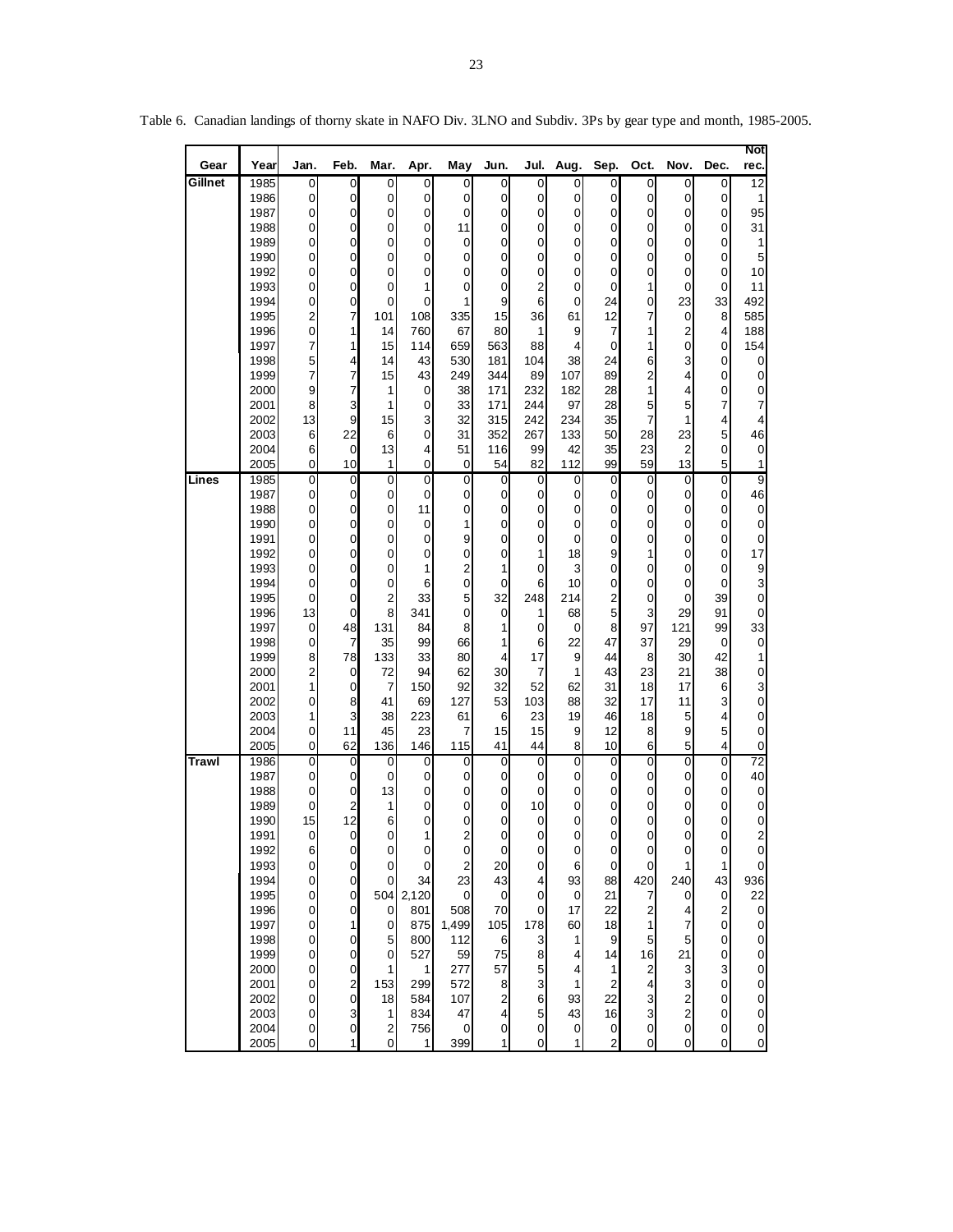Table 6. Canadian landings of thorny skate in NAFO Div. 3LNO and Subdiv. 3Ps by gear type and month, 1985-2005.

| Gear | Year | Jan. | Feb. | Mar. | Apr. | May | Jun. | Jul. | Aug. | Sep. | Oct. | Nov. | Dec. | Not rec. |
|---|---|---|---|---|---|---|---|---|---|---|---|---|---|---|
| Gillnet | 1985 | 0 | 0 | 0 | 0 | 0 | 0 | 0 | 0 | 0 | 0 | 0 | 0 | 12 |
| | 1986 | 0 | 0 | 0 | 0 | 0 | 0 | 0 | 0 | 0 | 0 | 0 | 0 | 1 |
| | 1987 | 0 | 0 | 0 | 0 | 0 | 0 | 0 | 0 | 0 | 0 | 0 | 0 | 95 |
| | 1988 | 0 | 0 | 0 | 0 | 11 | 0 | 0 | 0 | 0 | 0 | 0 | 0 | 31 |
| | 1989 | 0 | 0 | 0 | 0 | 0 | 0 | 0 | 0 | 0 | 0 | 0 | 0 | 1 |
| | 1990 | 0 | 0 | 0 | 0 | 0 | 0 | 0 | 0 | 0 | 0 | 0 | 0 | 5 |
| | 1992 | 0 | 0 | 0 | 0 | 0 | 0 | 0 | 0 | 0 | 0 | 0 | 0 | 10 |
| | 1993 | 0 | 0 | 0 | 1 | 0 | 0 | 2 | 0 | 0 | 1 | 0 | 0 | 11 |
| | 1994 | 0 | 0 | 0 | 0 | 1 | 9 | 6 | 0 | 24 | 0 | 23 | 33 | 492 |
| | 1995 | 2 | 7 | 101 | 108 | 335 | 15 | 36 | 61 | 12 | 7 | 0 | 8 | 585 |
| | 1996 | 0 | 1 | 14 | 760 | 67 | 80 | 1 | 9 | 7 | 1 | 2 | 4 | 188 |
| | 1997 | 7 | 1 | 15 | 114 | 659 | 563 | 88 | 4 | 0 | 1 | 0 | 0 | 154 |
| | 1998 | 5 | 4 | 14 | 43 | 530 | 181 | 104 | 38 | 24 | 6 | 3 | 0 | 0 |
| | 1999 | 7 | 7 | 15 | 43 | 249 | 344 | 89 | 107 | 89 | 2 | 4 | 0 | 0 |
| | 2000 | 9 | 7 | 1 | 0 | 38 | 171 | 232 | 182 | 28 | 1 | 4 | 0 | 0 |
| | 2001 | 8 | 3 | 1 | 0 | 33 | 171 | 244 | 97 | 28 | 5 | 5 | 7 | 7 |
| | 2002 | 13 | 9 | 15 | 3 | 32 | 315 | 242 | 234 | 35 | 7 | 1 | 4 | 4 |
| | 2003 | 6 | 22 | 6 | 0 | 31 | 352 | 267 | 133 | 50 | 28 | 23 | 5 | 46 |
| | 2004 | 6 | 0 | 13 | 4 | 51 | 116 | 99 | 42 | 35 | 23 | 2 | 0 | 0 |
| | 2005 | 0 | 10 | 1 | 0 | 0 | 54 | 82 | 112 | 99 | 59 | 13 | 5 | 1 |
| Lines | 1985 | 0 | 0 | 0 | 0 | 0 | 0 | 0 | 0 | 0 | 0 | 0 | 0 | 9 |
| | 1987 | 0 | 0 | 0 | 0 | 0 | 0 | 0 | 0 | 0 | 0 | 0 | 0 | 46 |
| | 1988 | 0 | 0 | 0 | 11 | 0 | 0 | 0 | 0 | 0 | 0 | 0 | 0 | 0 |
| | 1990 | 0 | 0 | 0 | 0 | 1 | 0 | 0 | 0 | 0 | 0 | 0 | 0 | 0 |
| | 1991 | 0 | 0 | 0 | 0 | 9 | 0 | 0 | 0 | 0 | 0 | 0 | 0 | 0 |
| | 1992 | 0 | 0 | 0 | 0 | 0 | 0 | 1 | 18 | 9 | 1 | 0 | 0 | 17 |
| | 1993 | 0 | 0 | 0 | 1 | 2 | 1 | 0 | 3 | 0 | 0 | 0 | 0 | 9 |
| | 1994 | 0 | 0 | 0 | 6 | 0 | 0 | 6 | 10 | 0 | 0 | 0 | 0 | 3 |
| | 1995 | 0 | 0 | 2 | 33 | 5 | 32 | 248 | 214 | 2 | 0 | 0 | 39 | 0 |
| | 1996 | 13 | 0 | 8 | 341 | 0 | 0 | 1 | 68 | 5 | 3 | 29 | 91 | 0 |
| | 1997 | 0 | 48 | 131 | 84 | 8 | 1 | 0 | 0 | 8 | 97 | 121 | 99 | 33 |
| | 1998 | 0 | 7 | 35 | 99 | 66 | 1 | 6 | 22 | 47 | 37 | 29 | 0 | 0 |
| | 1999 | 8 | 78 | 133 | 33 | 80 | 4 | 17 | 9 | 44 | 8 | 30 | 42 | 1 |
| | 2000 | 2 | 0 | 72 | 94 | 62 | 30 | 7 | 1 | 43 | 23 | 21 | 38 | 0 |
| | 2001 | 1 | 0 | 7 | 150 | 92 | 32 | 52 | 62 | 31 | 18 | 17 | 6 | 3 |
| | 2002 | 0 | 8 | 41 | 69 | 127 | 53 | 103 | 88 | 32 | 17 | 11 | 3 | 0 |
| | 2003 | 1 | 3 | 38 | 223 | 61 | 6 | 23 | 19 | 46 | 18 | 5 | 4 | 0 |
| | 2004 | 0 | 11 | 45 | 23 | 7 | 15 | 15 | 9 | 12 | 8 | 9 | 5 | 0 |
| | 2005 | 0 | 62 | 136 | 146 | 115 | 41 | 44 | 8 | 10 | 6 | 5 | 4 | 0 |
| Trawl | 1986 | 0 | 0 | 0 | 0 | 0 | 0 | 0 | 0 | 0 | 0 | 0 | 0 | 72 |
| | 1987 | 0 | 0 | 0 | 0 | 0 | 0 | 0 | 0 | 0 | 0 | 0 | 0 | 40 |
| | 1988 | 0 | 0 | 13 | 0 | 0 | 0 | 0 | 0 | 0 | 0 | 0 | 0 | 0 |
| | 1989 | 0 | 2 | 1 | 0 | 0 | 0 | 10 | 0 | 0 | 0 | 0 | 0 | 0 |
| | 1990 | 15 | 12 | 6 | 0 | 0 | 0 | 0 | 0 | 0 | 0 | 0 | 0 | 0 |
| | 1991 | 0 | 0 | 0 | 1 | 2 | 0 | 0 | 0 | 0 | 0 | 0 | 0 | 2 |
| | 1992 | 6 | 0 | 0 | 0 | 0 | 0 | 0 | 0 | 0 | 0 | 0 | 0 | 0 |
| | 1993 | 0 | 0 | 0 | 0 | 2 | 20 | 0 | 6 | 0 | 0 | 1 | 1 | 0 |
| | 1994 | 0 | 0 | 0 | 34 | 23 | 43 | 4 | 93 | 88 | 420 | 240 | 43 | 936 |
| | 1995 | 0 | 0 | 504 | 2,120 | 0 | 0 | 0 | 0 | 21 | 7 | 0 | 0 | 22 |
| | 1996 | 0 | 0 | 0 | 801 | 508 | 70 | 0 | 17 | 22 | 2 | 4 | 2 | 0 |
| | 1997 | 0 | 1 | 0 | 875 | 1,499 | 105 | 178 | 60 | 18 | 1 | 7 | 0 | 0 |
| | 1998 | 0 | 0 | 5 | 800 | 112 | 6 | 3 | 1 | 9 | 5 | 5 | 0 | 0 |
| | 1999 | 0 | 0 | 0 | 527 | 59 | 75 | 8 | 4 | 14 | 16 | 21 | 0 | 0 |
| | 2000 | 0 | 0 | 1 | 1 | 277 | 57 | 5 | 4 | 1 | 2 | 3 | 3 | 0 |
| | 2001 | 0 | 2 | 153 | 299 | 572 | 8 | 3 | 1 | 2 | 4 | 3 | 0 | 0 |
| | 2002 | 0 | 0 | 18 | 584 | 107 | 2 | 6 | 93 | 22 | 3 | 2 | 0 | 0 |
| | 2003 | 0 | 3 | 1 | 834 | 47 | 4 | 5 | 43 | 16 | 3 | 2 | 0 | 0 |
| | 2004 | 0 | 0 | 2 | 756 | 0 | 0 | 0 | 0 | 0 | 0 | 0 | 0 | 0 |
| | 2005 | 0 | 1 | 0 | 1 | 399 | 1 | 0 | 1 | 2 | 0 | 0 | 0 | 0 |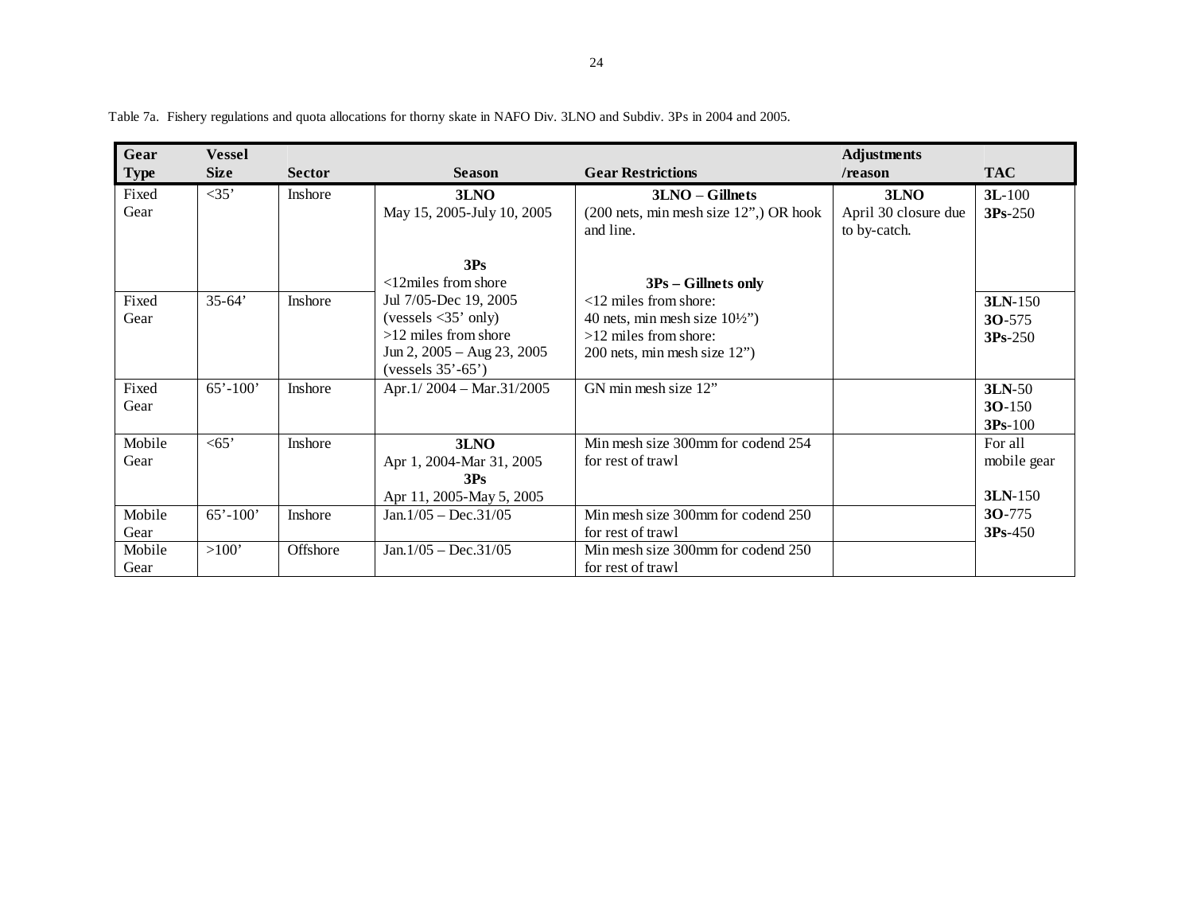Table 7a. Fishery regulations and quota allocations for thorny skate in NAFO Div. 3LNO and Subdiv. 3Ps in 2004 and 2005.

| Gear Type | Vessel Size | Sector | Season | Gear Restrictions | Adjustments /reason | TAC |
|---|---|---|---|---|---|---|
| Fixed Gear | <35' | Inshore | **3LNO**<br>May 15, 2005-July 10, 2005<br><br>**3Ps**<br><12miles from shore<br>Jul 7/05-Dec 19, 2005<br>(vessels <35' only)<br>>12 miles from shore<br>Jun 2, 2005 – Aug 23, 2005<br>(vessels 35'-65') | **3LNO – Gillnets**<br>(200 nets, min mesh size 12",) OR hook and line.<br><br>**3Ps – Gillnets only**<br><12 miles from shore:<br>40 nets, min mesh size 10½")<br>>12 miles from shore:<br>200 nets, min mesh size 12") | **3LNO**<br>April 30 closure due to by-catch. | **3L**-100<br>**3Ps**-250 |
| Fixed Gear | 35-64' | Inshore | | | | **3LN**-150<br>**3O**-575<br>**3Ps**-250 |
| Fixed Gear | 65'-100' | Inshore | Apr.1/ 2004 – Mar.31/2005 | GN min mesh size 12" | | **3LN**-50<br>**3O**-150<br>**3Ps**-100 |
| Mobile Gear | <65' | Inshore | **3LNO**<br>Apr 1, 2004-Mar 31, 2005<br>**3Ps**<br>Apr 11, 2005-May 5, 2005 | Min mesh size 300mm for codend 254 for rest of trawl | | For all mobile gear<br><br>**3LN**-150<br>**3O**-775<br>**3Ps**-450 |
| Mobile Gear | 65'-100' | Inshore | Jan.1/05 – Dec.31/05 | Min mesh size 300mm for codend 250 for rest of trawl | | |
| Mobile Gear | >100' | Offshore | Jan.1/05 – Dec.31/05 | Min mesh size 300mm for codend 250 for rest of trawl | | |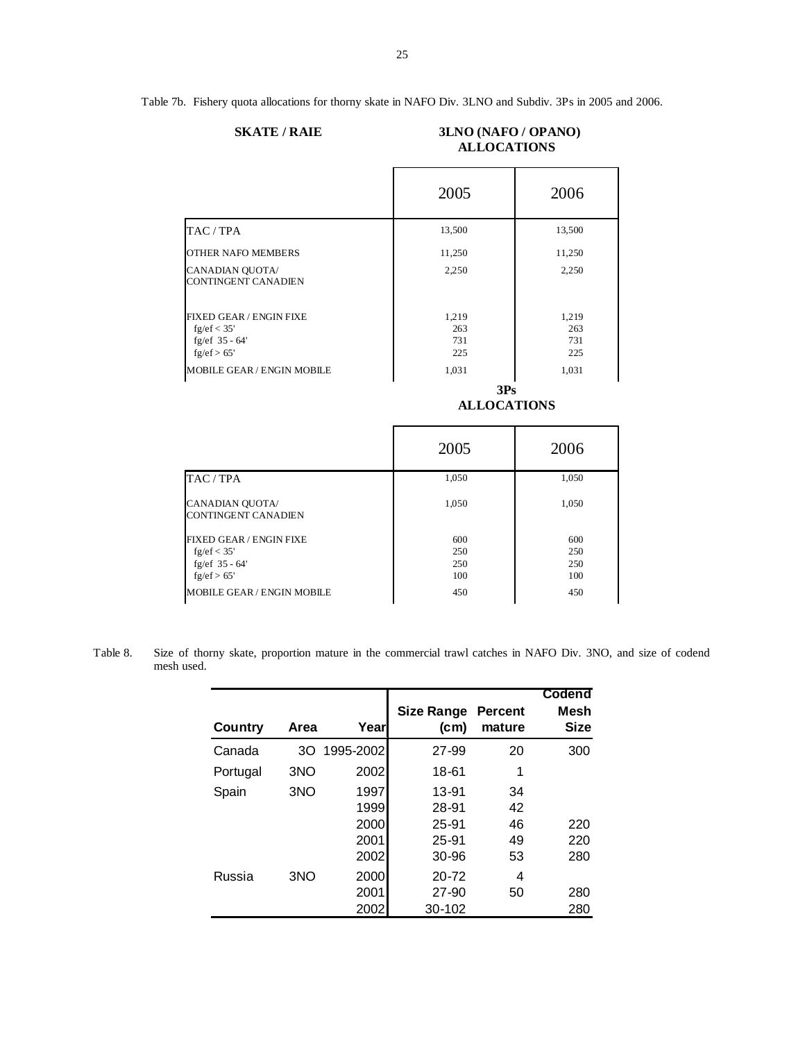Table 7b. Fishery quota allocations for thorny skate in NAFO Div. 3LNO and Subdiv. 3Ps in 2005 and 2006.

**SKATE / RAIE**

**3LNO (NAFO / OPANO) ALLOCATIONS**

| | 2005 | 2006 |
|---|---|---|
| TAC / TPA | 13,500 | 13,500 |
| OTHER NAFO MEMBERS | 11,250 | 11,250 |
| CANADIAN QUOTA/ CONTINGENT CANADIEN | 2,250 | 2,250 |
| FIXED GEAR / ENGIN FIXE | 1,219 | 1,219 |
| fg/ef < 35' | 263 | 263 |
| fg/ef 35 - 64' | 731 | 731 |
| fg/ef > 65' | 225 | 225 |
| MOBILE GEAR / ENGIN MOBILE | 1,031 | 1,031 |

**3Ps ALLOCATIONS**

| | 2005 | 2006 |
|---|---|---|
| TAC / TPA | 1,050 | 1,050 |
| CANADIAN QUOTA/ CONTINGENT CANADIEN | 1,050 | 1,050 |
| FIXED GEAR / ENGIN FIXE | 600 | 600 |
| fg/ef < 35' | 250 | 250 |
| fg/ef 35 - 64' | 250 | 250 |
| fg/ef > 65' | 100 | 100 |
| MOBILE GEAR / ENGIN MOBILE | 450 | 450 |

Table 8. Size of thorny skate, proportion mature in the commercial trawl catches in NAFO Div. 3NO, and size of codend mesh used.

| Country | Area | Year | Size Range (cm) | Percent mature | Codend Mesh Size |
|---|---|---|---|---|---|
| Canada | 3O | 1995-2002 | 27-99 | 20 | 300 |
| Portugal | 3NO | 2002 | 18-61 | 1 | |
| Spain | 3NO | 1997 | 13-91 | 34 | |
| | | 1999 | 28-91 | 42 | |
| | | 2000 | 25-91 | 46 | 220 |
| | | 2001 | 25-91 | 49 | 220 |
| | | 2002 | 30-96 | 53 | 280 |
| Russia | 3NO | 2000 | 20-72 | 4 | |
| | | 2001 | 27-90 | 50 | 280 |
| | | 2002 | 30-102 | | 280 |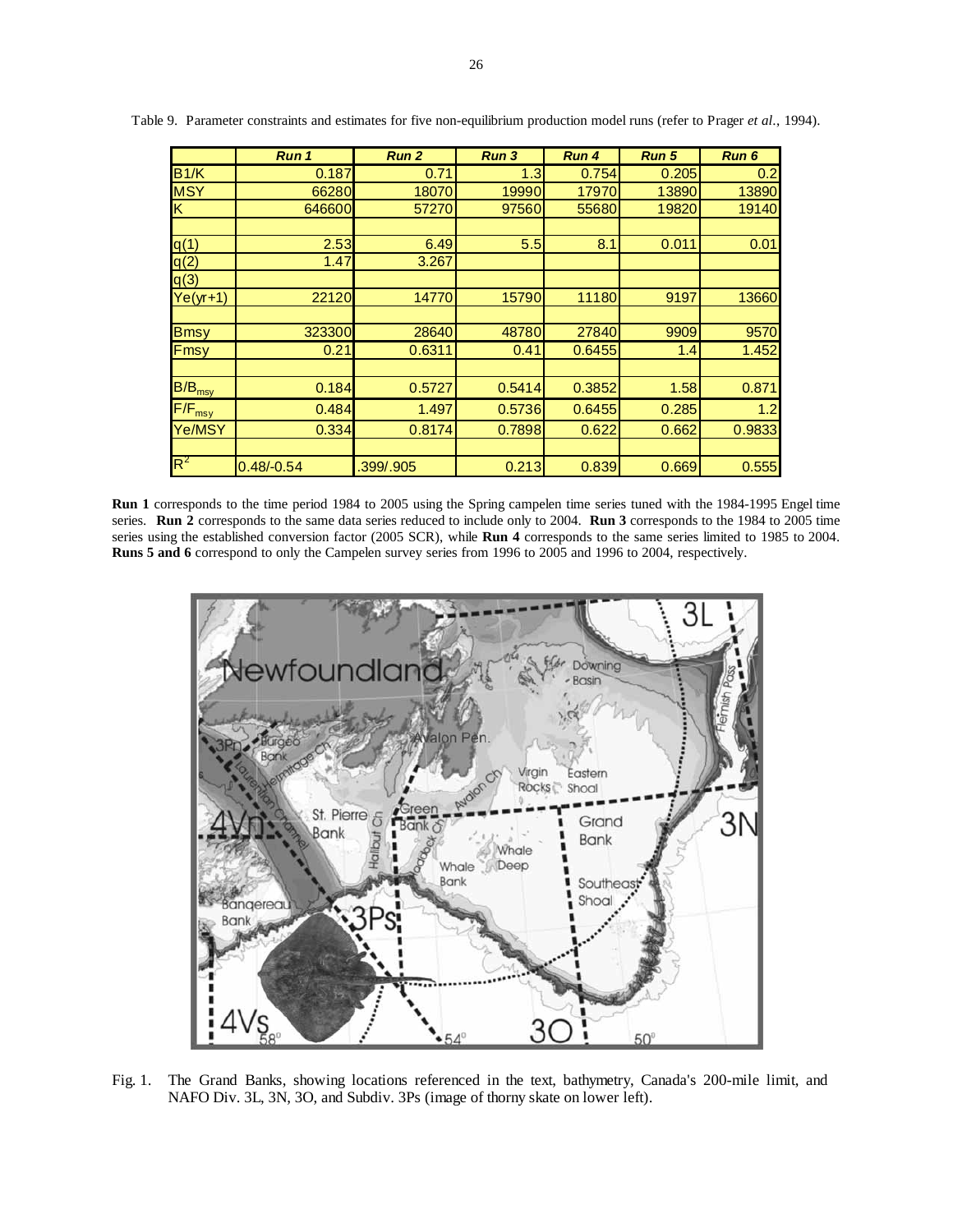Table 9. Parameter constraints and estimates for five non-equilibrium production model runs (refer to Prager *et al*., 1994).

| | ***Run 1*** | ***Run 2*** | ***Run 3*** | ***Run 4*** | ***Run 5*** | ***Run 6*** |
|---|---|---|---|---|---|---|
| B1/K | 0.187 | 0.71 | 1.3 | 0.754 | 0.205 | 0.2 |
| MSY | 66280 | 18070 | 19990 | 17970 | 13890 | 13890 |
| K | 646600 | 57270 | 97560 | 55680 | 19820 | 19140 |
| | | | | | | |
| q(1) | 2.53 | 6.49 | 5.5 | 8.1 | 0.011 | 0.01 |
| q(2) | 1.47 | 3.267 | | | | |
| q(3) | | | | | | |
| Ye(yr+1) | 22120 | 14770 | 15790 | 11180 | 9197 | 13660 |
| | | | | | | |
| Bmsy | 323300 | 28640 | 48780 | 27840 | 9909 | 9570 |
| Fmsy | 0.21 | 0.6311 | 0.41 | 0.6455 | 1.4 | 1.452 |
| | | | | | | |
| $B/B_{msy}$ | 0.184 | 0.5727 | 0.5414 | 0.3852 | 1.58 | 0.871 |
| $F/F_{msy}$ | 0.484 | 1.497 | 0.5736 | 0.6455 | 0.285 | 1.2 |
| Ye/MSY | 0.334 | 0.8174 | 0.7898 | 0.622 | 0.662 | 0.9833 |
| | | | | | | |
| $R^2$ | 0.48/-0.54 | .399/.905 | 0.213 | 0.839 | 0.669 | 0.555 |

**Run 1** corresponds to the time period 1984 to 2005 using the Spring campelen time series tuned with the 1984-1995 Engel time series. **Run 2** corresponds to the same data series reduced to include only to 2004. **Run 3** corresponds to the 1984 to 2005 time series using the established conversion factor (2005 SCR), while **Run 4** corresponds to the same series limited to 1985 to 2004. **Runs 5 and 6** correspond to only the Campelen survey series from 1996 to 2005 and 1996 to 2004, respectively.

Fig. 1. The Grand Banks, showing locations referenced in the text, bathymetry, Canada's 200-mile limit, and NAFO Div. 3L, 3N, 3O, and Subdiv. 3Ps (image of thorny skate on lower left).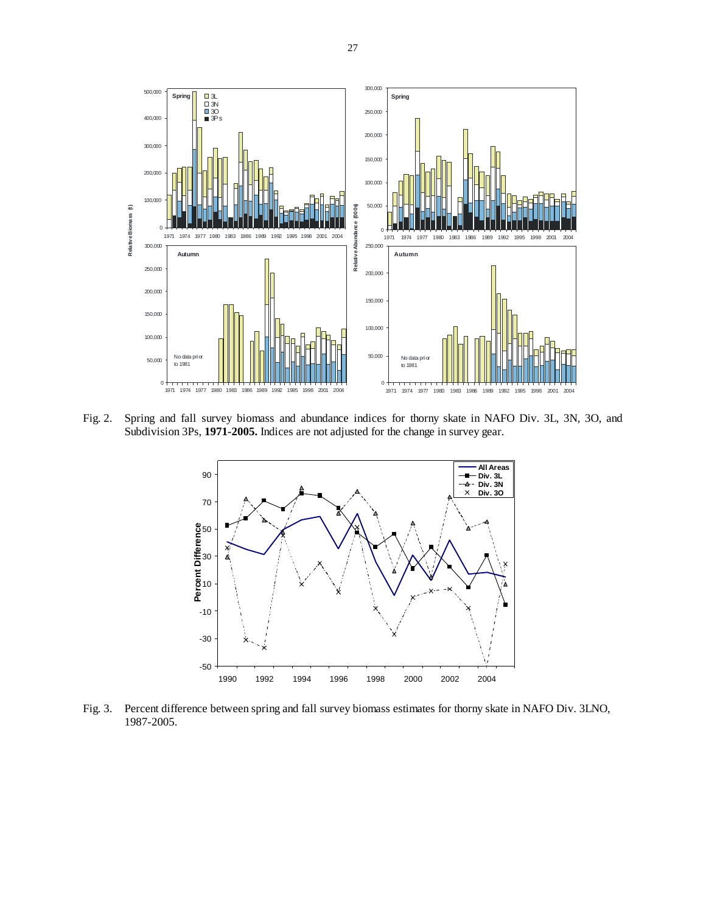Fig. 2. Spring and fall survey biomass and abundance indices for thorny skate in NAFO Div. 3L, 3N, 3O, and Subdivision 3Ps, **1971-2005.** Indices are not adjusted for the change in survey gear.

Fig. 3. Percent difference between spring and fall survey biomass estimates for thorny skate in NAFO Div. 3LNO, 1987-2005.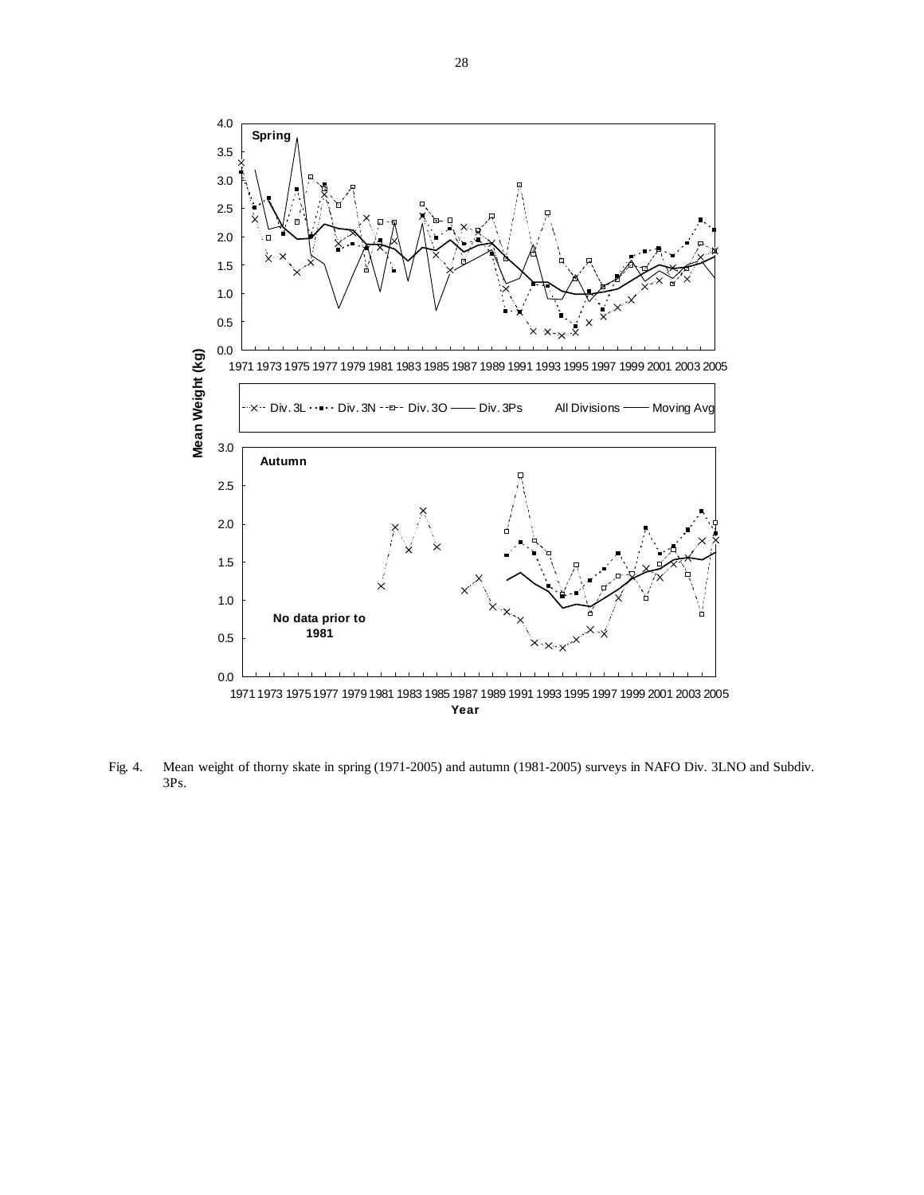Fig. 4. Mean weight of thorny skate in spring (1971-2005) and autumn (1981-2005) surveys in NAFO Div. 3LNO and Subdiv. 3Ps.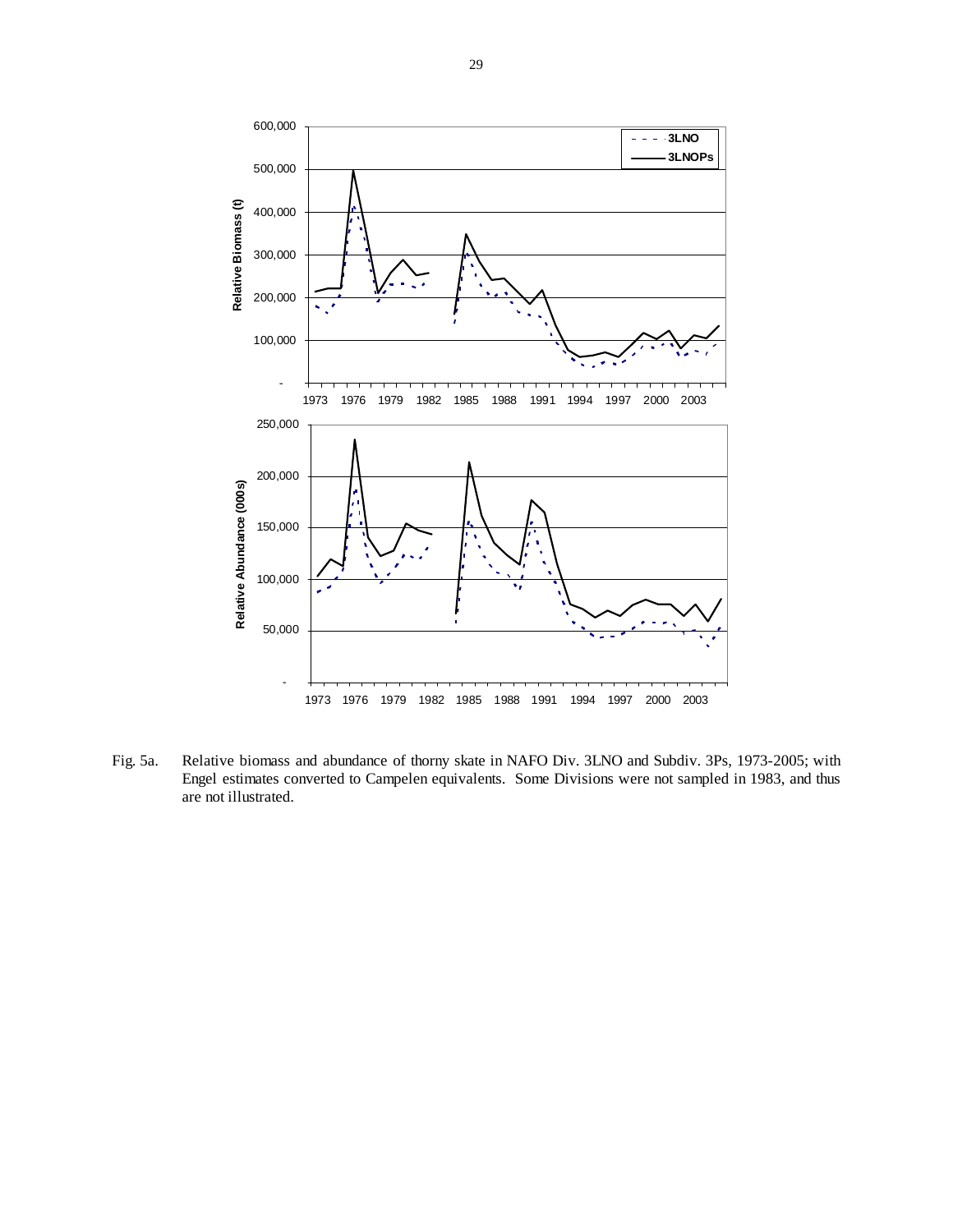Fig. 5a. Relative biomass and abundance of thorny skate in NAFO Div. 3LNO and Subdiv. 3Ps, 1973-2005; with Engel estimates converted to Campelen equivalents. Some Divisions were not sampled in 1983, and thus are not illustrated.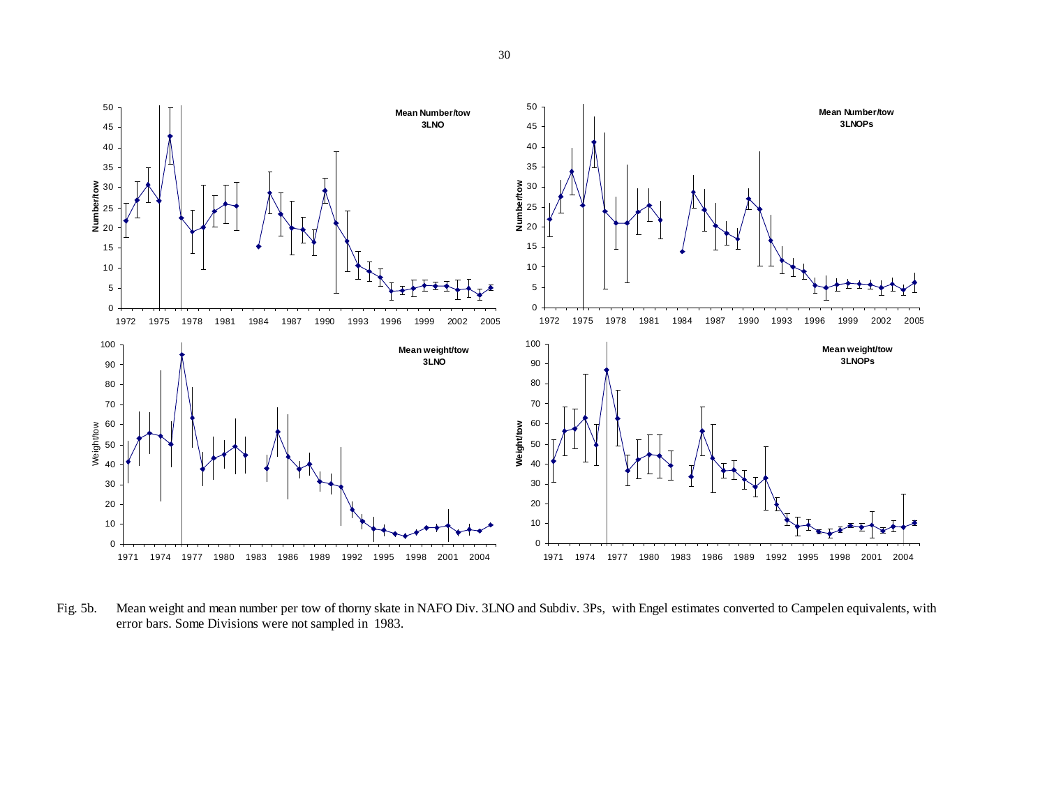Fig. 5b. Mean weight and mean number per tow of thorny skate in NAFO Div. 3LNO and Subdiv. 3Ps, with Engel estimates converted to Campelen equivalents, with error bars. Some Divisions were not sampled in 1983.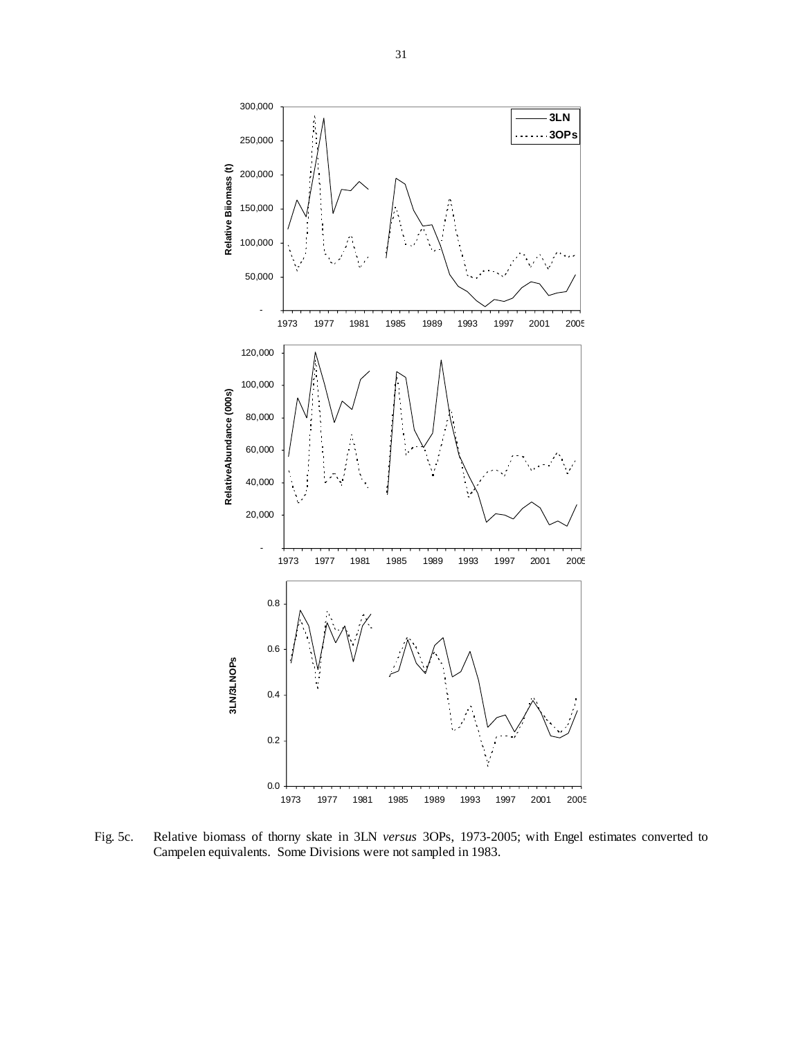Fig. 5c. Relative biomass of thorny skate in 3LN *versus* 3OPs, 1973-2005; with Engel estimates converted to Campelen equivalents. Some Divisions were not sampled in 1983.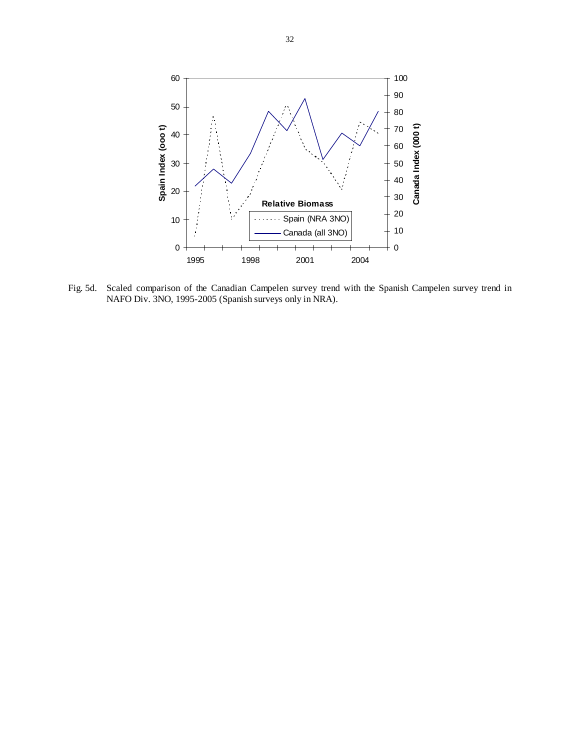Fig. 5d. Scaled comparison of the Canadian Campelen survey trend with the Spanish Campelen survey trend in NAFO Div. 3NO, 1995-2005 (Spanish surveys only in NRA).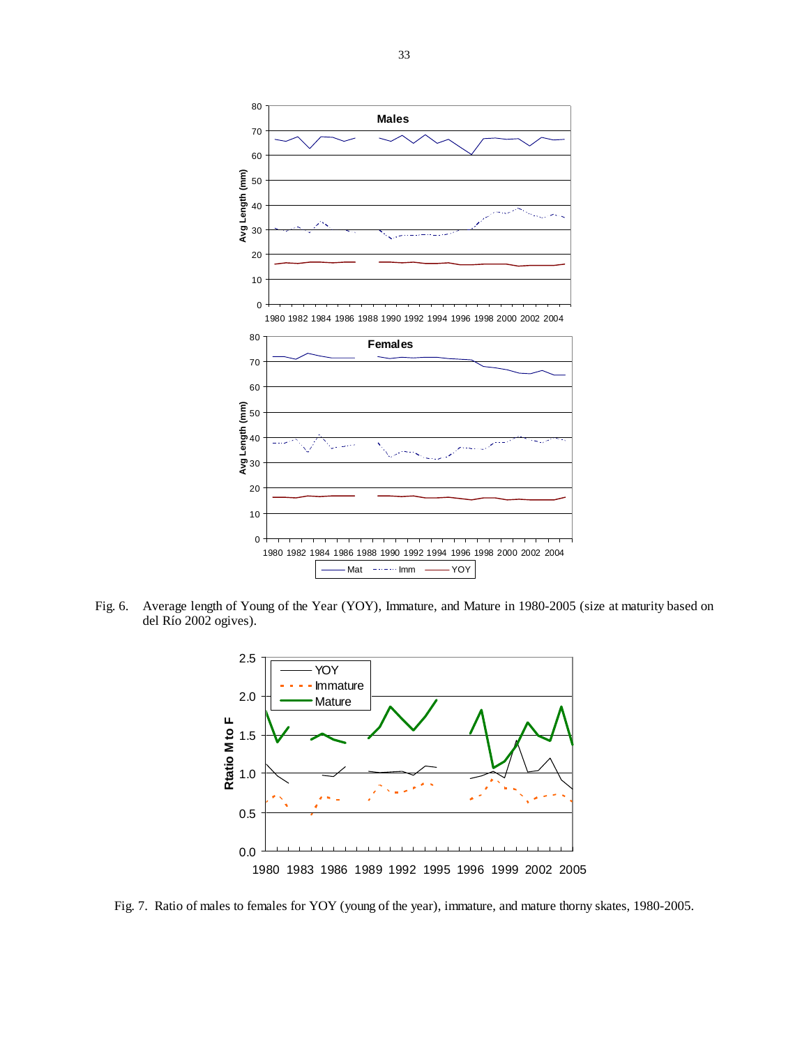Fig. 6. Average length of Young of the Year (YOY), Immature, and Mature in 1980-2005 (size at maturity based on del Río 2002 ogives).

Fig. 7. Ratio of males to females for YOY (young of the year), immature, and mature thorny skates, 1980-2005.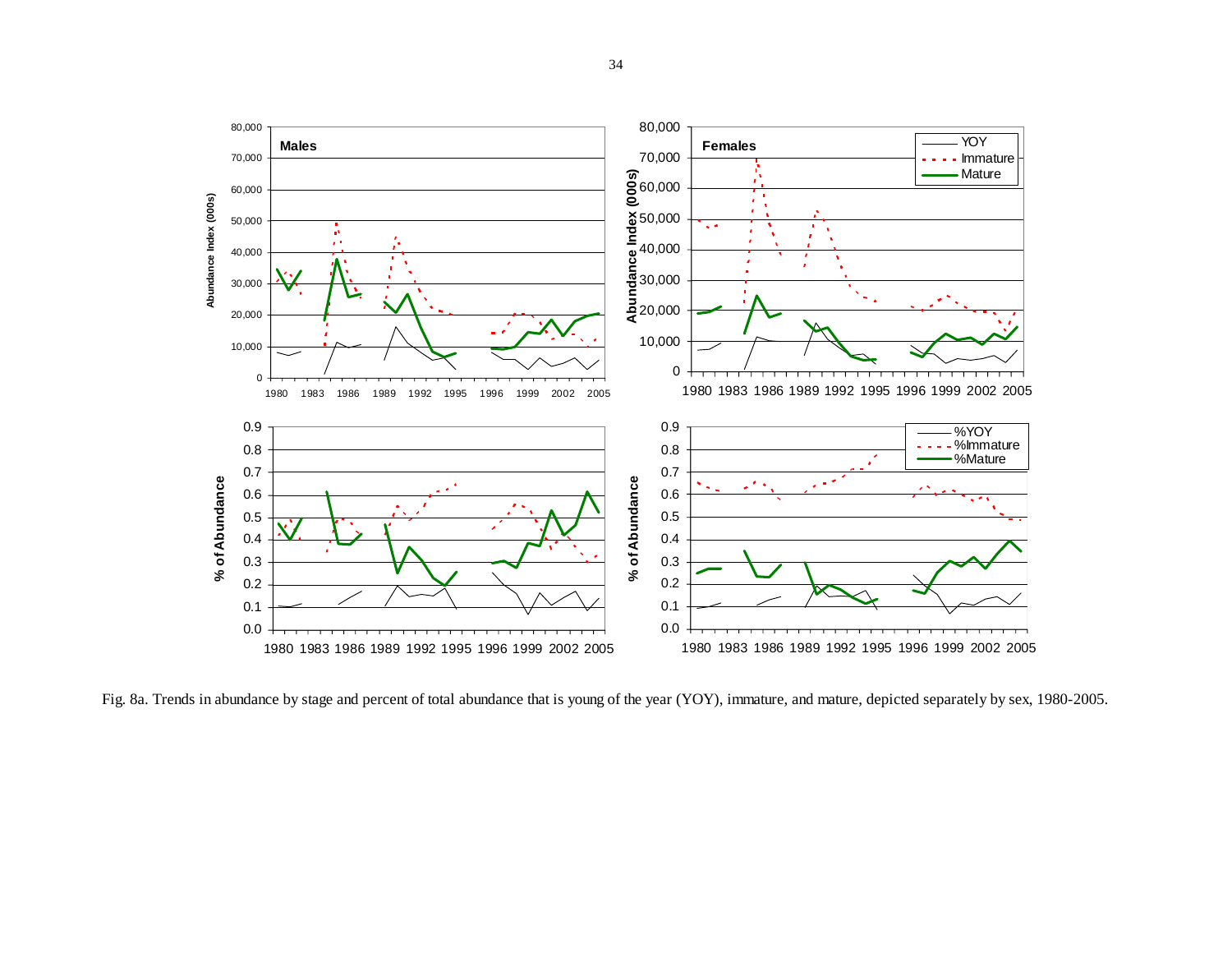Fig. 8a. Trends in abundance by stage and percent of total abundance that is young of the year (YOY), immature, and mature, depicted separately by sex, 1980-2005.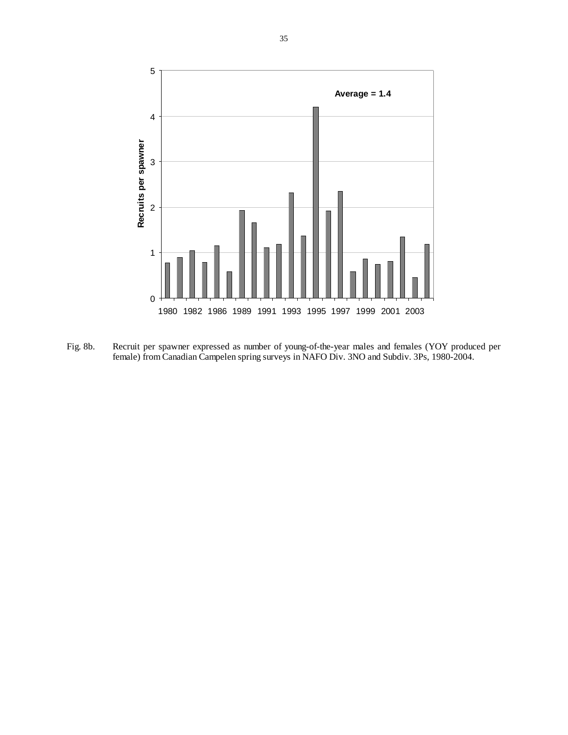Fig. 8b. Recruit per spawner expressed as number of young-of-the-year males and females (YOY produced per female) from Canadian Campelen spring surveys in NAFO Div. 3NO and Subdiv. 3Ps, 1980-2004.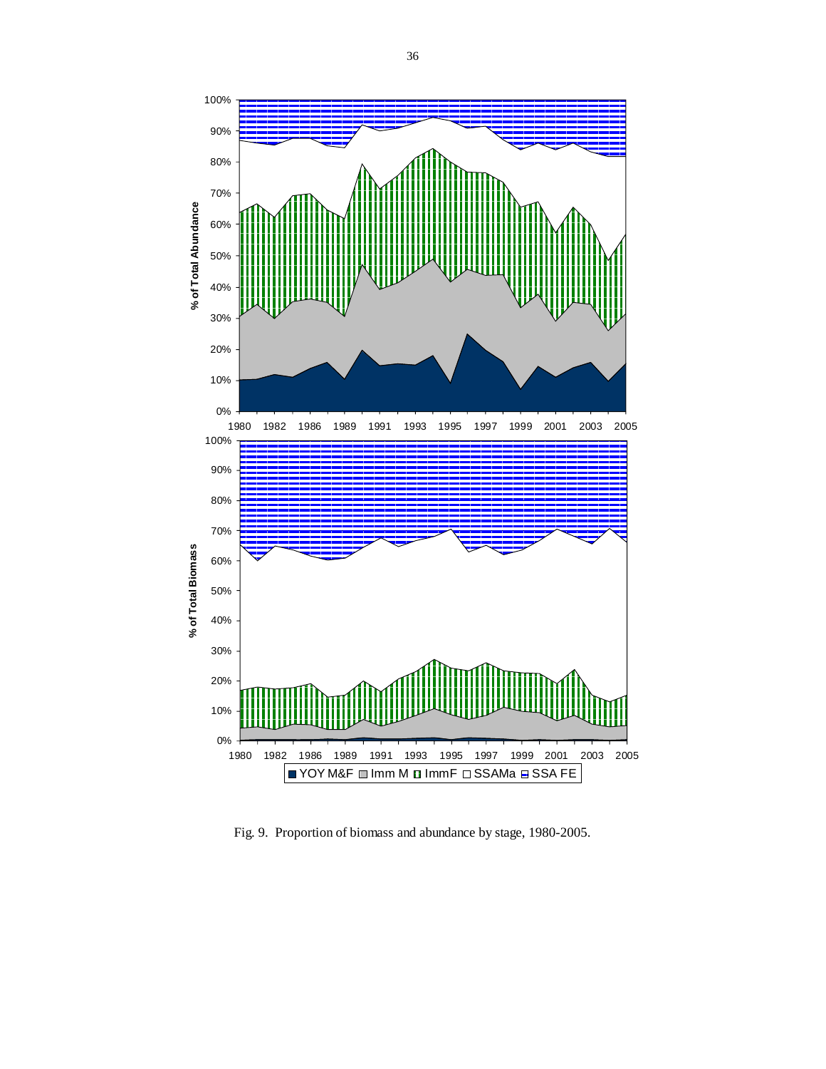Fig. 9. Proportion of biomass and abundance by stage, 1980-2005.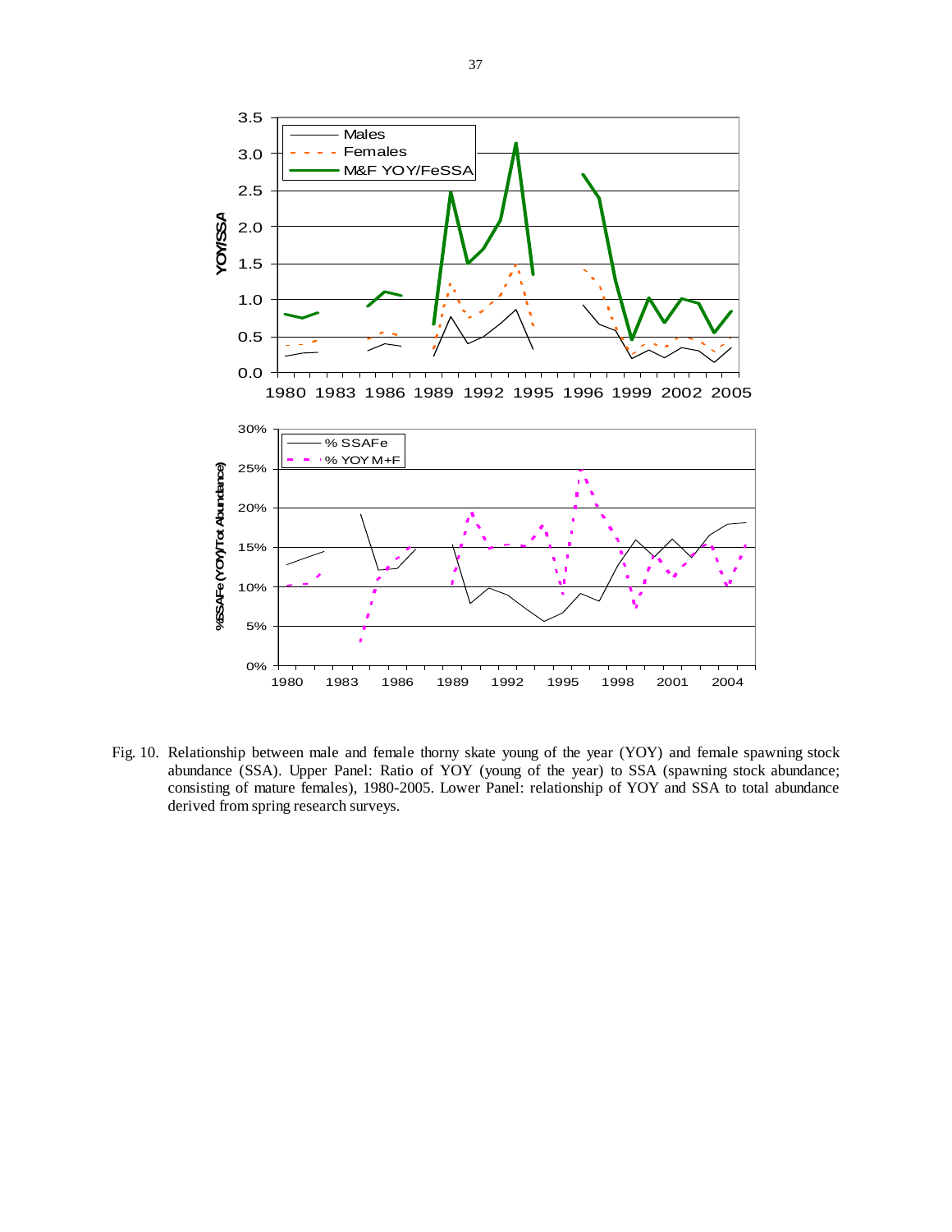Fig. 10. Relationship between male and female thorny skate young of the year (YOY) and female spawning stock abundance (SSA). Upper Panel: Ratio of YOY (young of the year) to SSA (spawning stock abundance; consisting of mature females), 1980-2005. Lower Panel: relationship of YOY and SSA to total abundance derived from spring research surveys.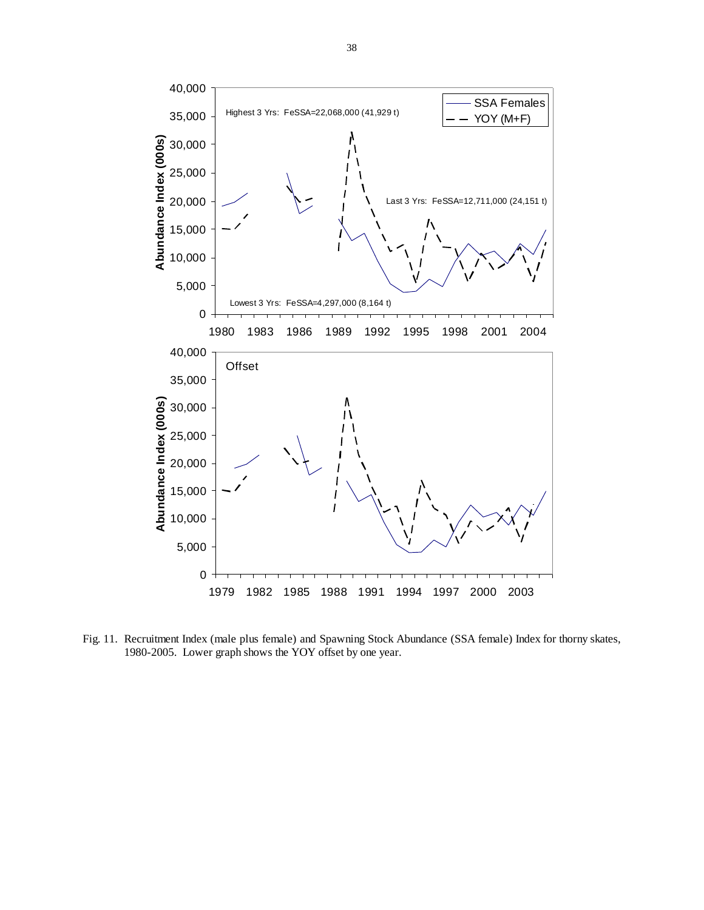Fig. 11. Recruitment Index (male plus female) and Spawning Stock Abundance (SSA female) Index for thorny skates, 1980-2005. Lower graph shows the YOY offset by one year.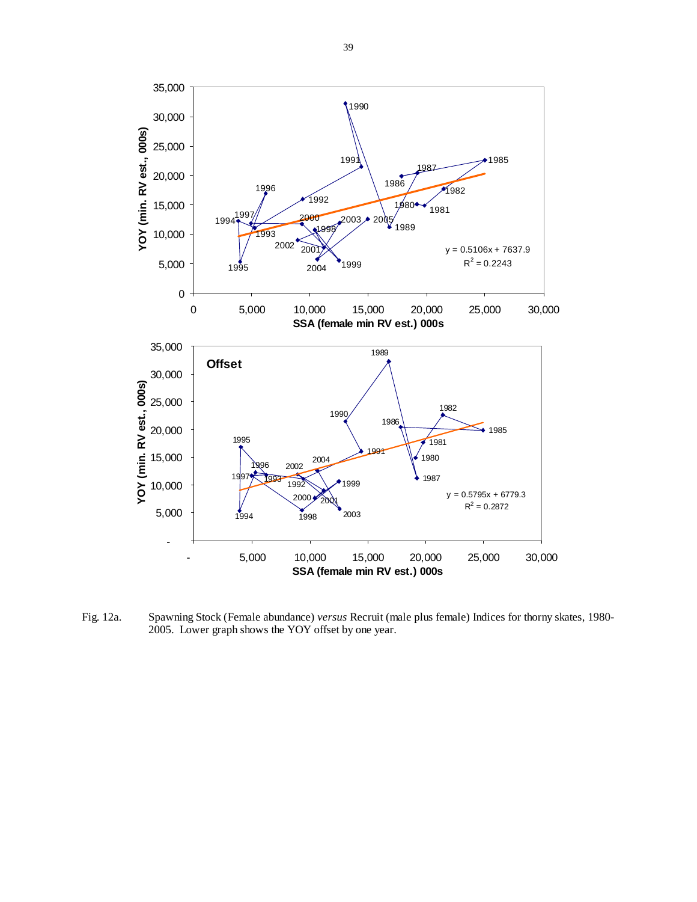Fig. 12a. Spawning Stock (Female abundance) *versus* Recruit (male plus female) Indices for thorny skates, 1980-2005. Lower graph shows the YOY offset by one year.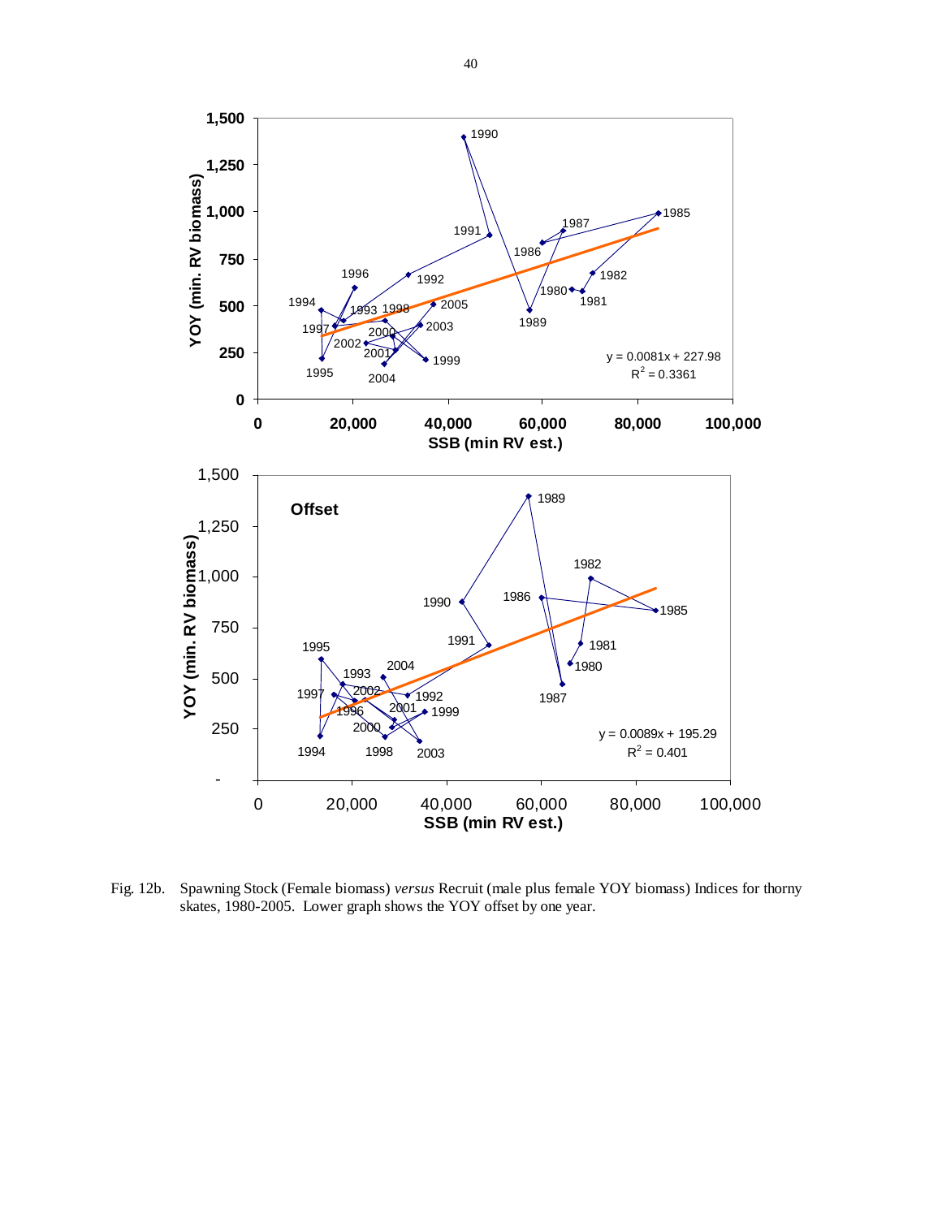Fig. 12b. Spawning Stock (Female biomass) *versus* Recruit (male plus female YOY biomass) Indices for thorny skates, 1980-2005. Lower graph shows the YOY offset by one year.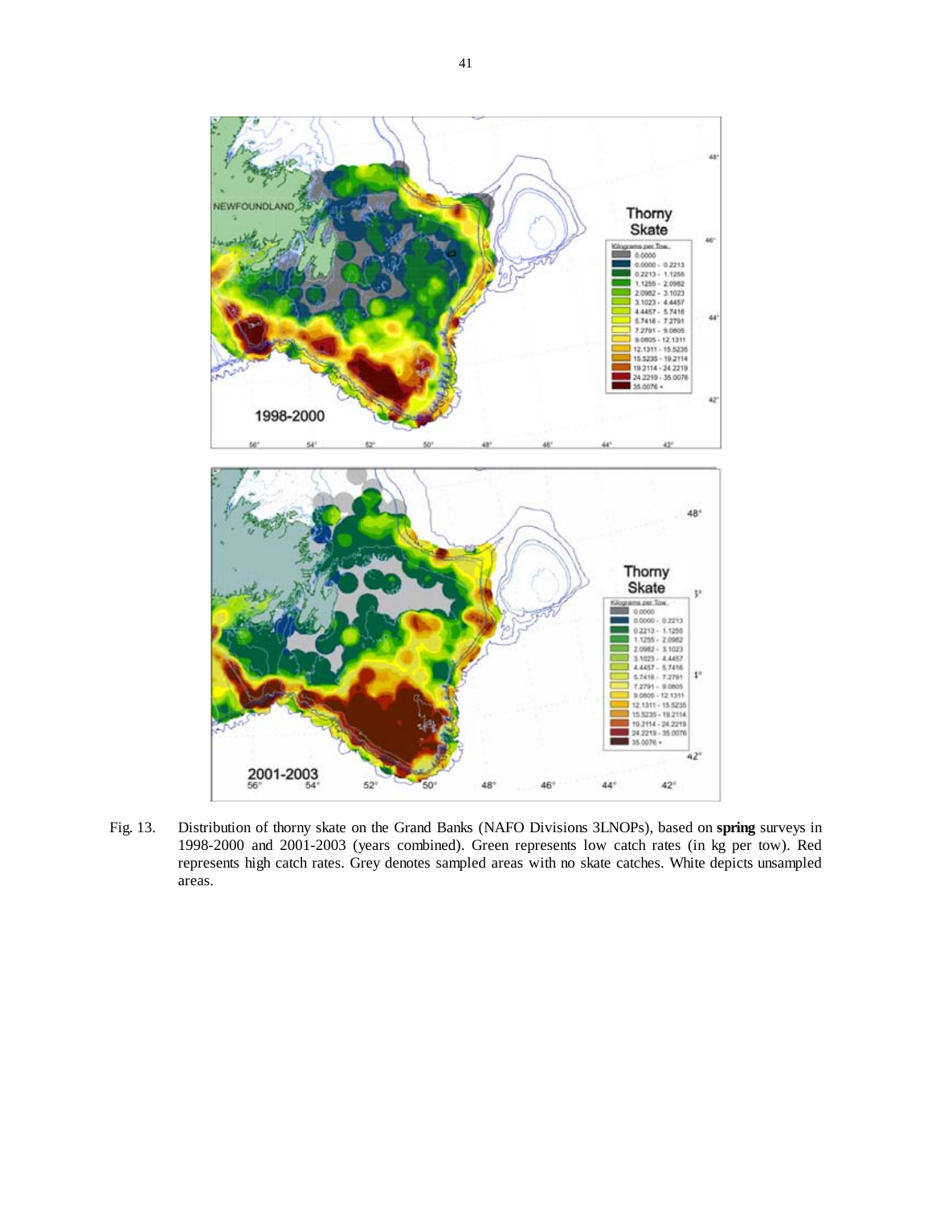Fig. 13. Distribution of thorny skate on the Grand Banks (NAFO Divisions 3LNOPs), based on **spring** surveys in 1998-2000 and 2001-2003 (years combined). Green represents low catch rates (in kg per tow). Red represents high catch rates. Grey denotes sampled areas with no skate catches. White depicts unsampled areas.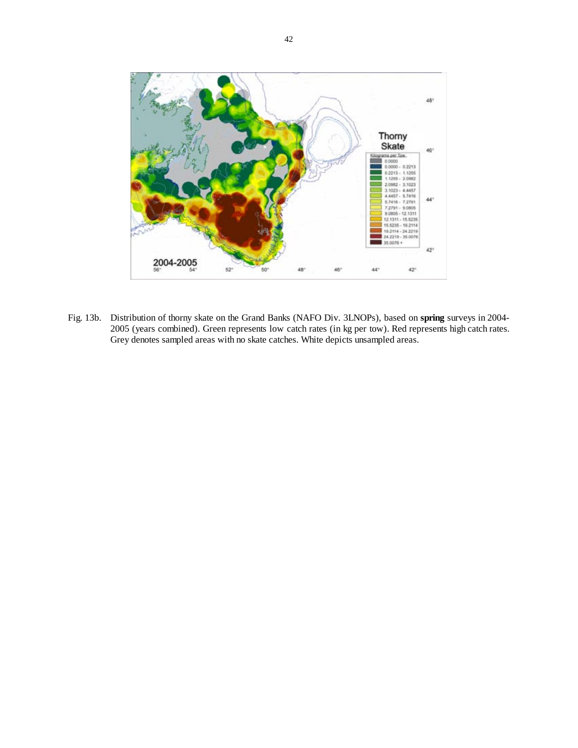Fig. 13b. Distribution of thorny skate on the Grand Banks (NAFO Div. 3LNOPs), based on **spring** surveys in 2004-2005 (years combined). Green represents low catch rates (in kg per tow). Red represents high catch rates. Grey denotes sampled areas with no skate catches. White depicts unsampled areas.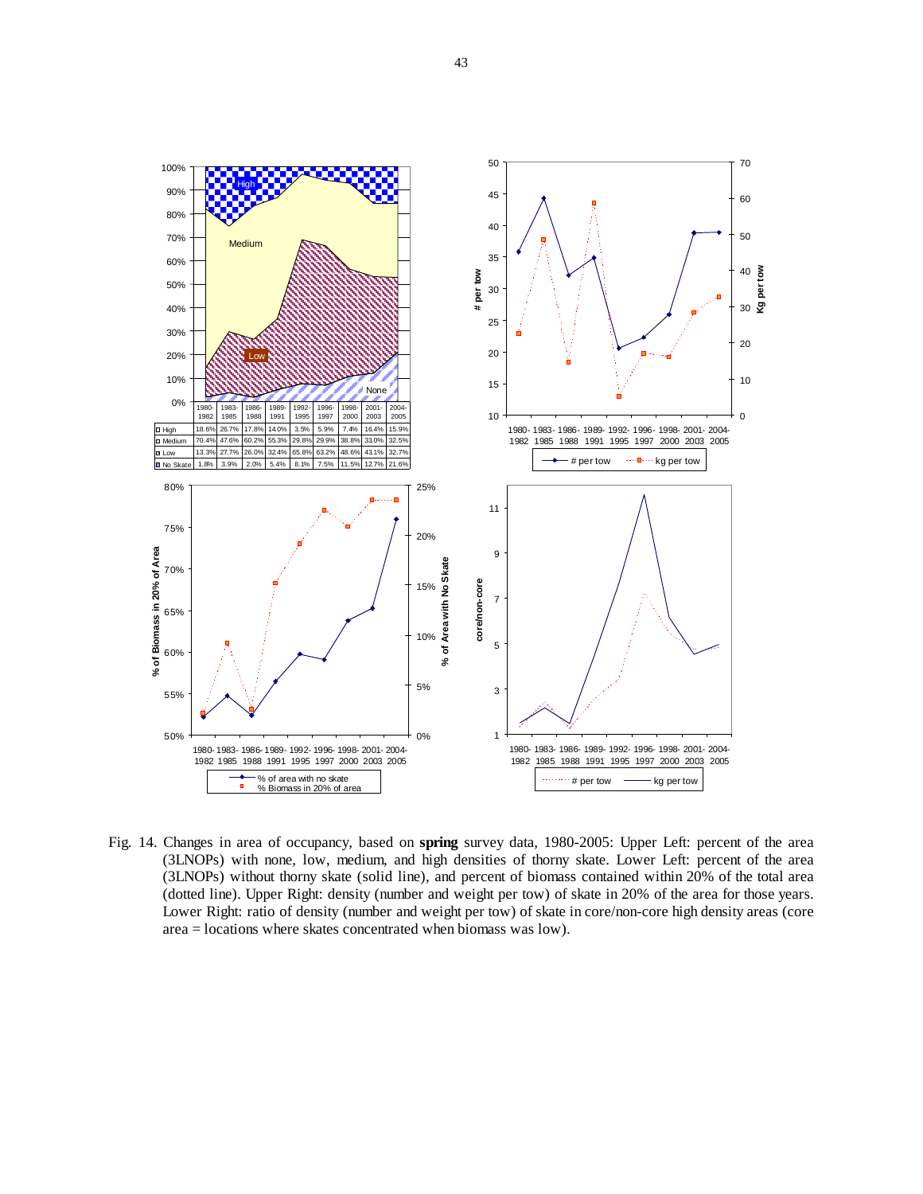| | 1980-1982 | 1983-1985 | 1986-1988 | 1989-1991 | 1992-1995 | 1996-1997 | 1998-2000 | 2001-2003 | 2004-2005 |
|---|---|---|---|---|---|---|---|---|---|
| High | 18.6% | 26.7% | 17.8% | 14.0% | 3.5% | 5.9% | 7.4% | 16.4% | 15.9% |
| Medium | 70.4% | 47.6% | 60.2% | 55.3% | 29.8% | 29.9% | 38.8% | 33.0% | 32.5% |
| Low | 13.3% | 27.7% | 26.0% | 32.4% | 65.8% | 63.2% | 48.6% | 43.1% | 32.7% |
| No Skate | 1.8% | 3.9% | 2.0% | 5.4% | 8.1% | 7.5% | 11.5% | 12.7% | 21.6% |

Fig. 14. Changes in area of occupancy, based on **spring** survey data, 1980-2005: Upper Left: percent of the area (3LNOPs) with none, low, medium, and high densities of thorny skate. Lower Left: percent of the area (3LNOPs) without thorny skate (solid line), and percent of biomass contained within 20% of the total area (dotted line). Upper Right: density (number and weight per tow) of skate in 20% of the area for those years. Lower Right: ratio of density (number and weight per tow) of skate in core/non-core high density areas (core area = locations where skates concentrated when biomass was low).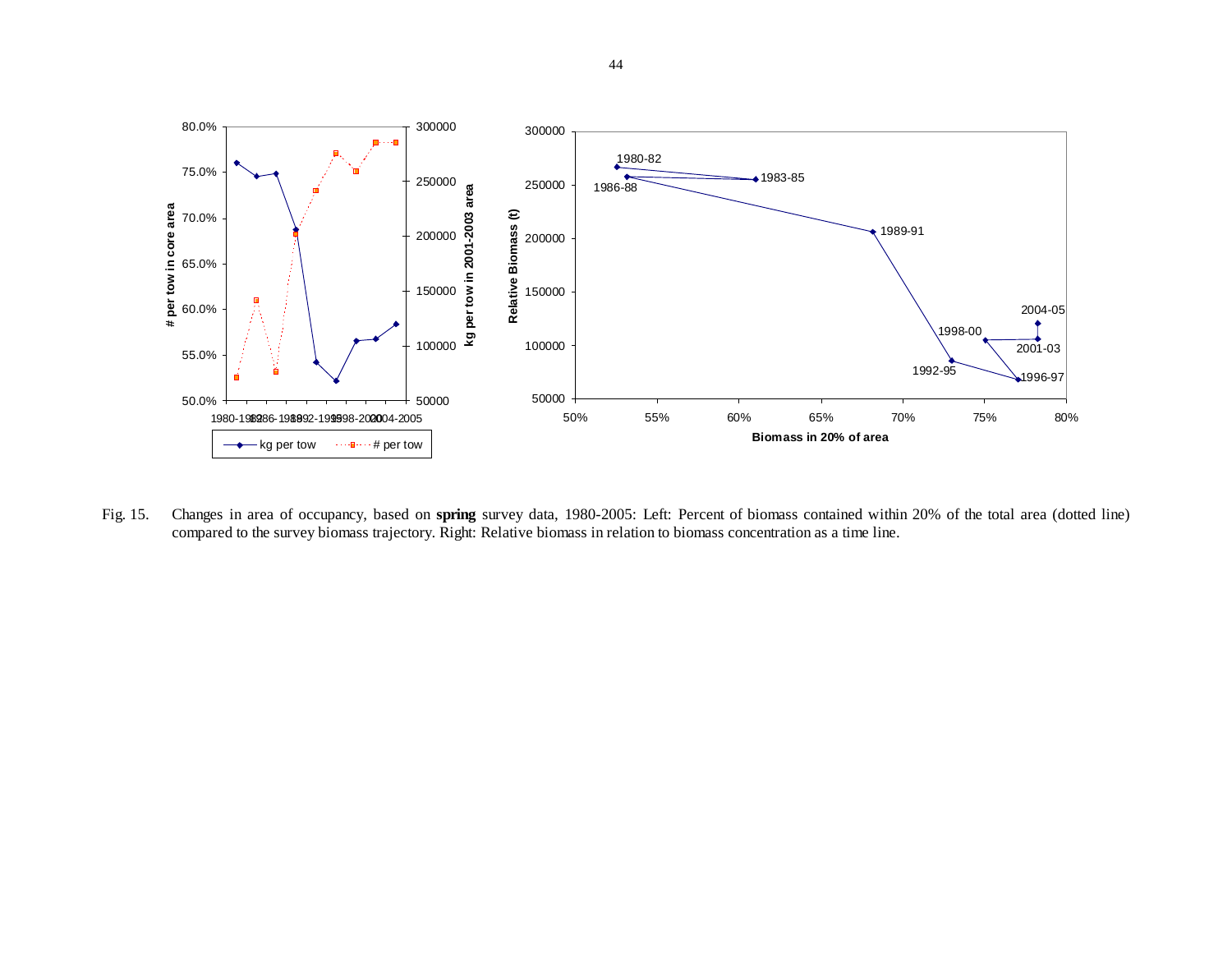Fig. 15. Changes in area of occupancy, based on **spring** survey data, 1980-2005: Left: Percent of biomass contained within 20% of the total area (dotted line) compared to the survey biomass trajectory. Right: Relative biomass in relation to biomass concentration as a time line.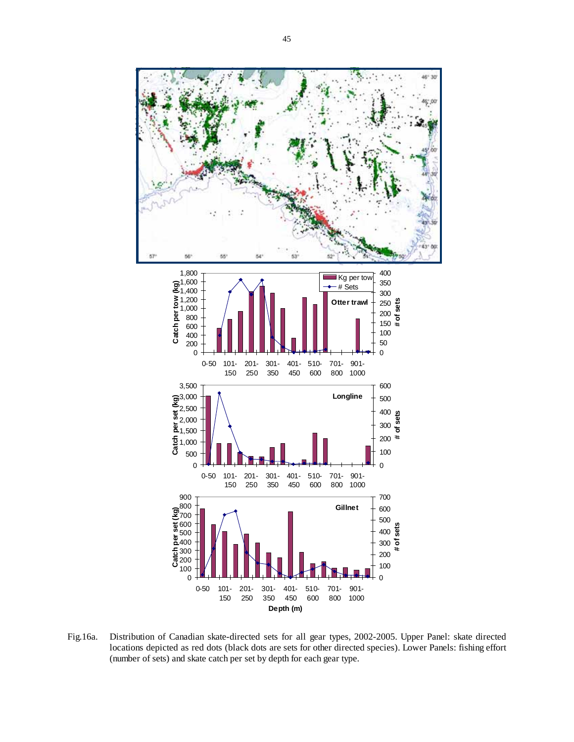Fig.16a. Distribution of Canadian skate-directed sets for all gear types, 2002-2005. Upper Panel: skate directed locations depicted as red dots (black dots are sets for other directed species). Lower Panels: fishing effort (number of sets) and skate catch per set by depth for each gear type.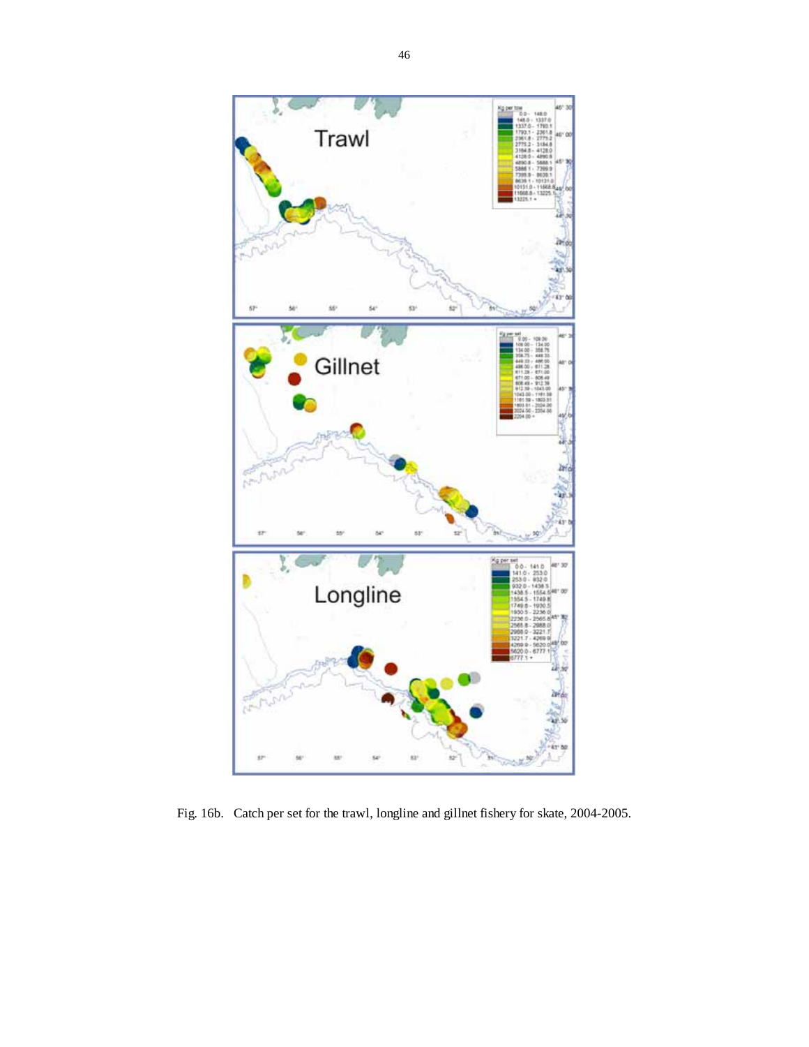Fig. 16b. Catch per set for the trawl, longline and gillnet fishery for skate, 2004-2005.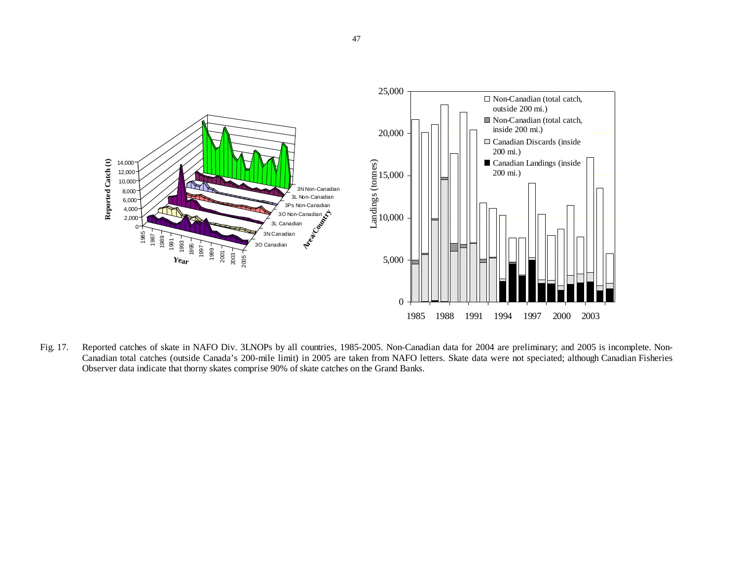Fig. 17. Reported catches of skate in NAFO Div. 3LNOPs by all countries, 1985-2005. Non-Canadian data for 2004 are preliminary; and 2005 is incomplete. Non-Canadian total catches (outside Canada's 200-mile limit) in 2005 are taken from NAFO letters. Skate data were not speciated; although Canadian Fisheries Observer data indicate that thorny skates comprise 90% of skate catches on the Grand Banks.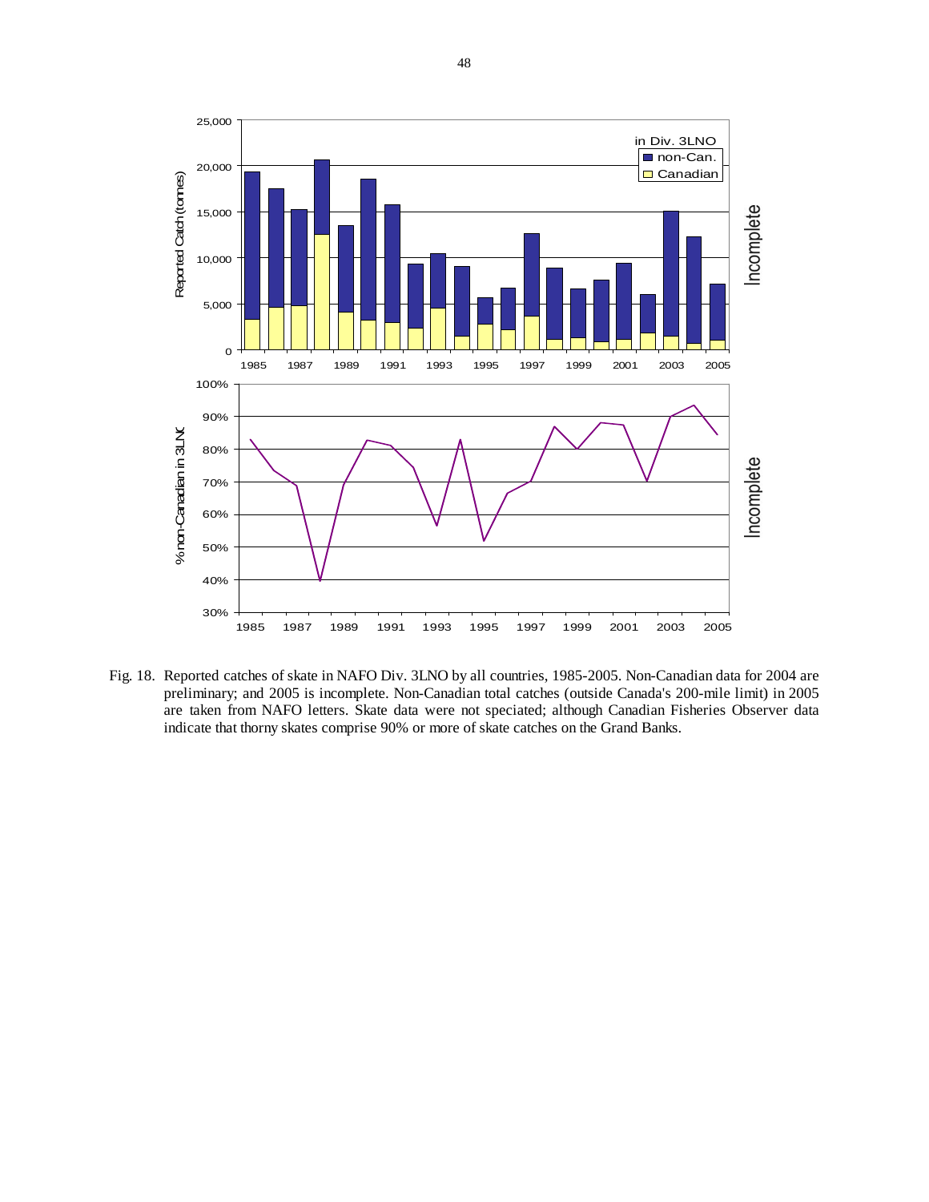Fig. 18. Reported catches of skate in NAFO Div. 3LNO by all countries, 1985-2005. Non-Canadian data for 2004 are preliminary; and 2005 is incomplete. Non-Canadian total catches (outside Canada's 200-mile limit) in 2005 are taken from NAFO letters. Skate data were not speciated; although Canadian Fisheries Observer data indicate that thorny skates comprise 90% or more of skate catches on the Grand Banks.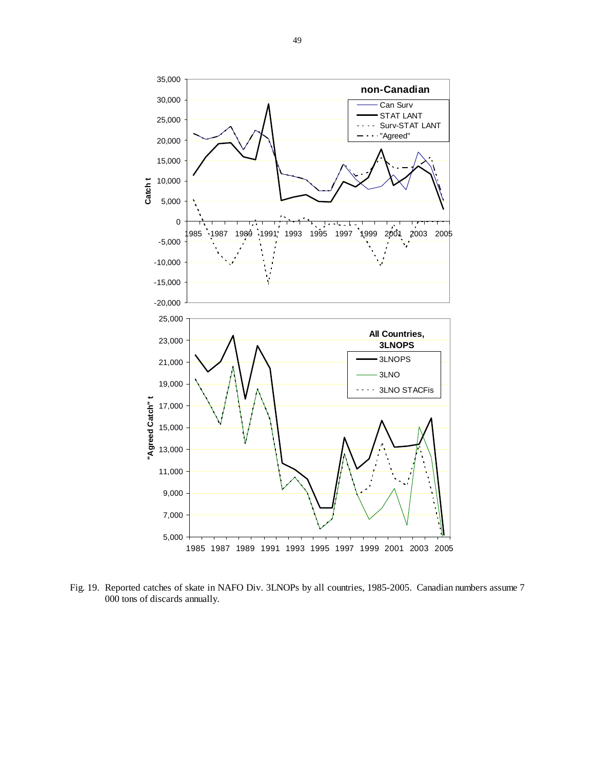Fig. 19. Reported catches of skate in NAFO Div. 3LNOPs by all countries, 1985-2005. Canadian numbers assume 7 000 tons of discards annually.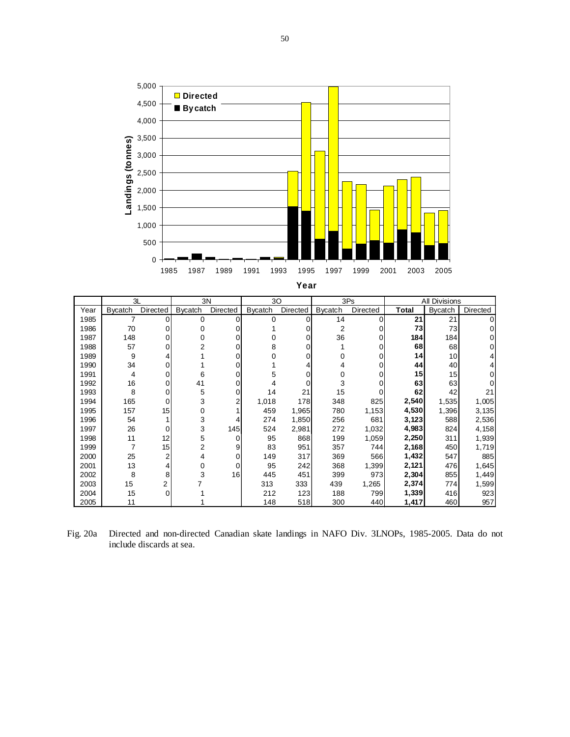| | 3L | | 3N | | 3O | | 3Ps | | All Divisions | | |
|---|---|---|---|---|---|---|---|---|---|---|---|
| Year | Bycatch | Directed | Bycatch | Directed | Bycatch | Directed | Bycatch | Directed | **Total** | Bycatch | Directed |
| 1985 | 7 | 0 | 0 | 0 | 0 | 0 | 14 | 0 | **21** | 21 | 0 |
| 1986 | 70 | 0 | 0 | 0 | 1 | 0 | 2 | 0 | **73** | 73 | 0 |
| 1987 | 148 | 0 | 0 | 0 | 0 | 0 | 36 | 0 | **184** | 184 | 0 |
| 1988 | 57 | 0 | 2 | 0 | 8 | 0 | 1 | 0 | **68** | 68 | 0 |
| 1989 | 9 | 4 | 1 | 0 | 0 | 0 | 0 | 0 | **14** | 10 | 4 |
| 1990 | 34 | 0 | 1 | 0 | 1 | 4 | 4 | 0 | **44** | 40 | 4 |
| 1991 | 4 | 0 | 6 | 0 | 5 | 0 | 0 | 0 | **15** | 15 | 0 |
| 1992 | 16 | 0 | 41 | 0 | 4 | 0 | 3 | 0 | **63** | 63 | 0 |
| 1993 | 8 | 0 | 5 | 0 | 14 | 21 | 15 | 0 | **62** | 42 | 21 |
| 1994 | 165 | 0 | 3 | 2 | 1,018 | 178 | 348 | 825 | **2,540** | 1,535 | 1,005 |
| 1995 | 157 | 15 | 0 | 1 | 459 | 1,965 | 780 | 1,153 | **4,530** | 1,396 | 3,135 |
| 1996 | 54 | 1 | 3 | 4 | 274 | 1,850 | 256 | 681 | **3,123** | 588 | 2,536 |
| 1997 | 26 | 0 | 3 | 145 | 524 | 2,981 | 272 | 1,032 | **4,983** | 824 | 4,158 |
| 1998 | 11 | 12 | 5 | 0 | 95 | 868 | 199 | 1,059 | **2,250** | 311 | 1,939 |
| 1999 | 7 | 15 | 2 | 9 | 83 | 951 | 357 | 744 | **2,168** | 450 | 1,719 |
| 2000 | 25 | 2 | 4 | 0 | 149 | 317 | 369 | 566 | **1,432** | 547 | 885 |
| 2001 | 13 | 4 | 0 | 0 | 95 | 242 | 368 | 1,399 | **2,121** | 476 | 1,645 |
| 2002 | 8 | 8 | 3 | 16 | 445 | 451 | 399 | 973 | **2,304** | 855 | 1,449 |
| 2003 | 15 | 2 | 7 | | 313 | 333 | 439 | 1,265 | **2,374** | 774 | 1,599 |
| 2004 | 15 | 0 | 1 | | 212 | 123 | 188 | 799 | **1,339** | 416 | 923 |
| 2005 | 11 | | 1 | | 148 | 518 | 300 | 440 | **1,417** | 460 | 957 |

Fig. 20a Directed and non-directed Canadian skate landings in NAFO Div. 3LNOPs, 1985-2005. Data do not include discards at sea.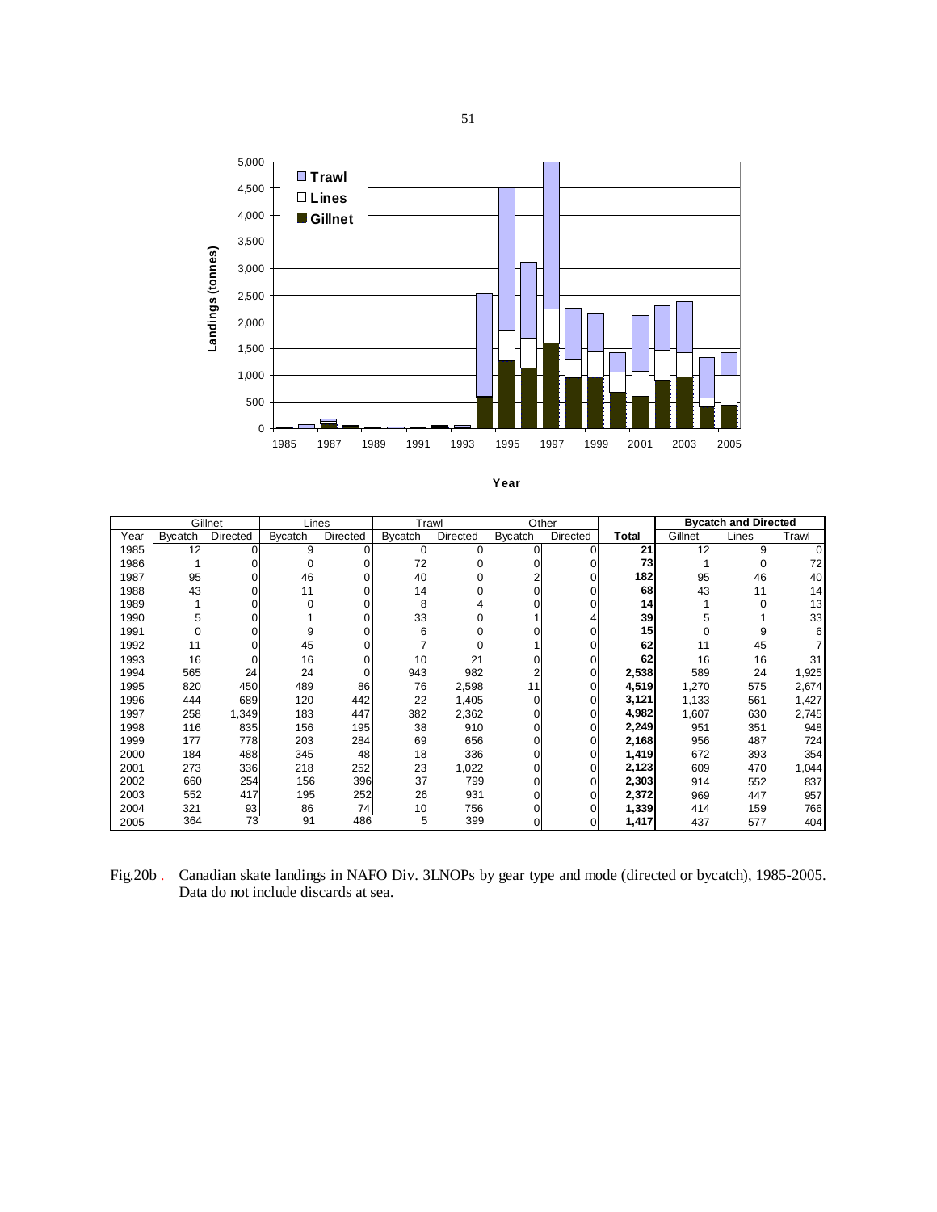| | Gillnet | | Lines | | Trawl | | Other | | | Bycatch and Directed | | |
|---|---|---|---|---|---|---|---|---|---|---|---|---|
| Year | Bycatch | Directed | Bycatch | Directed | Bycatch | Directed | Bycatch | Directed | Total | Gillnet | Lines | Trawl |
| 1985 | 12 | 0 | 9 | 0 | 0 | 0 | 0 | 0 | **21** | 12 | 9 | 0 |
| 1986 | 1 | 0 | 0 | 0 | 72 | 0 | 0 | 0 | **73** | 1 | 0 | 72 |
| 1987 | 95 | 0 | 46 | 0 | 40 | 0 | 2 | 0 | **182** | 95 | 46 | 40 |
| 1988 | 43 | 0 | 11 | 0 | 14 | 0 | 0 | 0 | **68** | 43 | 11 | 14 |
| 1989 | 1 | 0 | 0 | 0 | 8 | 4 | 0 | 0 | **14** | 1 | 0 | 13 |
| 1990 | 5 | 0 | 1 | 0 | 33 | 0 | 1 | 4 | **39** | 5 | 1 | 33 |
| 1991 | 0 | 0 | 9 | 0 | 6 | 0 | 0 | 0 | **15** | 0 | 9 | 6 |
| 1992 | 11 | 0 | 45 | 0 | 7 | 0 | 1 | 0 | **62** | 11 | 45 | 7 |
| 1993 | 16 | 0 | 16 | 0 | 10 | 21 | 0 | 0 | **62** | 16 | 16 | 31 |
| 1994 | 565 | 24 | 24 | 0 | 943 | 982 | 2 | 0 | **2,538** | 589 | 24 | 1,925 |
| 1995 | 820 | 450 | 489 | 86 | 76 | 2,598 | 11 | 0 | **4,519** | 1,270 | 575 | 2,674 |
| 1996 | 444 | 689 | 120 | 442 | 22 | 1,405 | 0 | 0 | **3,121** | 1,133 | 561 | 1,427 |
| 1997 | 258 | 1,349 | 183 | 447 | 382 | 2,362 | 0 | 0 | **4,982** | 1,607 | 630 | 2,745 |
| 1998 | 116 | 835 | 156 | 195 | 38 | 910 | 0 | 0 | **2,249** | 951 | 351 | 948 |
| 1999 | 177 | 778 | 203 | 284 | 69 | 656 | 0 | 0 | **2,168** | 956 | 487 | 724 |
| 2000 | 184 | 488 | 345 | 48 | 18 | 336 | 0 | 0 | **1,419** | 672 | 393 | 354 |
| 2001 | 273 | 336 | 218 | 252 | 23 | 1,022 | 0 | 0 | **2,123** | 609 | 470 | 1,044 |
| 2002 | 660 | 254 | 156 | 396 | 37 | 799 | 0 | 0 | **2,303** | 914 | 552 | 837 |
| 2003 | 552 | 417 | 195 | 252 | 26 | 931 | 0 | 0 | **2,372** | 969 | 447 | 957 |
| 2004 | 321 | 93 | 86 | 74 | 10 | 756 | 0 | 0 | **1,339** | 414 | 159 | 766 |
| 2005 | 364 | 73 | 91 | 486 | 5 | 399 | 0 | 0 | **1,417** | 437 | 577 | 404 |

Fig.20b . Canadian skate landings in NAFO Div. 3LNOPs by gear type and mode (directed or bycatch), 1985-2005. Data do not include discards at sea.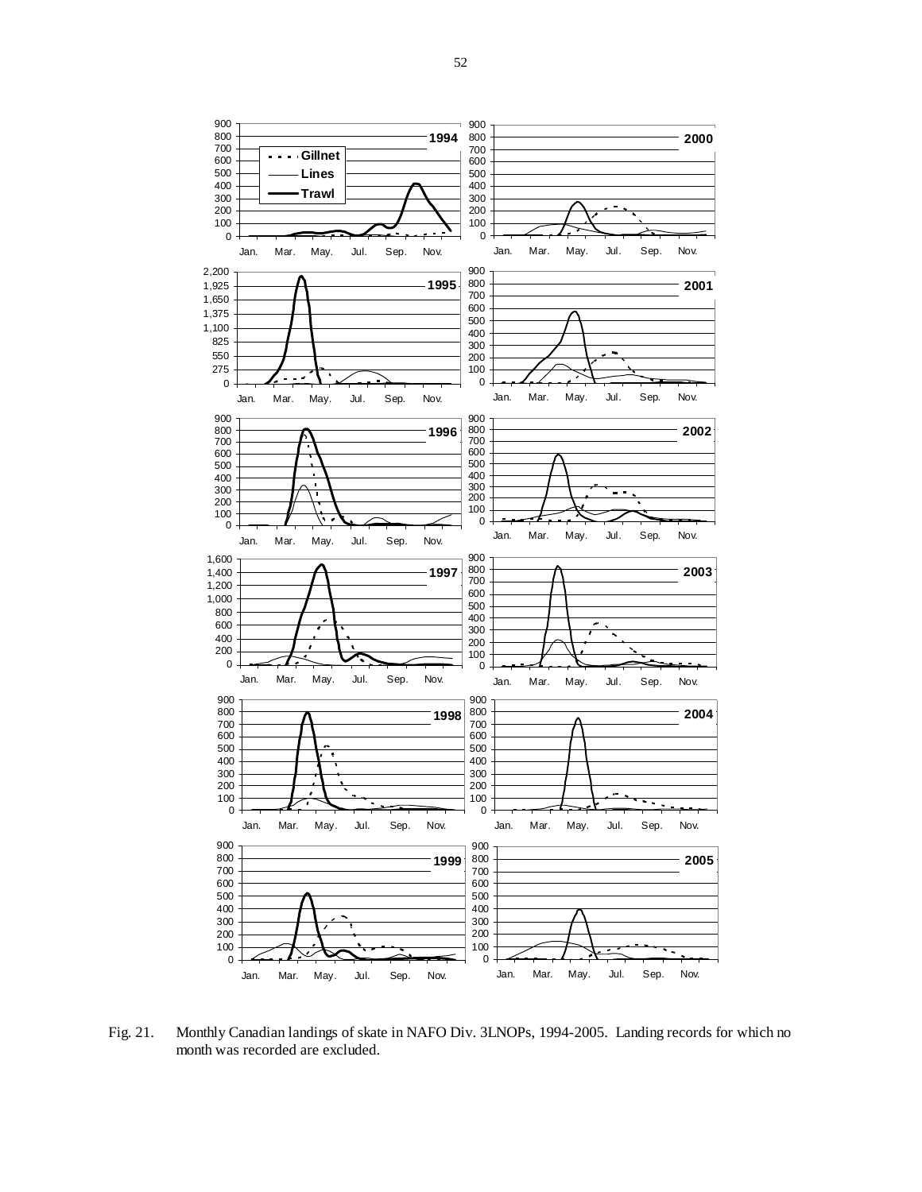Fig. 21. Monthly Canadian landings of skate in NAFO Div. 3LNOPs, 1994-2005. Landing records for which no month was recorded are excluded.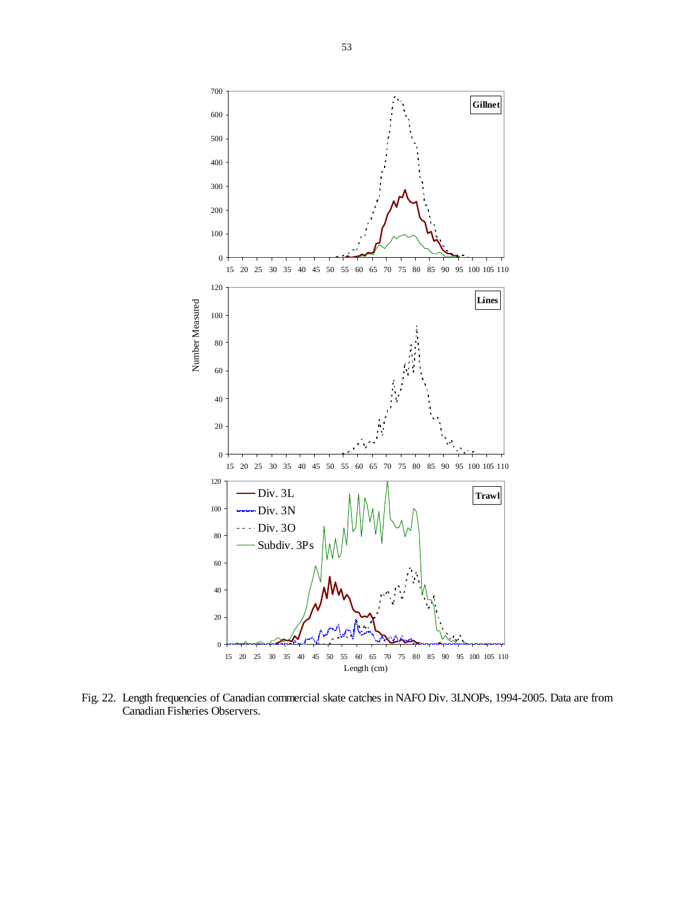Fig. 22. Length frequencies of Canadian commercial skate catches in NAFO Div. 3LNOPs, 1994-2005. Data are from Canadian Fisheries Observers.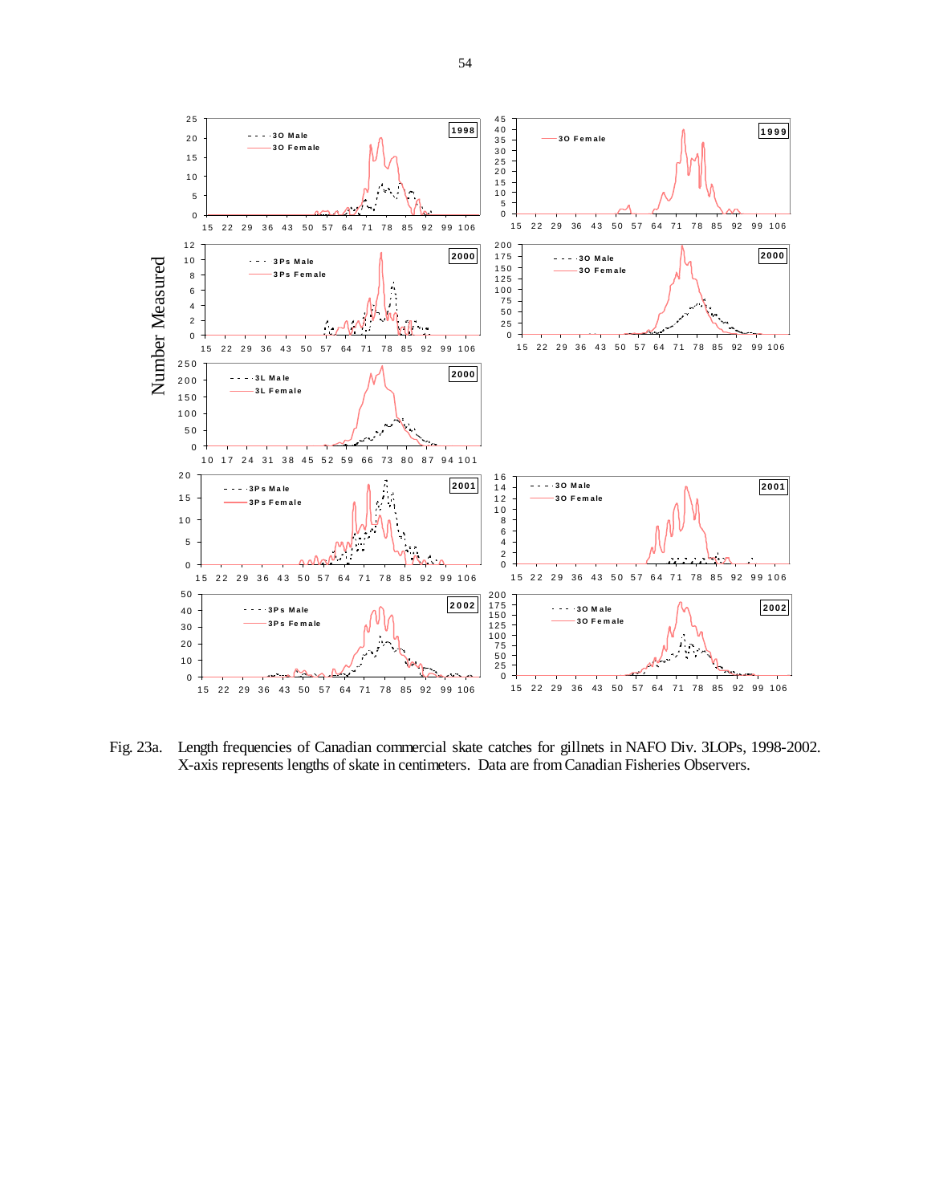Fig. 23a. Length frequencies of Canadian commercial skate catches for gillnets in NAFO Div. 3LOPs, 1998-2002. X-axis represents lengths of skate in centimeters. Data are from Canadian Fisheries Observers.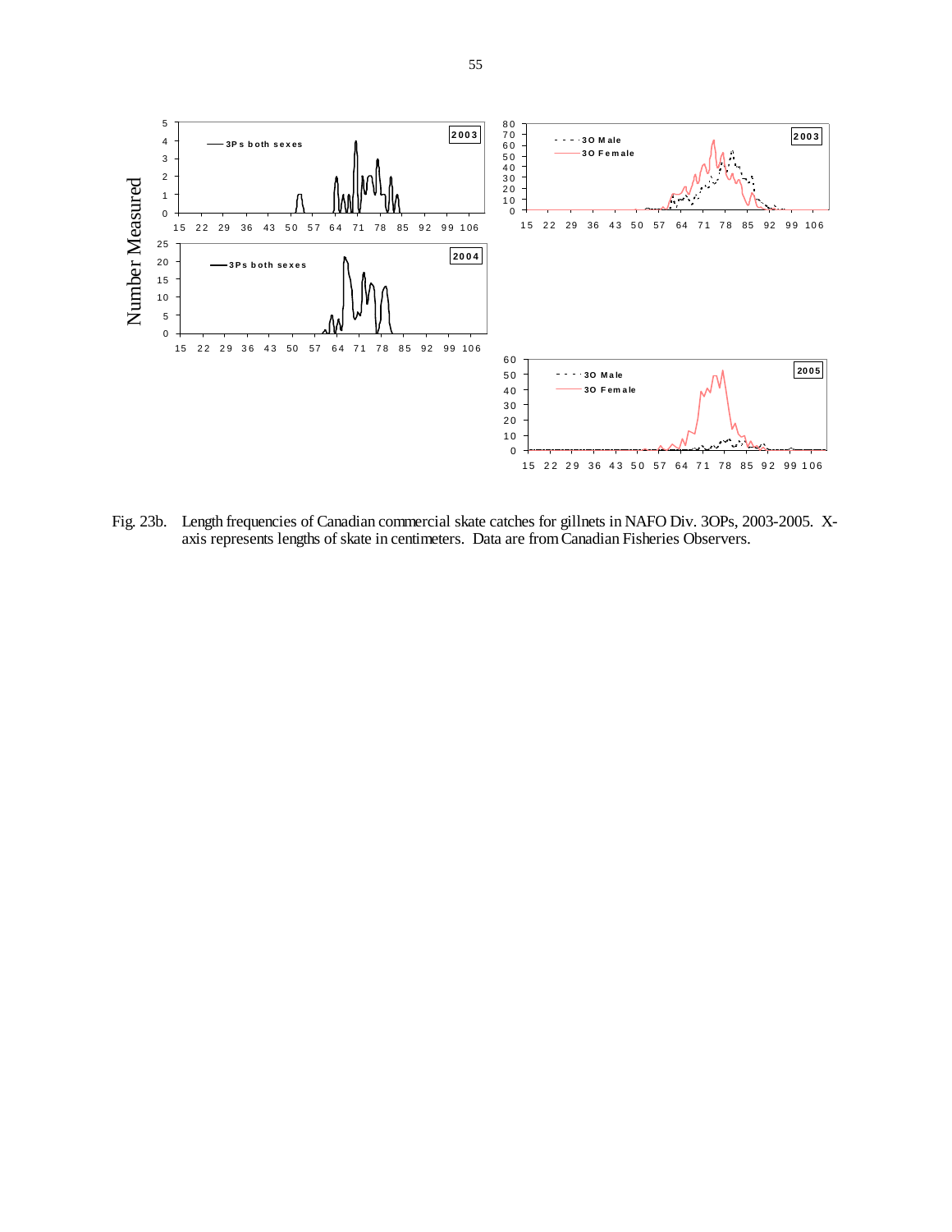Fig. 23b. Length frequencies of Canadian commercial skate catches for gillnets in NAFO Div. 3OPs, 2003-2005. X-axis represents lengths of skate in centimeters. Data are from Canadian Fisheries Observers.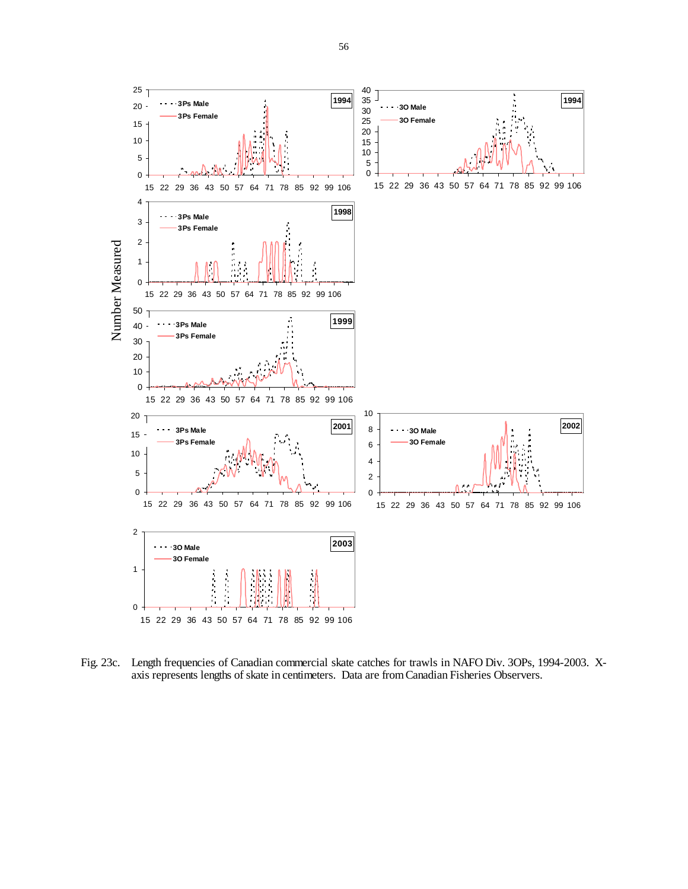Fig. 23c. Length frequencies of Canadian commercial skate catches for trawls in NAFO Div. 3OPs, 1994-2003. X-axis represents lengths of skate in centimeters. Data are from Canadian Fisheries Observers.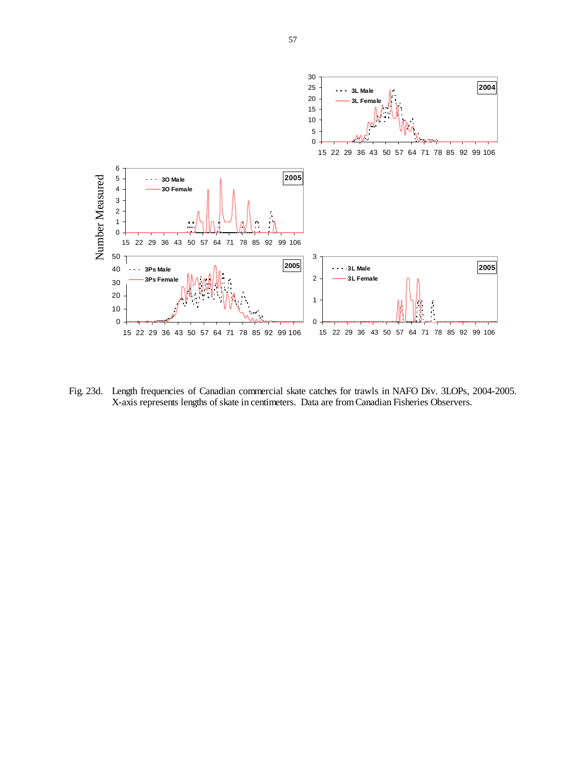Fig. 23d. Length frequencies of Canadian commercial skate catches for trawls in NAFO Div. 3LOPs, 2004-2005. X-axis represents lengths of skate in centimeters. Data are from Canadian Fisheries Observers.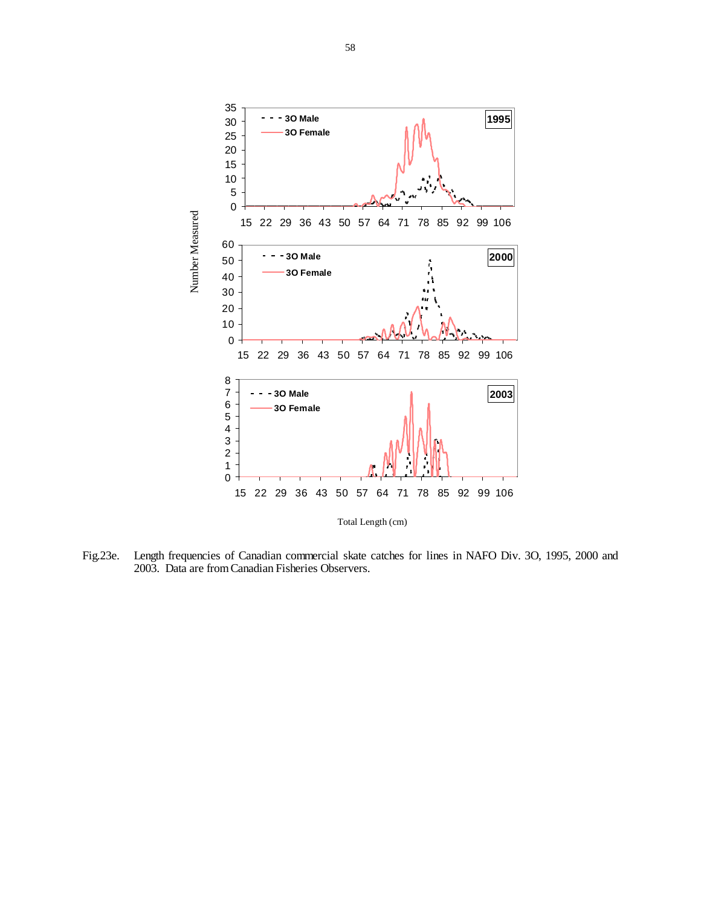Fig.23e. Length frequencies of Canadian commercial skate catches for lines in NAFO Div. 3O, 1995, 2000 and 2003. Data are from Canadian Fisheries Observers.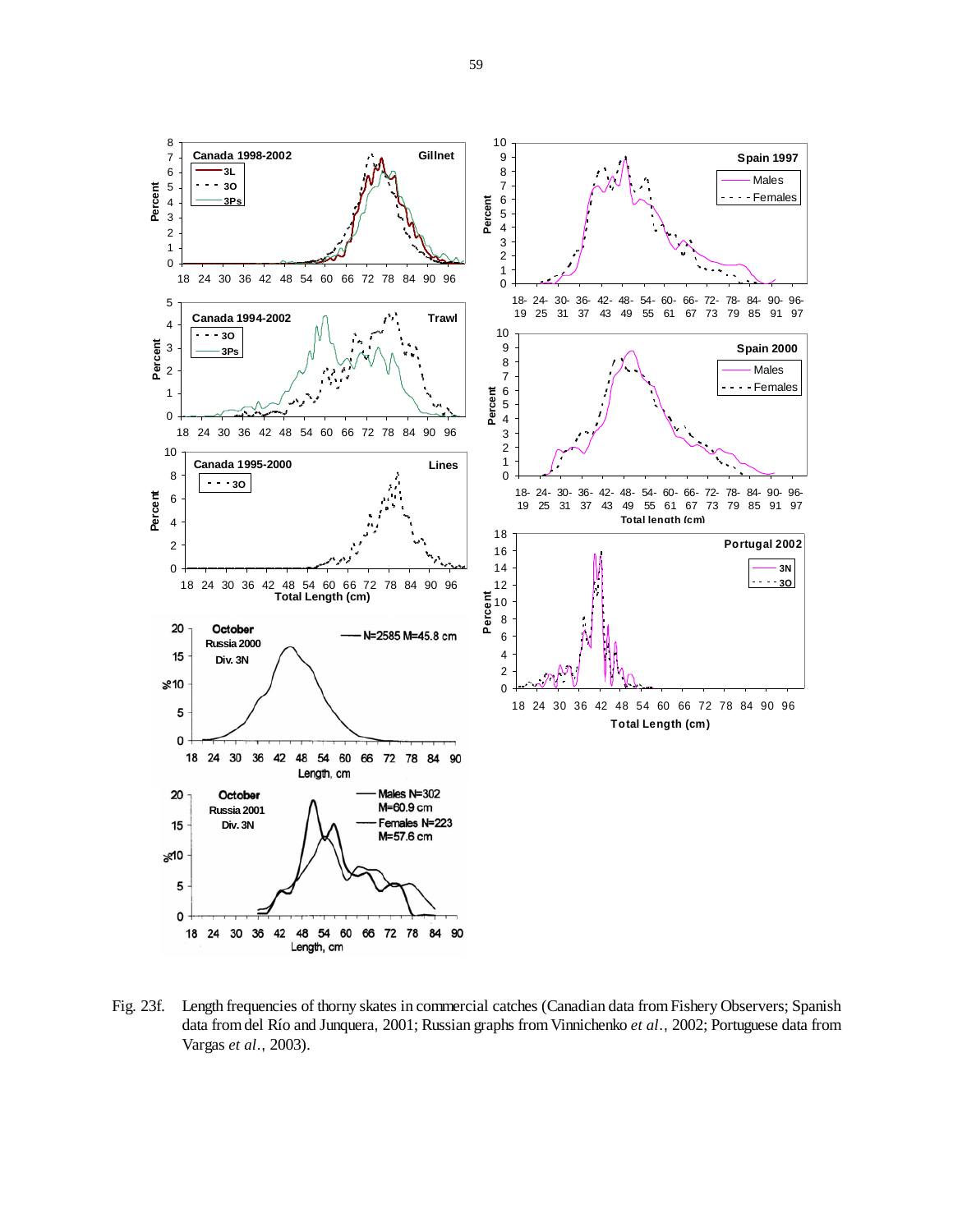Fig. 23f. Length frequencies of thorny skates in commercial catches (Canadian data from Fishery Observers; Spanish data from del Río and Junquera, 2001; Russian graphs from Vinnichenko *et al.*, 2002; Portuguese data from Vargas *et al.*, 2003).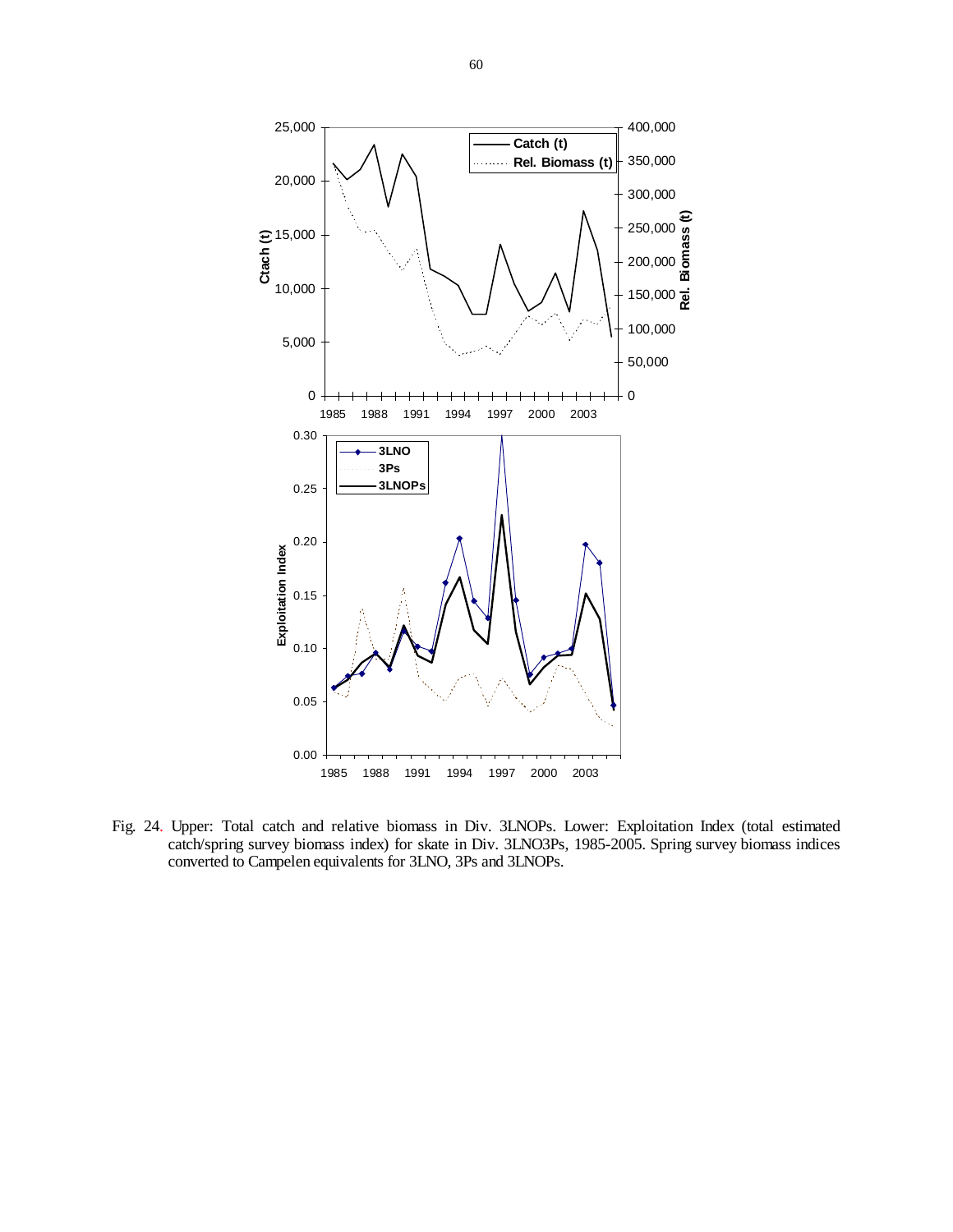Fig. 24. Upper: Total catch and relative biomass in Div. 3LNOPs. Lower: Exploitation Index (total estimated catch/spring survey biomass index) for skate in Div. 3LNO3Ps, 1985-2005. Spring survey biomass indices converted to Campelen equivalents for 3LNO, 3Ps and 3LNOPs.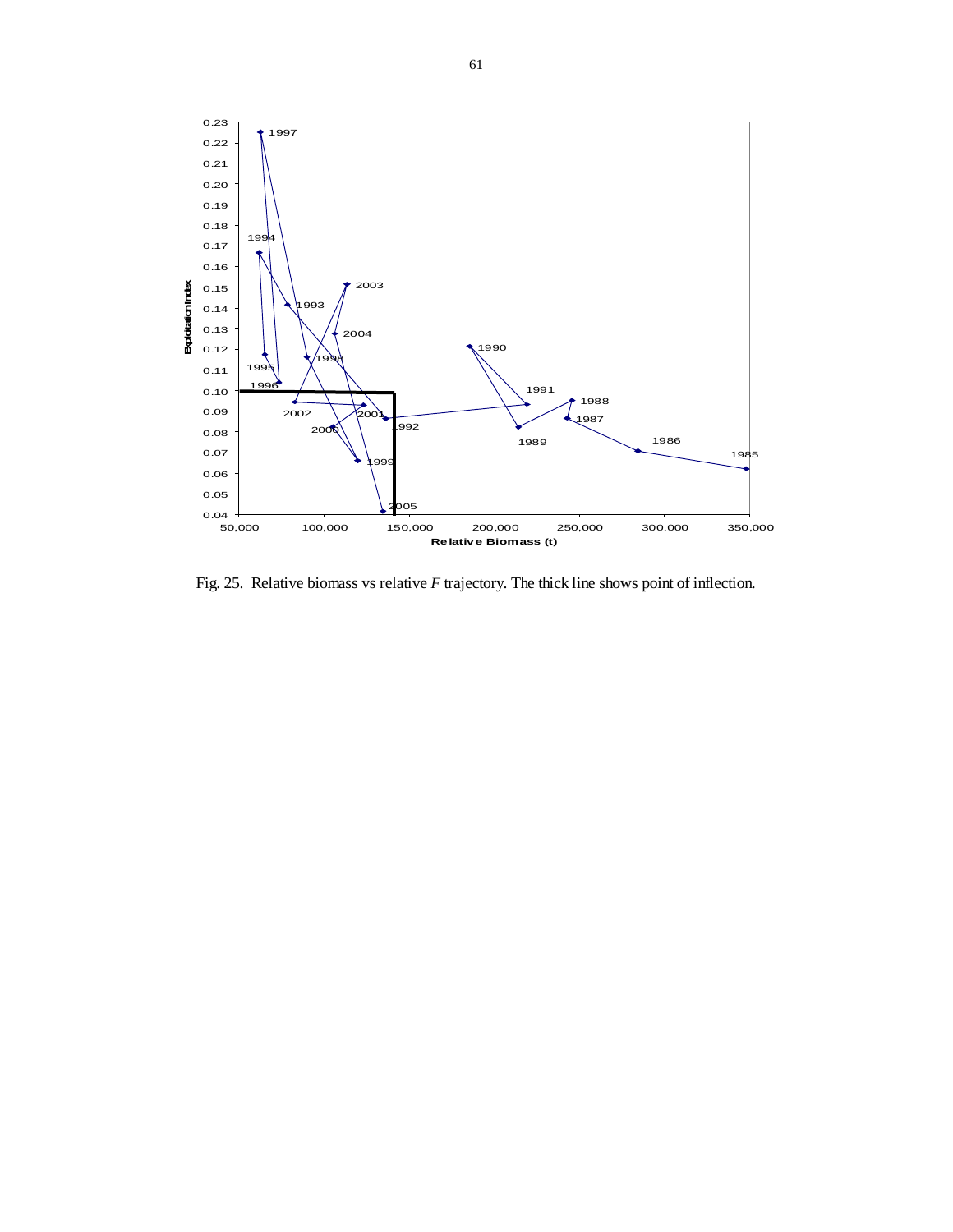Fig. 25.  Relative biomass vs relative *F* trajectory. The thick line shows point of inflection.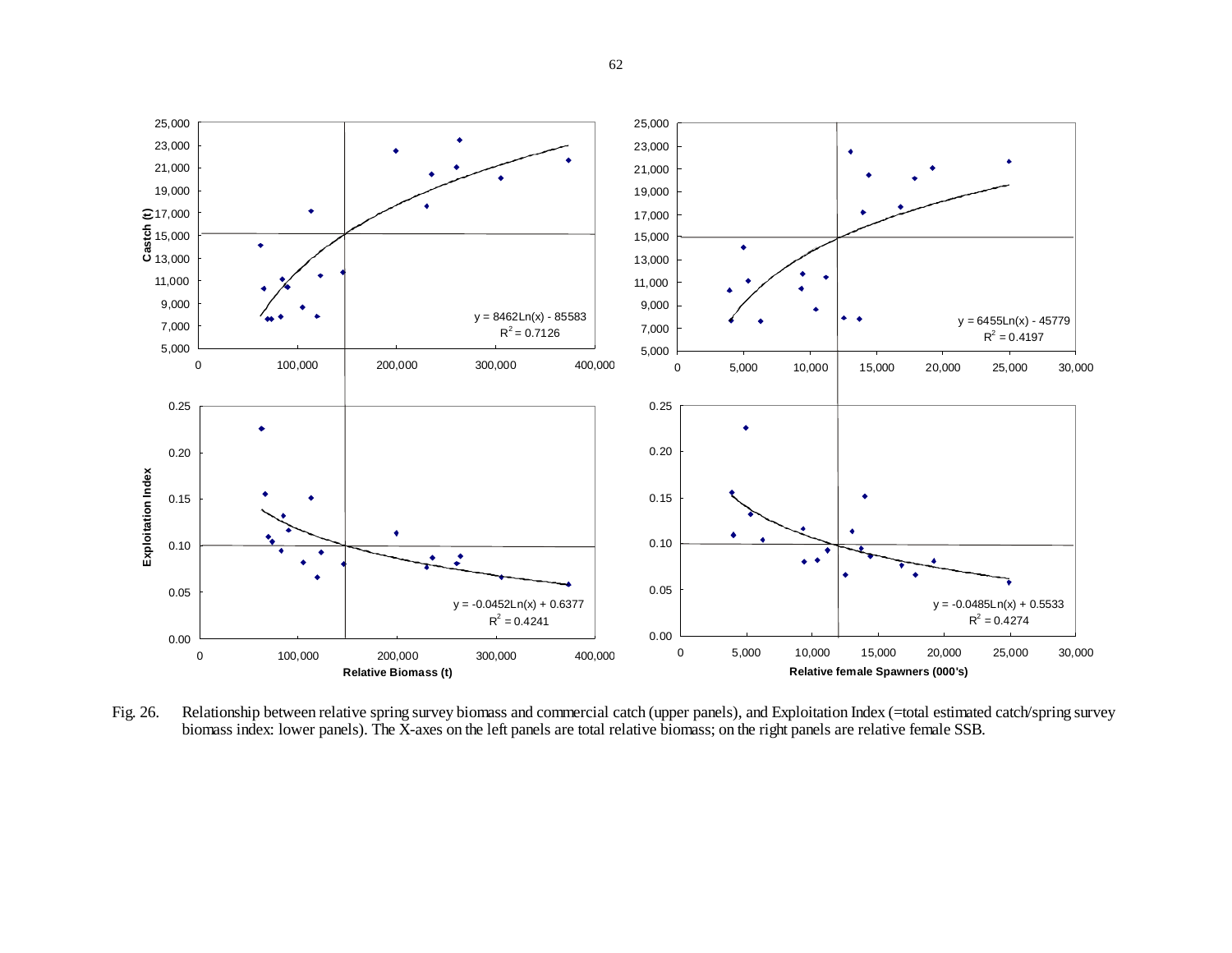Fig. 26. Relationship between relative spring survey biomass and commercial catch (upper panels), and Exploitation Index (=total estimated catch/spring survey biomass index: lower panels). The X-axes on the left panels are total relative biomass; on the right panels are relative female SSB.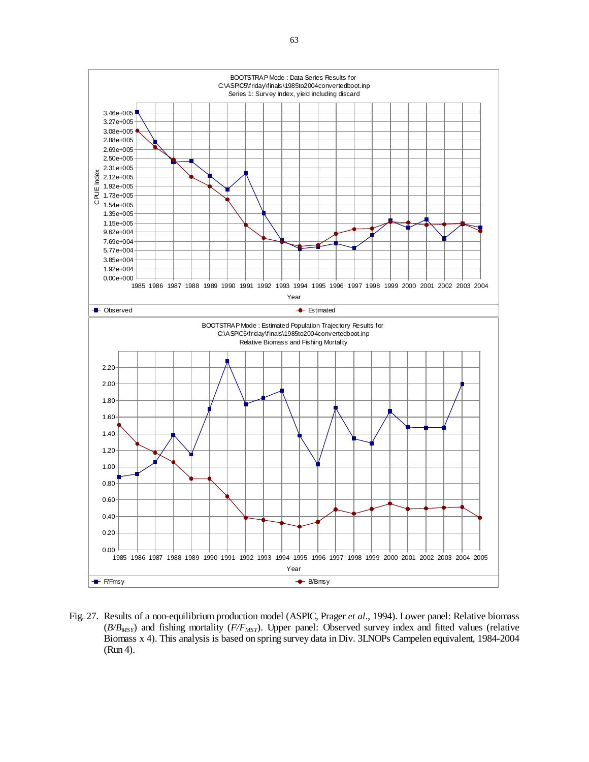BOOTSTRAP Mode : Data Series Results for
C:\ASPIC5\friday\finals\1985to2004convertedboot.inp
Series 1: Survey Index, yield including discard

BOOTSTRAP Mode : Estimated Population Trajectory Results for
C:\ASPIC5\friday\finals\1985to2004convertedboot.inp
Relative Biomass and Fishing Mortality

Fig. 27. Results of a non-equilibrium production model (ASPIC, Prager *et al*., 1994). Lower panel: Relative biomass ($B/B_{MSY}$) and fishing mortality ($F/F_{MSY}$). Upper panel: Observed survey index and fitted values (relative Biomass x 4). This analysis is based on spring survey data in Div. 3LNOPs Campelen equivalent, 1984-2004 (Run 4).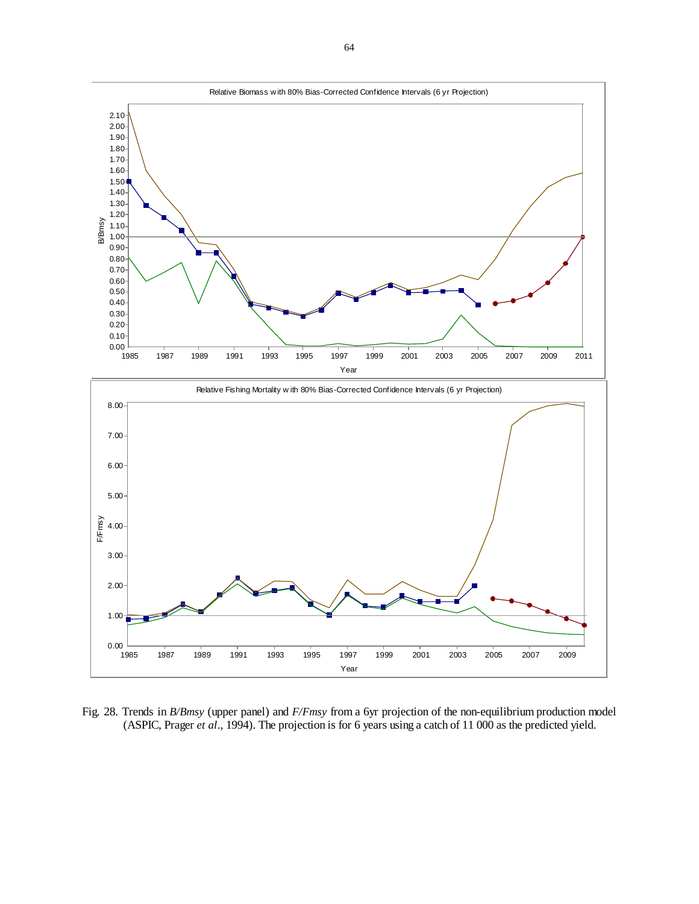Fig. 28. Trends in *B/Bmsy* (upper panel) and *F/Fmsy* from a 6yr projection of the non-equilibrium production model (ASPIC, Prager *et al*., 1994). The projection is for 6 years using a catch of 11 000 as the predicted yield.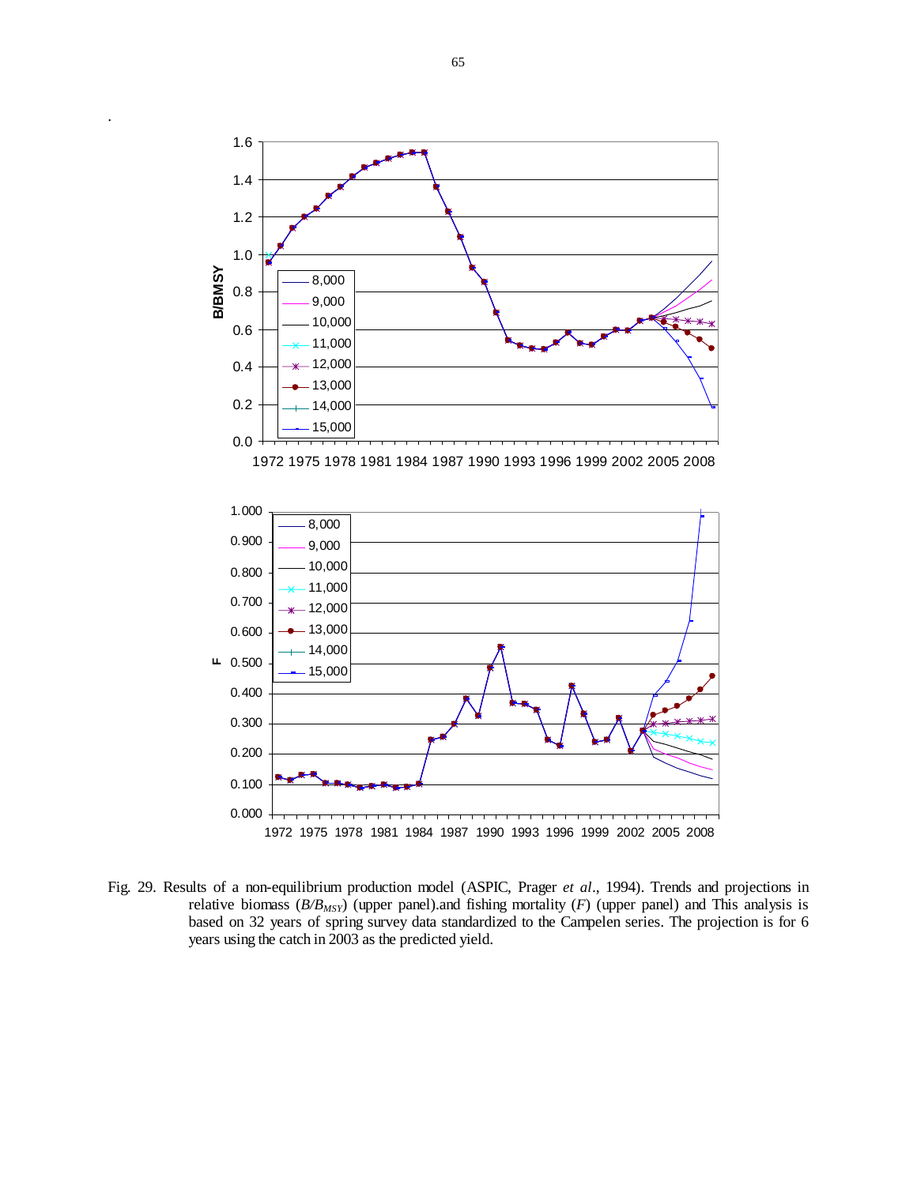Fig. 29. Results of a non-equilibrium production model (ASPIC, Prager *et al*., 1994). Trends and projections in relative biomass ($B/B_{MSY}$) (upper panel).and fishing mortality ($F$) (upper panel) and This analysis is based on 32 years of spring survey data standardized to the Campelen series. The projection is for 6 years using the catch in 2003 as the predicted yield.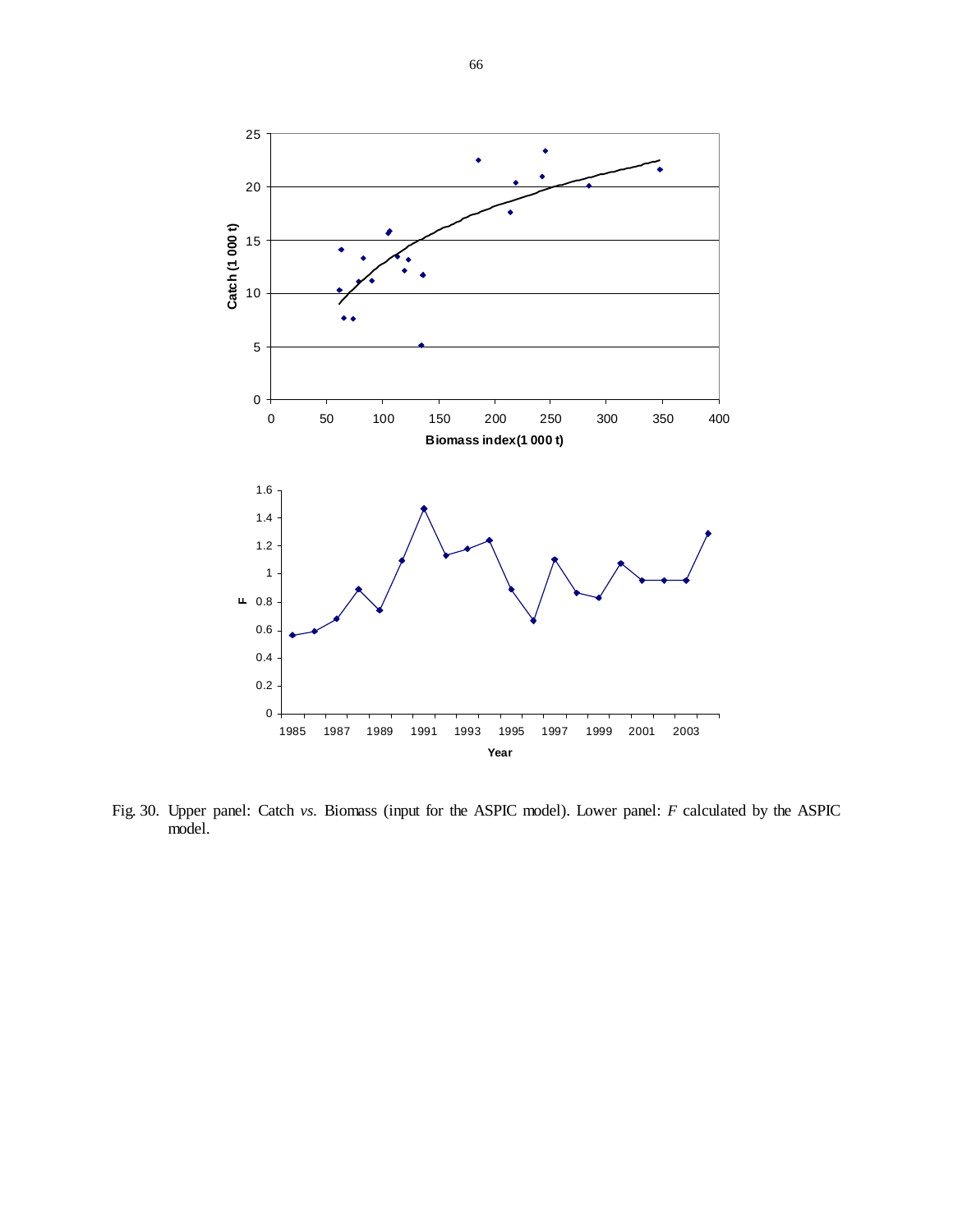25
20
15
10
5
0

Catch (1 000 t)

0 50 100 150 200 250 300 350 400

Biomass index(1 000 t)

1.6
1.4
1.2
1
0.8
0.6
0.4
0.2
0

F

1985 1987 1989 1991 1993 1995 1997 1999 2001 2003

Year

Fig. 30. Upper panel: Catch *vs.* Biomass (input for the ASPIC model). Lower panel: *F* calculated by the ASPIC model.